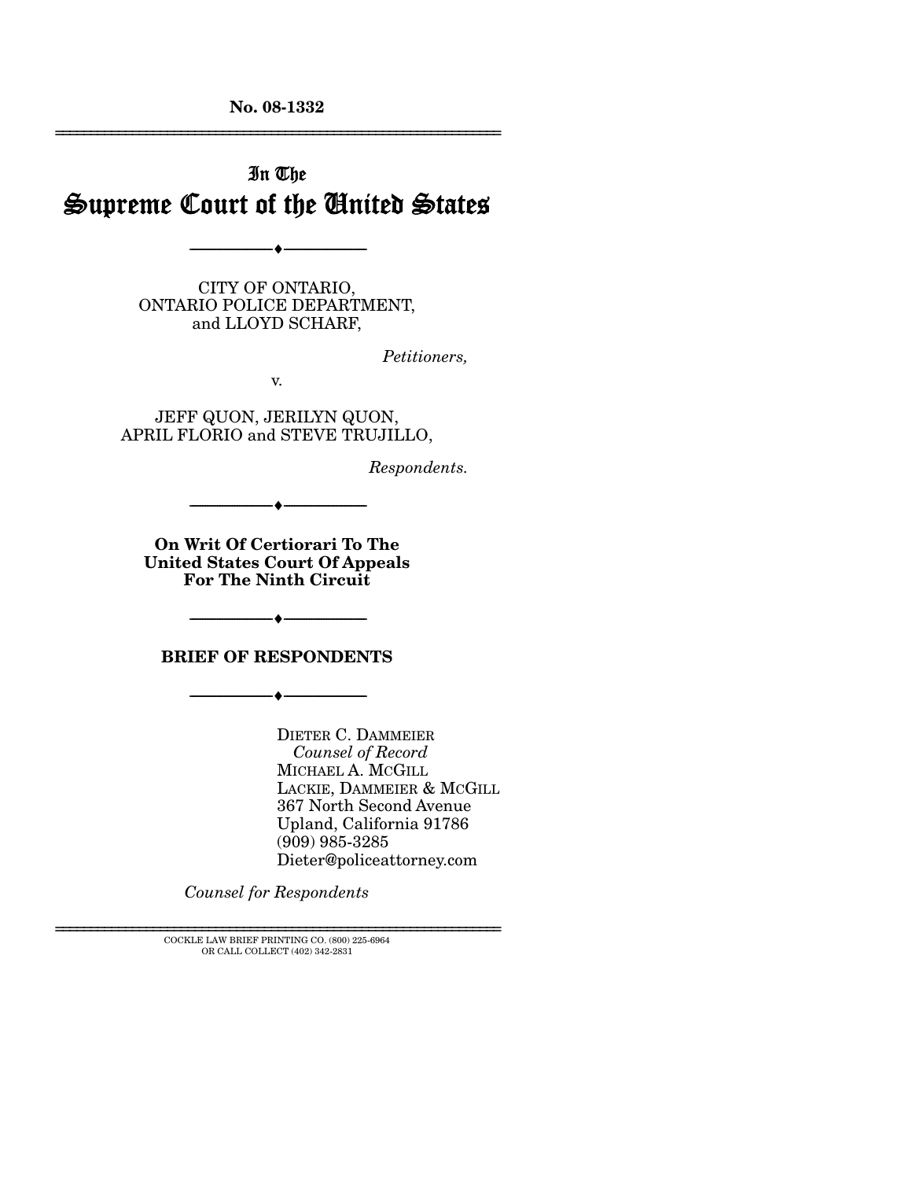No. 08-1332

---

In The
# Supreme Court of the United States

---

CITY OF ONTARIO,
ONTARIO POLICE DEPARTMENT,
and LLOYD SCHARF,

*Petitioners,*

v.

JEFF QUON, JERILYN QUON,
APRIL FLORIO and STEVE TRUJILLO,

*Respondents.*

---

**On Writ Of Certiorari To The United States Court Of Appeals For The Ninth Circuit**

---

**BRIEF OF RESPONDENTS**

---

DIETER C. DAMMEIER
*Counsel of Record*
MICHAEL A. MCGILL
LACKIE, DAMMEIER & MCGILL
367 North Second Avenue
Upland, California 91786
(909) 985-3285
Dieter@policeattorney.com

*Counsel for Respondents*

---

COCKLE LAW BRIEF PRINTING CO. (800) 225-6964
OR CALL COLLECT (402) 342-2831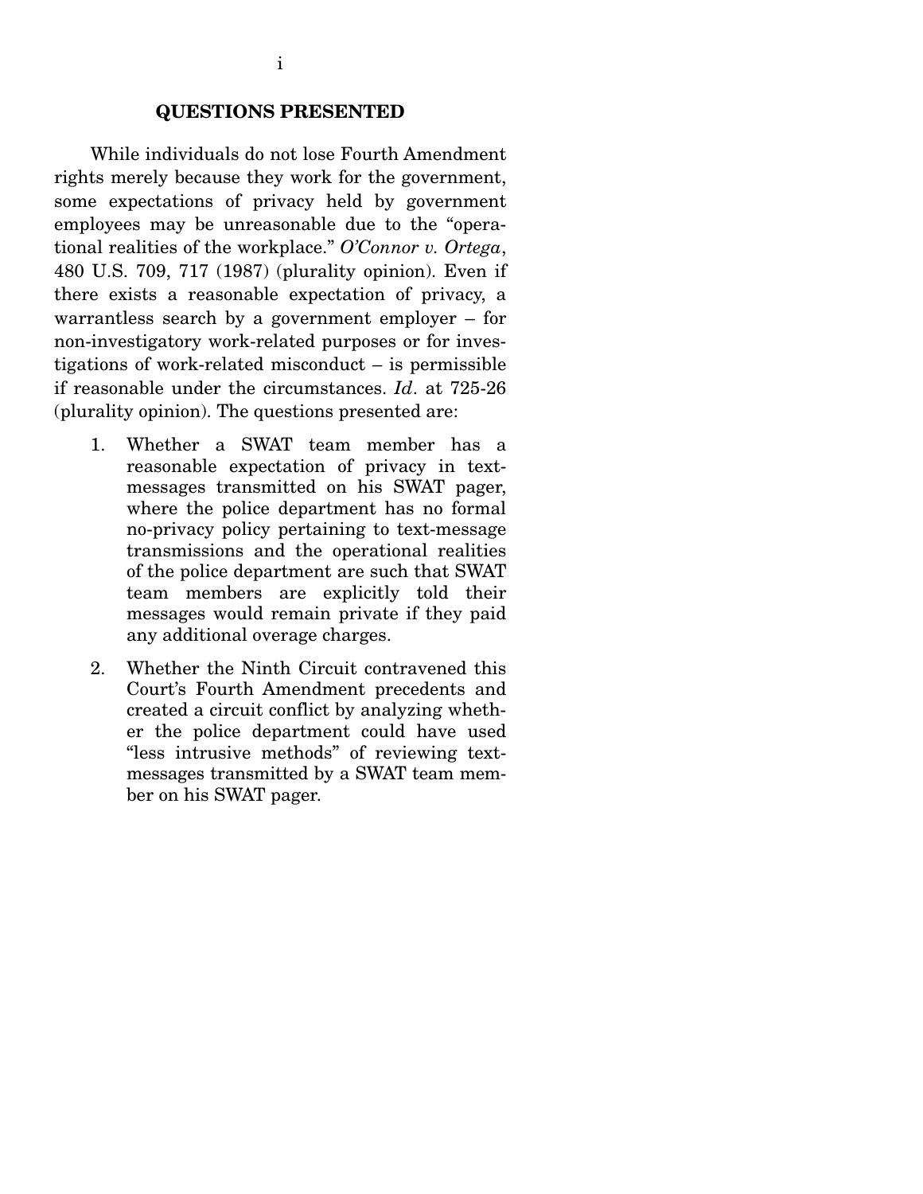## QUESTIONS PRESENTED

While individuals do not lose Fourth Amendment rights merely because they work for the government, some expectations of privacy held by government employees may be unreasonable due to the "operational realities of the workplace." *O'Connor v. Ortega*, 480 U.S. 709, 717 (1987) (plurality opinion). Even if there exists a reasonable expectation of privacy, a warrantless search by a government employer – for non-investigatory work-related purposes or for investigations of work-related misconduct – is permissible if reasonable under the circumstances. *Id*. at 725-26 (plurality opinion). The questions presented are:

1. Whether a SWAT team member has a reasonable expectation of privacy in text-messages transmitted on his SWAT pager, where the police department has no formal no-privacy policy pertaining to text-message transmissions and the operational realities of the police department are such that SWAT team members are explicitly told their messages would remain private if they paid any additional overage charges.

2. Whether the Ninth Circuit contravened this Court's Fourth Amendment precedents and created a circuit conflict by analyzing whether the police department could have used "less intrusive methods" of reviewing text-messages transmitted by a SWAT team member on his SWAT pager.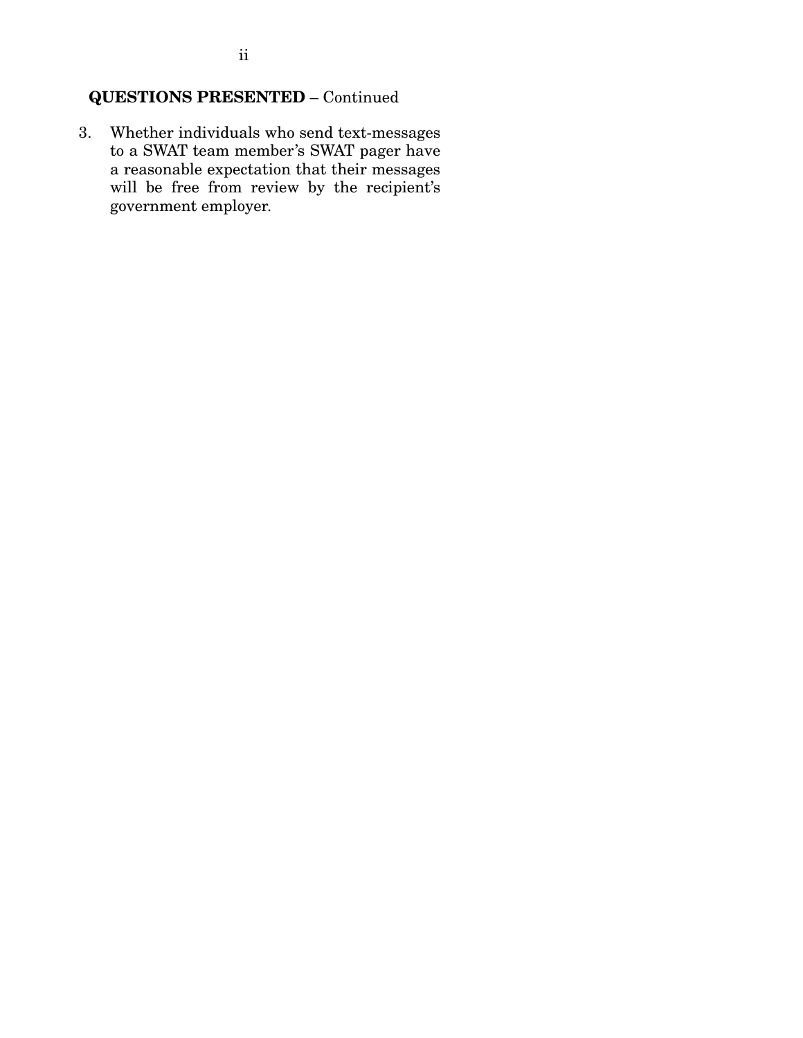**QUESTIONS PRESENTED** – Continued

3. Whether individuals who send text-messages to a SWAT team member's SWAT pager have a reasonable expectation that their messages will be free from review by the recipient's government employer.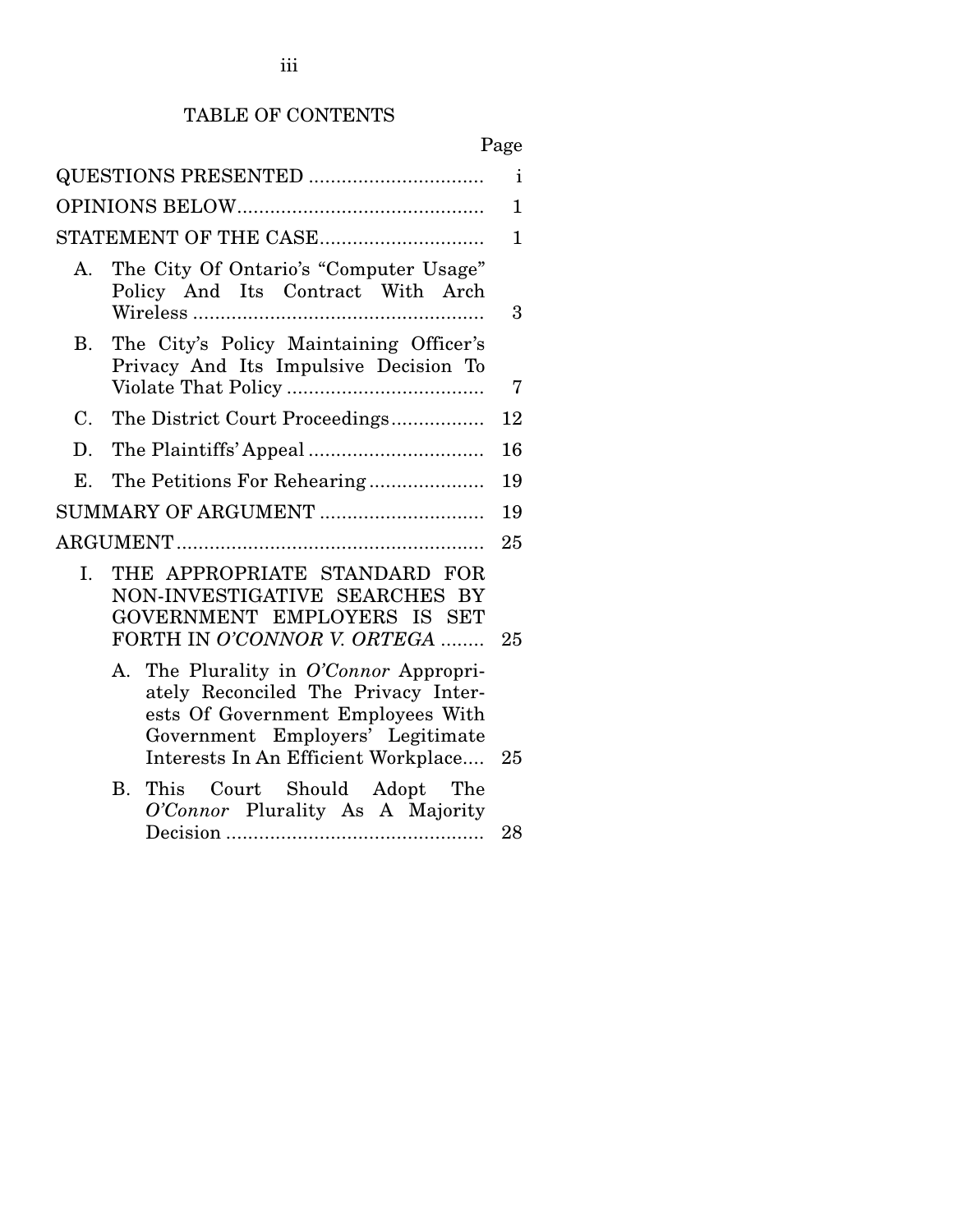# TABLE OF CONTENTS

| | Page |
|---|---|
| QUESTIONS PRESENTED | i |
| OPINIONS BELOW | 1 |
| STATEMENT OF THE CASE | 1 |
| A. The City Of Ontario's "Computer Usage" Policy And Its Contract With Arch Wireless | 3 |
| B. The City's Policy Maintaining Officer's Privacy And Its Impulsive Decision To Violate That Policy | 7 |
| C. The District Court Proceedings | 12 |
| D. The Plaintiffs' Appeal | 16 |
| E. The Petitions For Rehearing | 19 |
| SUMMARY OF ARGUMENT | 19 |
| ARGUMENT | 25 |
| I. THE APPROPRIATE STANDARD FOR NON-INVESTIGATIVE SEARCHES BY GOVERNMENT EMPLOYERS IS SET FORTH IN *O'CONNOR V. ORTEGA* | 25 |
| A. The Plurality in *O'Connor* Appropriately Reconciled The Privacy Interests Of Government Employees With Government Employers' Legitimate Interests In An Efficient Workplace | 25 |
| B. This Court Should Adopt The *O'Connor* Plurality As A Majority Decision | 28 |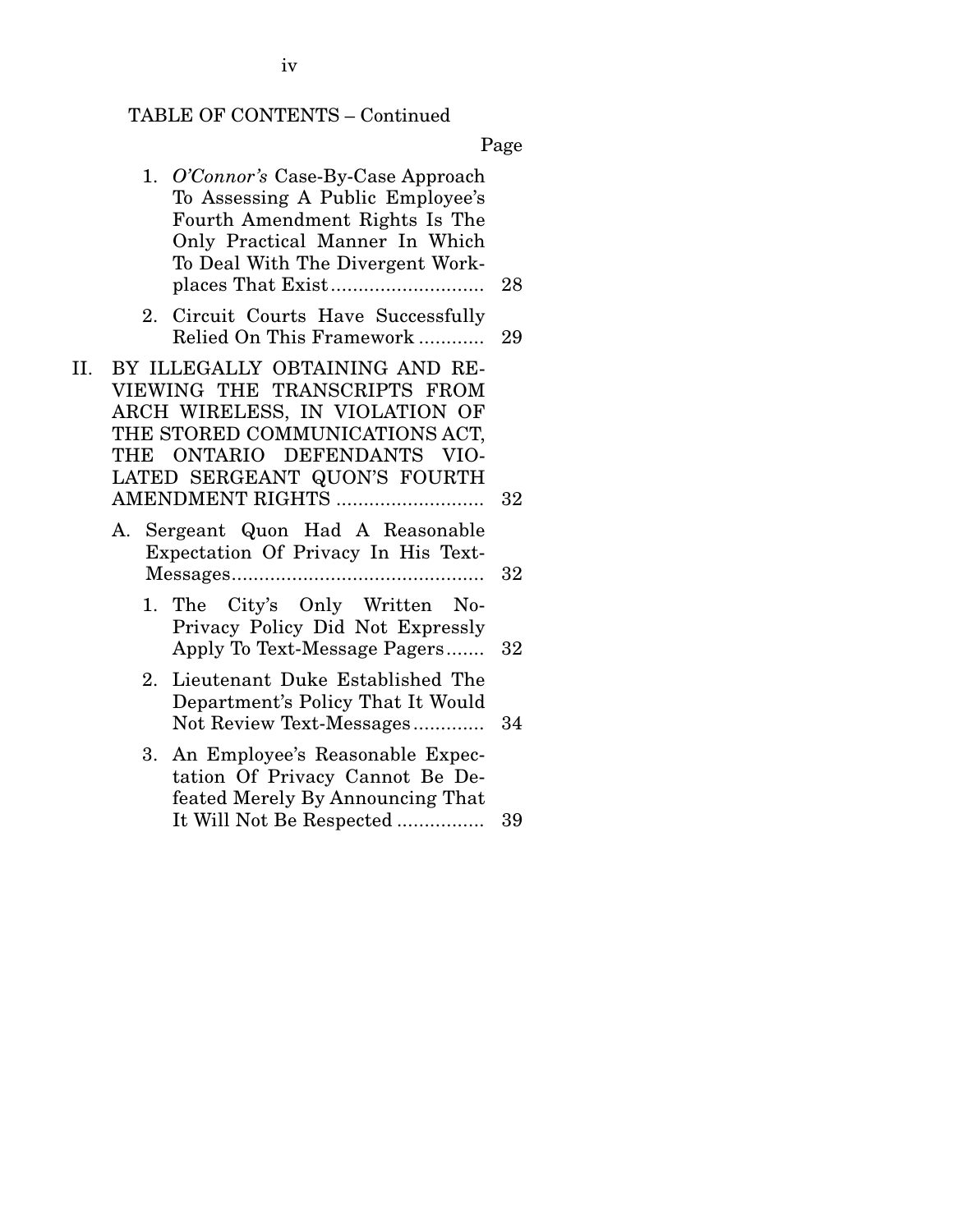TABLE OF CONTENTS – Continued

| | Page |
|---|---|
| 1. *O'Connor's* Case-By-Case Approach To Assessing A Public Employee's Fourth Amendment Rights Is The Only Practical Manner In Which To Deal With The Divergent Workplaces That Exist | 28 |
| 2. Circuit Courts Have Successfully Relied On This Framework | 29 |
| II. BY ILLEGALLY OBTAINING AND REVIEWING THE TRANSCRIPTS FROM ARCH WIRELESS, IN VIOLATION OF THE STORED COMMUNICATIONS ACT, THE ONTARIO DEFENDANTS VIOLATED SERGEANT QUON'S FOURTH AMENDMENT RIGHTS | 32 |
| A. Sergeant Quon Had A Reasonable Expectation Of Privacy In His Text-Messages | 32 |
| 1. The City's Only Written No-Privacy Policy Did Not Expressly Apply To Text-Message Pagers | 32 |
| 2. Lieutenant Duke Established The Department's Policy That It Would Not Review Text-Messages | 34 |
| 3. An Employee's Reasonable Expectation Of Privacy Cannot Be Defeated Merely By Announcing That It Will Not Be Respected | 39 |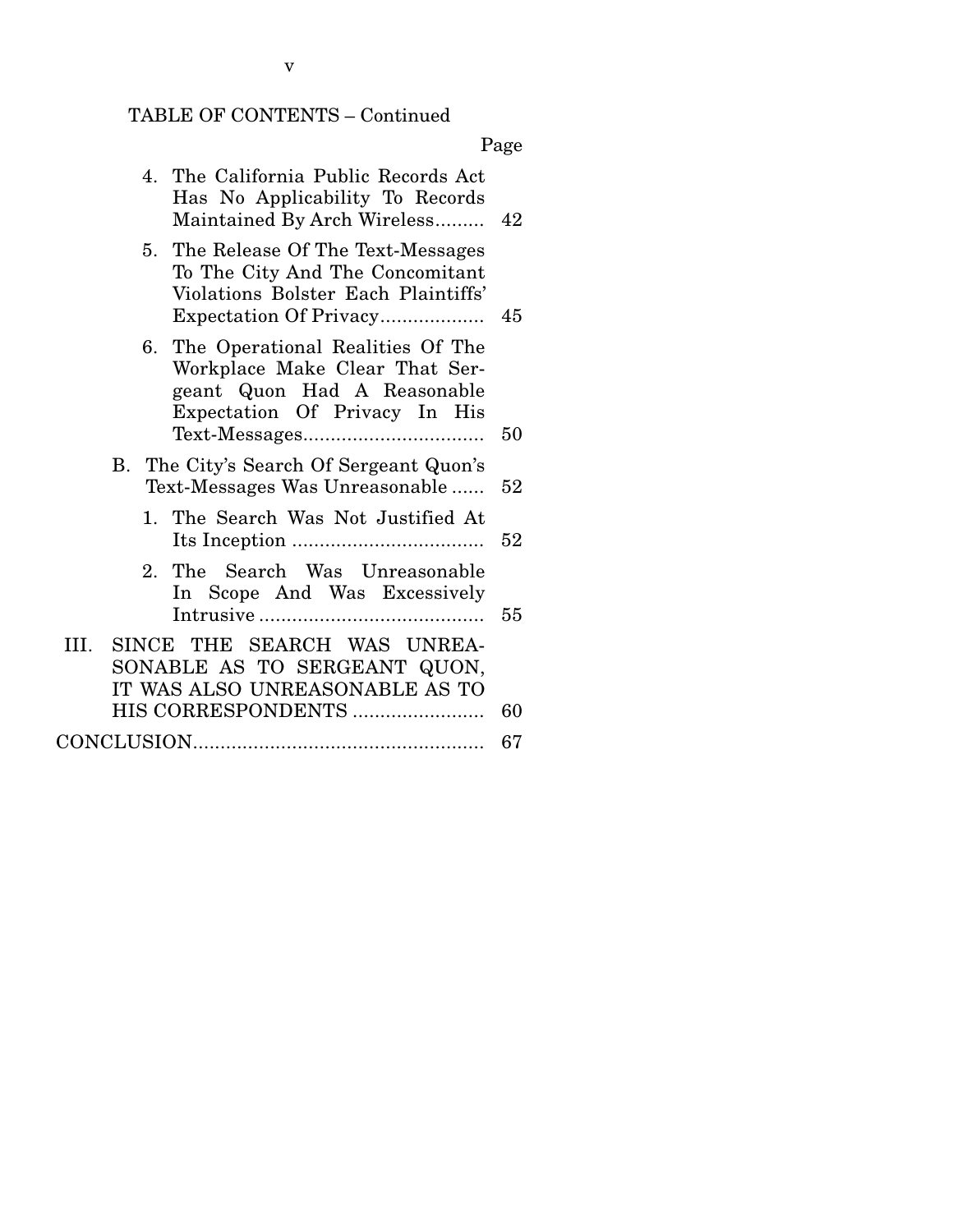TABLE OF CONTENTS – Continued

| | Page |
|---|---|
| 4. The California Public Records Act Has No Applicability To Records Maintained By Arch Wireless......... | 42 |
| 5. The Release Of The Text-Messages To The City And The Concomitant Violations Bolster Each Plaintiffs' Expectation Of Privacy................... | 45 |
| 6. The Operational Realities Of The Workplace Make Clear That Sergeant Quon Had A Reasonable Expectation Of Privacy In His Text-Messages................................. | 50 |
| B. The City's Search Of Sergeant Quon's Text-Messages Was Unreasonable ...... | 52 |
| 1. The Search Was Not Justified At Its Inception ................................... | 52 |
| 2. The Search Was Unreasonable In Scope And Was Excessively Intrusive ......................................... | 55 |
| III. SINCE THE SEARCH WAS UNREASONABLE AS TO SERGEANT QUON, IT WAS ALSO UNREASONABLE AS TO HIS CORRESPONDENTS ........................ | 60 |
| CONCLUSION..................................................... | 67 |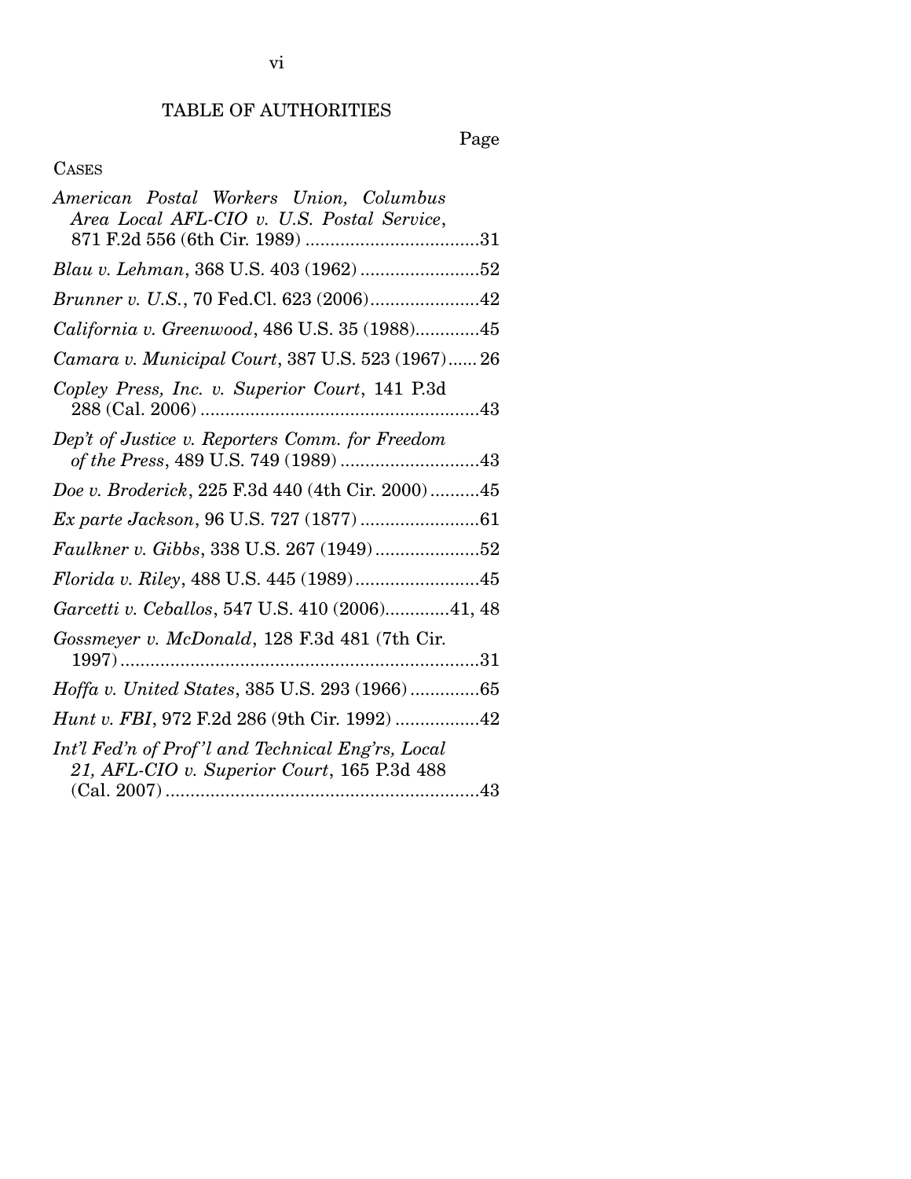# TABLE OF AUTHORITIES

Page

CASES

*American Postal Workers Union, Columbus Area Local AFL-CIO v. U.S. Postal Service*, 871 F.2d 556 (6th Cir. 1989) ....................................31

*Blau v. Lehman*, 368 U.S. 403 (1962) ........................52

*Brunner v. U.S.*, 70 Fed.Cl. 623 (2006)......................42

*California v. Greenwood*, 486 U.S. 35 (1988).............45

*Camara v. Municipal Court*, 387 U.S. 523 (1967)...... 26

*Copley Press, Inc. v. Superior Court*, 141 P.3d 288 (Cal. 2006) ........................................................43

*Dep't of Justice v. Reporters Comm. for Freedom of the Press*, 489 U.S. 749 (1989) ............................43

*Doe v. Broderick*, 225 F.3d 440 (4th Cir. 2000)..........45

*Ex parte Jackson*, 96 U.S. 727 (1877) ........................61

*Faulkner v. Gibbs*, 338 U.S. 267 (1949).....................52

*Florida v. Riley*, 488 U.S. 445 (1989).........................45

*Garcetti v. Ceballos*, 547 U.S. 410 (2006).............41, 48

*Gossmeyer v. McDonald*, 128 F.3d 481 (7th Cir. 1997).........................................................................31

*Hoffa v. United States*, 385 U.S. 293 (1966)..............65

*Hunt v. FBI*, 972 F.2d 286 (9th Cir. 1992) .................42

*Int'l Fed'n of Prof'l and Technical Eng'rs, Local 21, AFL-CIO v. Superior Court*, 165 P.3d 488 (Cal. 2007)................................................................43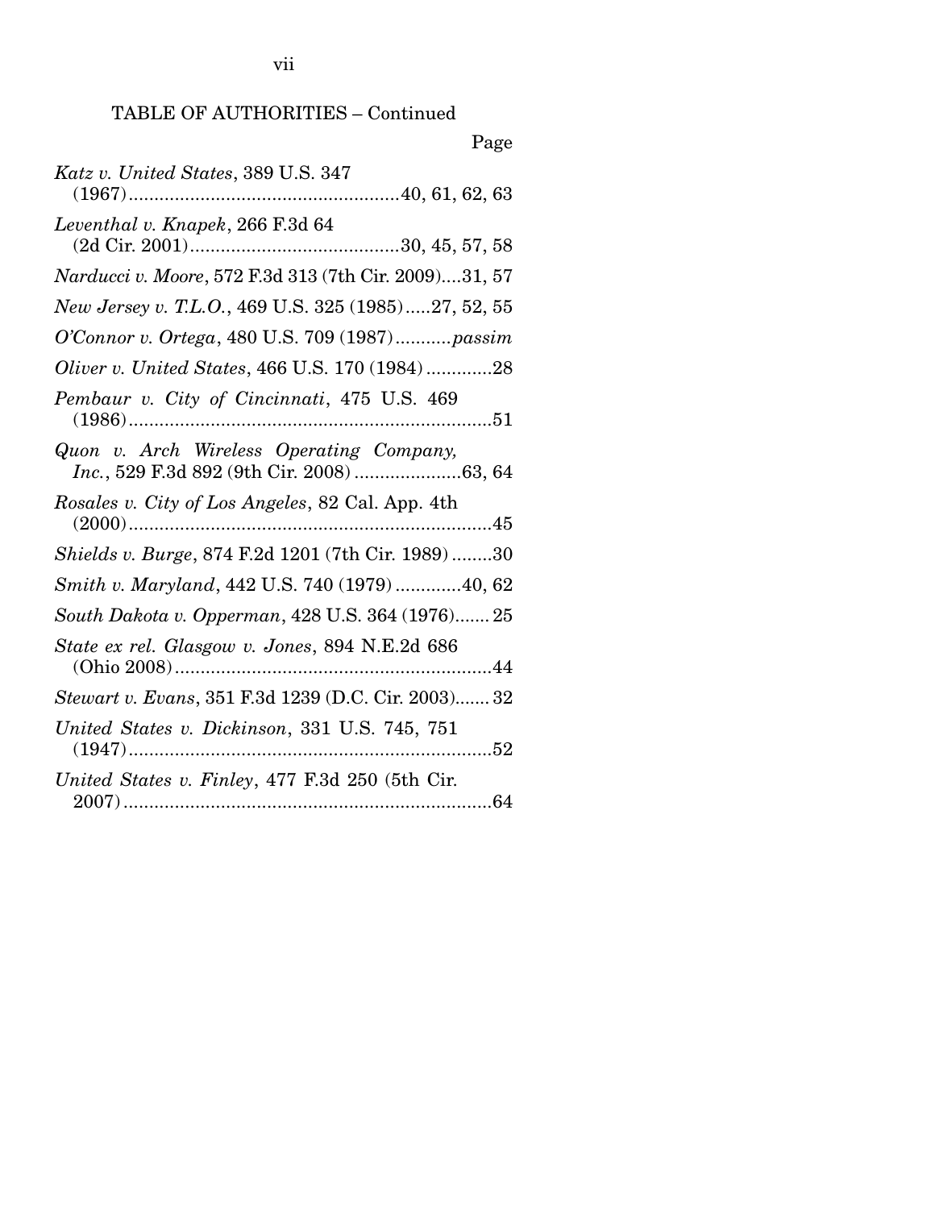TABLE OF AUTHORITIES – Continued

Page

*Katz v. United States*, 389 U.S. 347 (1967).....................................................40, 61, 62, 63

*Leventhal v. Knapek*, 266 F.3d 64 (2d Cir. 2001).........................................30, 45, 57, 58

*Narducci v. Moore*, 572 F.3d 313 (7th Cir. 2009)....31, 57

*New Jersey v. T.L.O.*, 469 U.S. 325 (1985).....27, 52, 55

*O'Connor v. Ortega*, 480 U.S. 709 (1987)...........*passim*

*Oliver v. United States*, 466 U.S. 170 (1984).............28

*Pembaur v. City of Cincinnati*, 475 U.S. 469 (1986).........................................................................51

*Quon v. Arch Wireless Operating Company, Inc.*, 529 F.3d 892 (9th Cir. 2008).....................63, 64

*Rosales v. City of Los Angeles*, 82 Cal. App. 4th (2000).........................................................................45

*Shields v. Burge*, 874 F.2d 1201 (7th Cir. 1989)........30

*Smith v. Maryland*, 442 U.S. 740 (1979).............40, 62

*South Dakota v. Opperman*, 428 U.S. 364 (1976)....... 25

*State ex rel. Glasgow v. Jones*, 894 N.E.2d 686 (Ohio 2008)..............................................................44

*Stewart v. Evans*, 351 F.3d 1239 (D.C. Cir. 2003)....... 32

*United States v. Dickinson*, 331 U.S. 745, 751 (1947).........................................................................52

*United States v. Finley*, 477 F.3d 250 (5th Cir. 2007).........................................................................64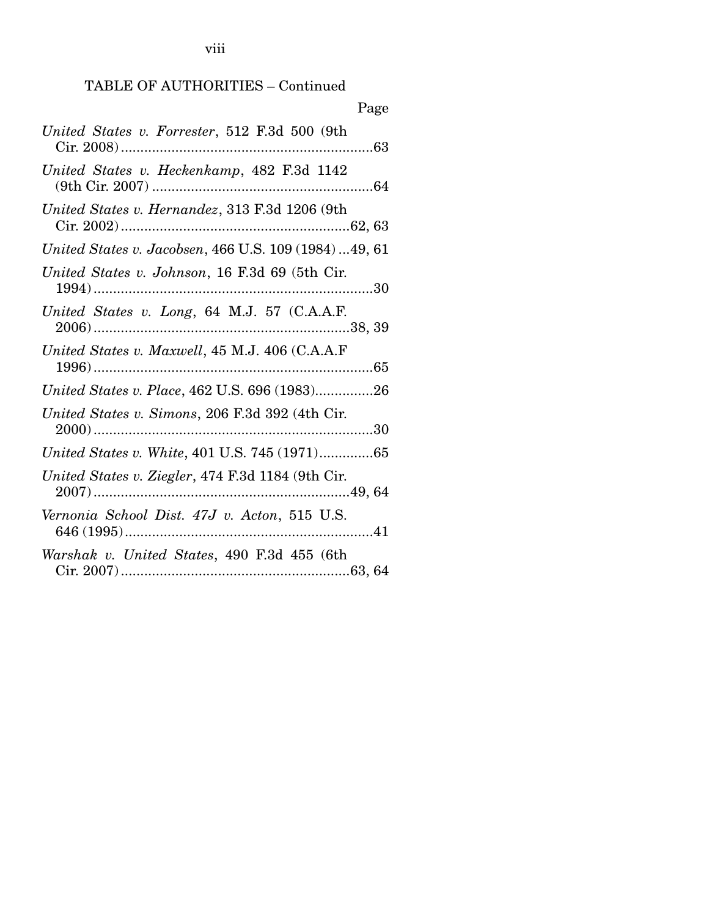TABLE OF AUTHORITIES – Continued

Page

*United States v. Forrester*, 512 F.3d 500 (9th Cir. 2008) ....................................................................63

*United States v. Heckenkamp*, 482 F.3d 1142 (9th Cir. 2007) ..........................................................64

*United States v. Hernandez*, 313 F.3d 1206 (9th Cir. 2002) ...........................................................62, 63

*United States v. Jacobsen*, 466 U.S. 109 (1984) ...49, 61

*United States v. Johnson*, 16 F.3d 69 (5th Cir. 1994) ..........................................................................30

*United States v. Long*, 64 M.J. 57 (C.A.A.F. 2006) ....................................................................38, 39

*United States v. Maxwell*, 45 M.J. 406 (C.A.A.F 1996) ..........................................................................65

*United States v. Place*, 462 U.S. 696 (1983)...............26

*United States v. Simons*, 206 F.3d 392 (4th Cir. 2000) ..........................................................................30

*United States v. White*, 401 U.S. 745 (1971)..............65

*United States v. Ziegler*, 474 F.3d 1184 (9th Cir. 2007) ....................................................................49, 64

*Vernonia School Dist. 47J v. Acton*, 515 U.S. 646 (1995) ..................................................................41

*Warshak v. United States*, 490 F.3d 455 (6th Cir. 2007) ...........................................................63, 64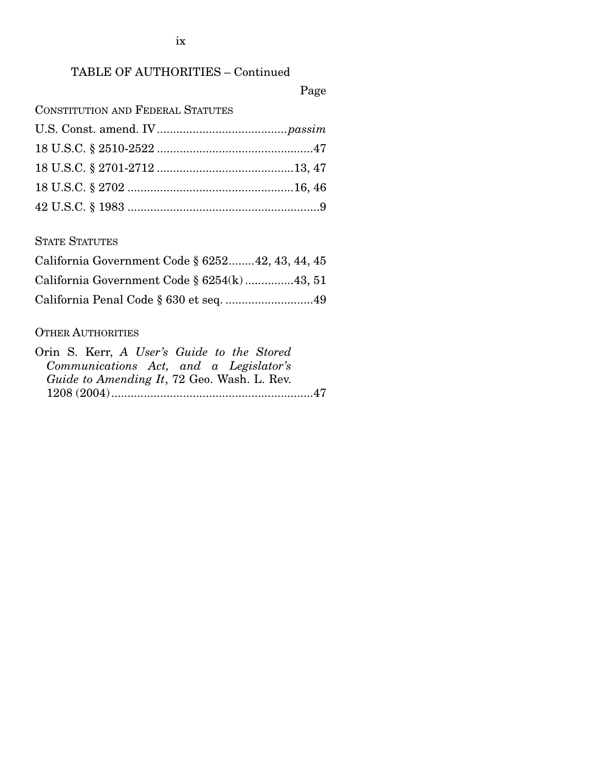TABLE OF AUTHORITIES – Continued

Page

CONSTITUTION AND FEDERAL STATUTES

U.S. Const. amend. IV........................................*passim*

18 U.S.C. § 2510-2522 ................................................47

18 U.S.C. § 2701-2712 ..........................................13, 47

18 U.S.C. § 2702 ..................................................16, 46

42 U.S.C. § 1983 ...........................................................9

STATE STATUTES

California Government Code § 6252........42, 43, 44, 45

California Government Code § 6254(k) ..............43, 51

California Penal Code § 630 et seq. ...........................49

OTHER AUTHORITIES

Orin S. Kerr, *A User's Guide to the Stored Communications Act, and a Legislator's Guide to Amending It*, 72 Geo. Wash. L. Rev. 1208 (2004)..............................................................47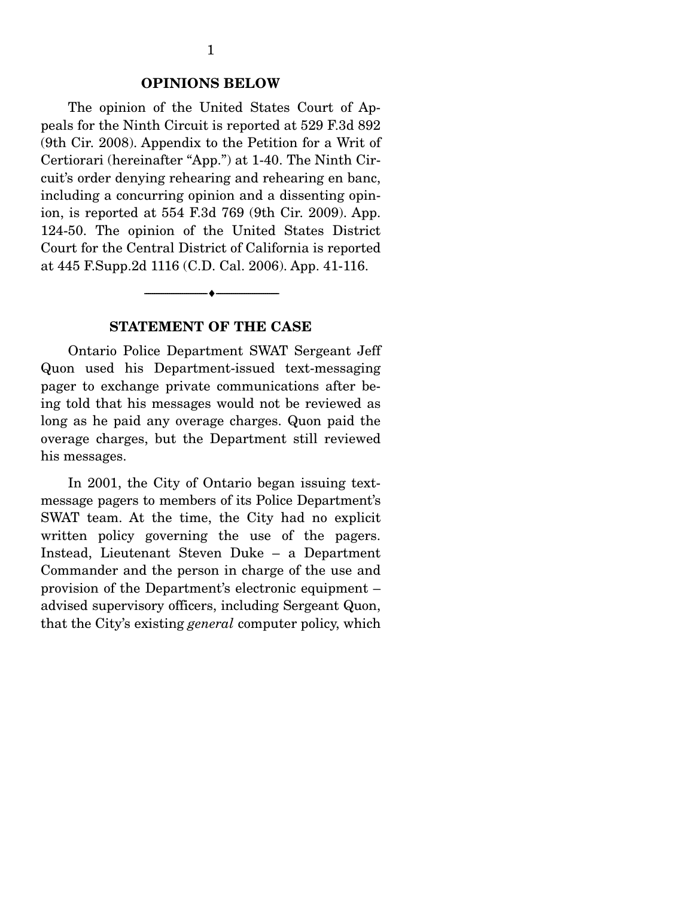## OPINIONS BELOW

The opinion of the United States Court of Appeals for the Ninth Circuit is reported at 529 F.3d 892 (9th Cir. 2008). Appendix to the Petition for a Writ of Certiorari (hereinafter "App.") at 1-40. The Ninth Circuit's order denying rehearing and rehearing en banc, including a concurring opinion and a dissenting opinion, is reported at 554 F.3d 769 (9th Cir. 2009). App. 124-50. The opinion of the United States District Court for the Central District of California is reported at 445 F.Supp.2d 1116 (C.D. Cal. 2006). App. 41-116.

---

## STATEMENT OF THE CASE

Ontario Police Department SWAT Sergeant Jeff Quon used his Department-issued text-messaging pager to exchange private communications after being told that his messages would not be reviewed as long as he paid any overage charges. Quon paid the overage charges, but the Department still reviewed his messages.

In 2001, the City of Ontario began issuing text-message pagers to members of its Police Department's SWAT team. At the time, the City had no explicit written policy governing the use of the pagers. Instead, Lieutenant Steven Duke – a Department Commander and the person in charge of the use and provision of the Department's electronic equipment – advised supervisory officers, including Sergeant Quon, that the City's existing *general* computer policy, which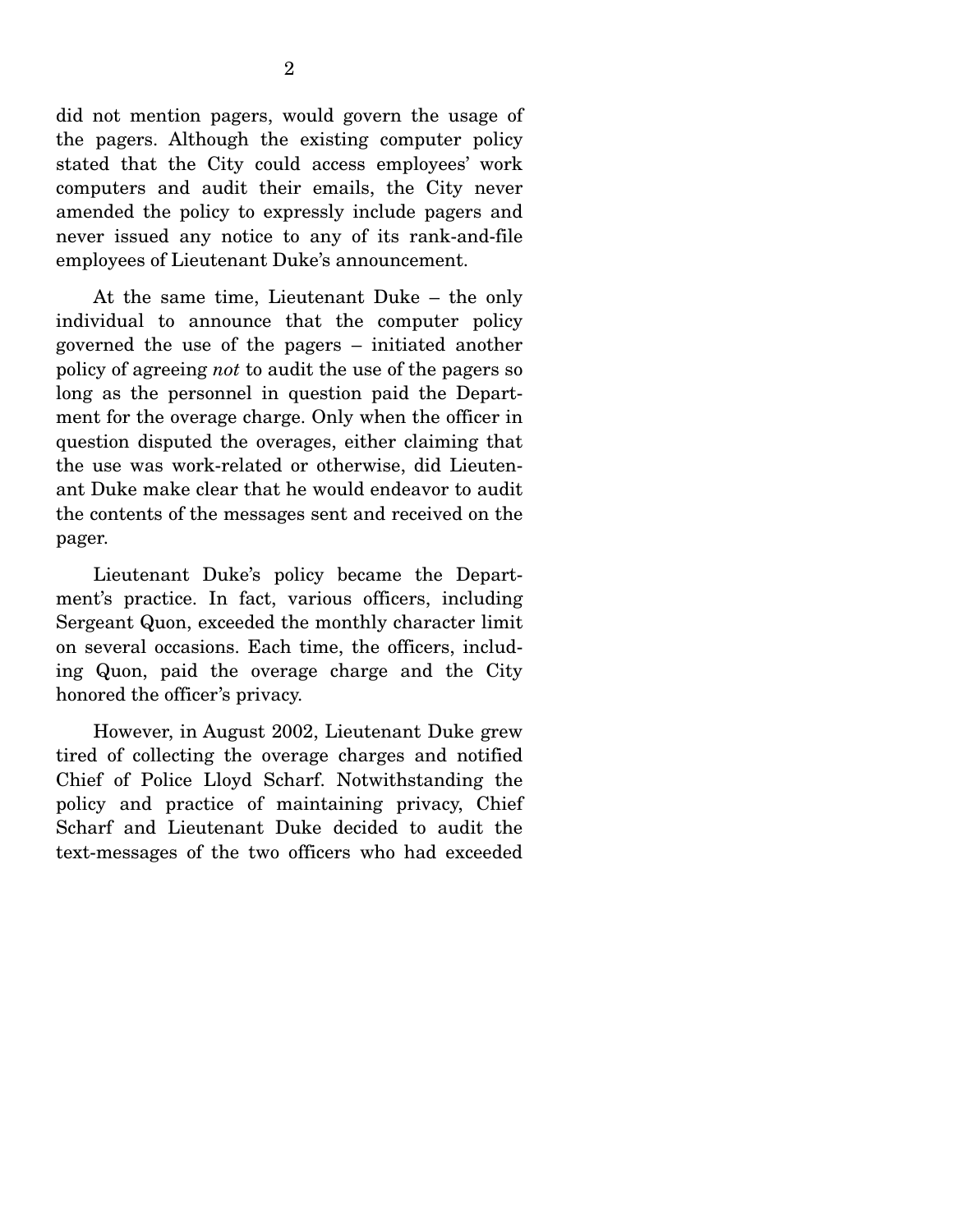did not mention pagers, would govern the usage of the pagers. Although the existing computer policy stated that the City could access employees' work computers and audit their emails, the City never amended the policy to expressly include pagers and never issued any notice to any of its rank-and-file employees of Lieutenant Duke's announcement.

At the same time, Lieutenant Duke – the only individual to announce that the computer policy governed the use of the pagers – initiated another policy of agreeing *not* to audit the use of the pagers so long as the personnel in question paid the Department for the overage charge. Only when the officer in question disputed the overages, either claiming that the use was work-related or otherwise, did Lieutenant Duke make clear that he would endeavor to audit the contents of the messages sent and received on the pager.

Lieutenant Duke's policy became the Department's practice. In fact, various officers, including Sergeant Quon, exceeded the monthly character limit on several occasions. Each time, the officers, including Quon, paid the overage charge and the City honored the officer's privacy.

However, in August 2002, Lieutenant Duke grew tired of collecting the overage charges and notified Chief of Police Lloyd Scharf. Notwithstanding the policy and practice of maintaining privacy, Chief Scharf and Lieutenant Duke decided to audit the text-messages of the two officers who had exceeded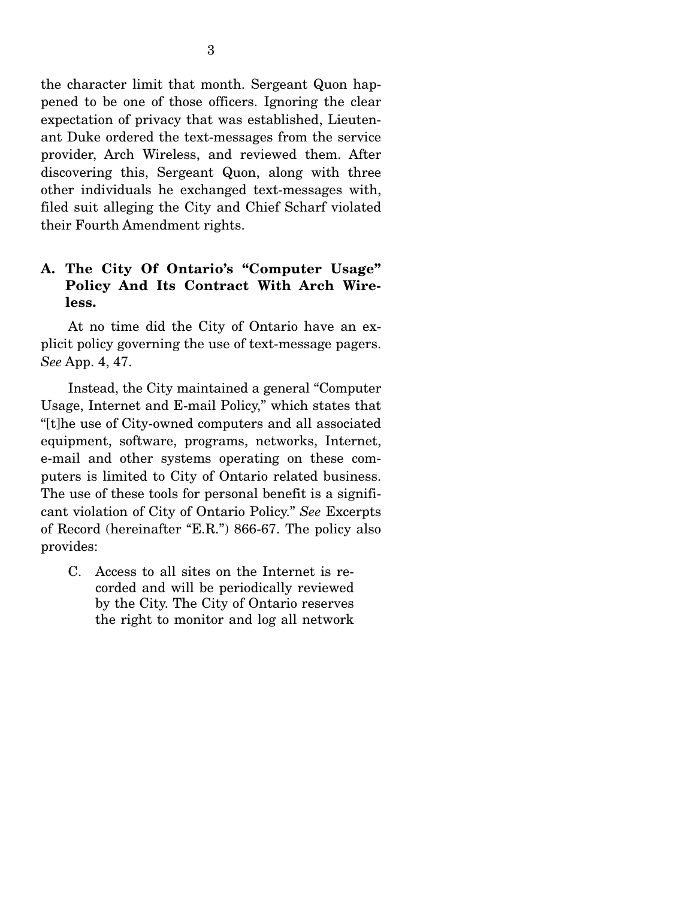the character limit that month. Sergeant Quon happened to be one of those officers. Ignoring the clear expectation of privacy that was established, Lieutenant Duke ordered the text-messages from the service provider, Arch Wireless, and reviewed them. After discovering this, Sergeant Quon, along with three other individuals he exchanged text-messages with, filed suit alleging the City and Chief Scharf violated their Fourth Amendment rights.

### A. The City Of Ontario's "Computer Usage" Policy And Its Contract With Arch Wireless.

At no time did the City of Ontario have an explicit policy governing the use of text-message pagers. *See* App. 4, 47.

Instead, the City maintained a general "Computer Usage, Internet and E-mail Policy," which states that "[t]he use of City-owned computers and all associated equipment, software, programs, networks, Internet, e-mail and other systems operating on these computers is limited to City of Ontario related business. The use of these tools for personal benefit is a significant violation of City of Ontario Policy." *See* Excerpts of Record (hereinafter "E.R.") 866-67. The policy also provides:

> C. Access to all sites on the Internet is recorded and will be periodically reviewed by the City. The City of Ontario reserves the right to monitor and log all network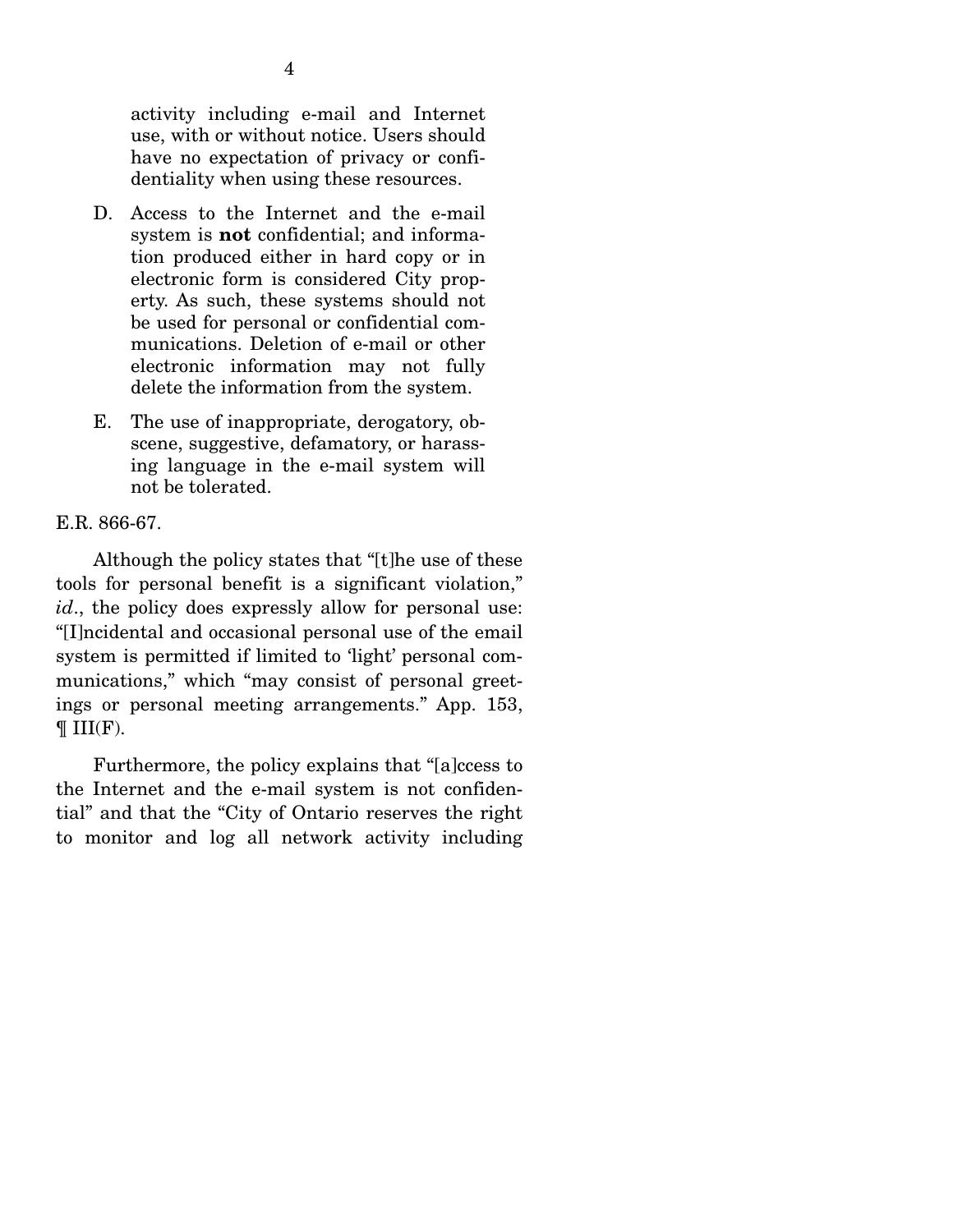activity including e-mail and Internet use, with or without notice. Users should have no expectation of privacy or confidentiality when using these resources.

D. Access to the Internet and the e-mail system is **not** confidential; and information produced either in hard copy or in electronic form is considered City property. As such, these systems should not be used for personal or confidential communications. Deletion of e-mail or other electronic information may not fully delete the information from the system.

E. The use of inappropriate, derogatory, obscene, suggestive, defamatory, or harassing language in the e-mail system will not be tolerated.

E.R. 866-67.

Although the policy states that "[t]he use of these tools for personal benefit is a significant violation," *id*., the policy does expressly allow for personal use: "[I]ncidental and occasional personal use of the email system is permitted if limited to 'light' personal communications," which "may consist of personal greetings or personal meeting arrangements." App. 153, ¶ III(F).

Furthermore, the policy explains that "[a]ccess to the Internet and the e-mail system is not confidential" and that the "City of Ontario reserves the right to monitor and log all network activity including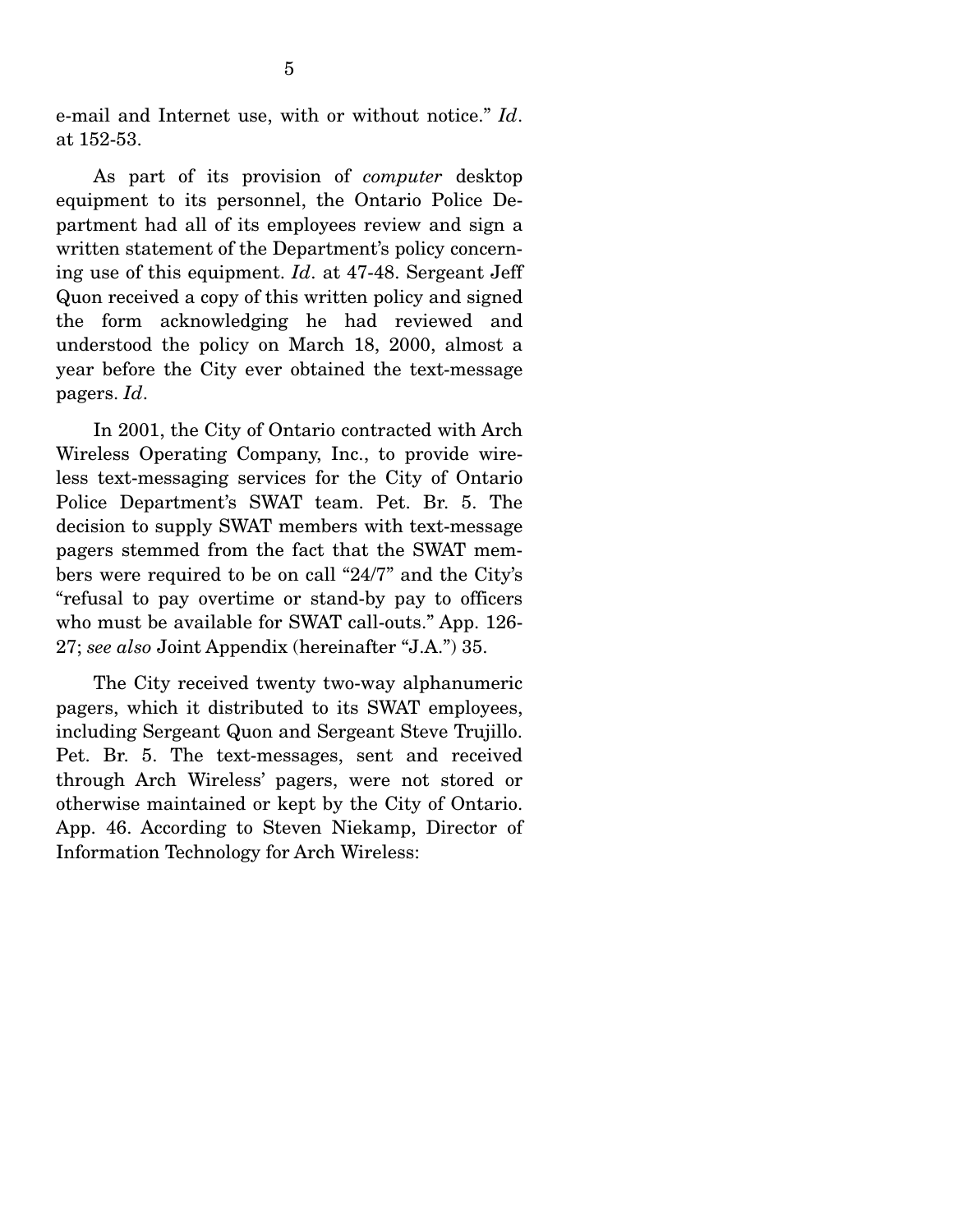e-mail and Internet use, with or without notice." *Id*. at 152-53.

As part of its provision of *computer* desktop equipment to its personnel, the Ontario Police Department had all of its employees review and sign a written statement of the Department's policy concerning use of this equipment. *Id*. at 47-48. Sergeant Jeff Quon received a copy of this written policy and signed the form acknowledging he had reviewed and understood the policy on March 18, 2000, almost a year before the City ever obtained the text-message pagers. *Id*.

In 2001, the City of Ontario contracted with Arch Wireless Operating Company, Inc., to provide wireless text-messaging services for the City of Ontario Police Department's SWAT team. Pet. Br. 5. The decision to supply SWAT members with text-message pagers stemmed from the fact that the SWAT members were required to be on call "24/7" and the City's "refusal to pay overtime or stand-by pay to officers who must be available for SWAT call-outs." App. 126-27; *see also* Joint Appendix (hereinafter "J.A.") 35.

The City received twenty two-way alphanumeric pagers, which it distributed to its SWAT employees, including Sergeant Quon and Sergeant Steve Trujillo. Pet. Br. 5. The text-messages, sent and received through Arch Wireless' pagers, were not stored or otherwise maintained or kept by the City of Ontario. App. 46. According to Steven Niekamp, Director of Information Technology for Arch Wireless: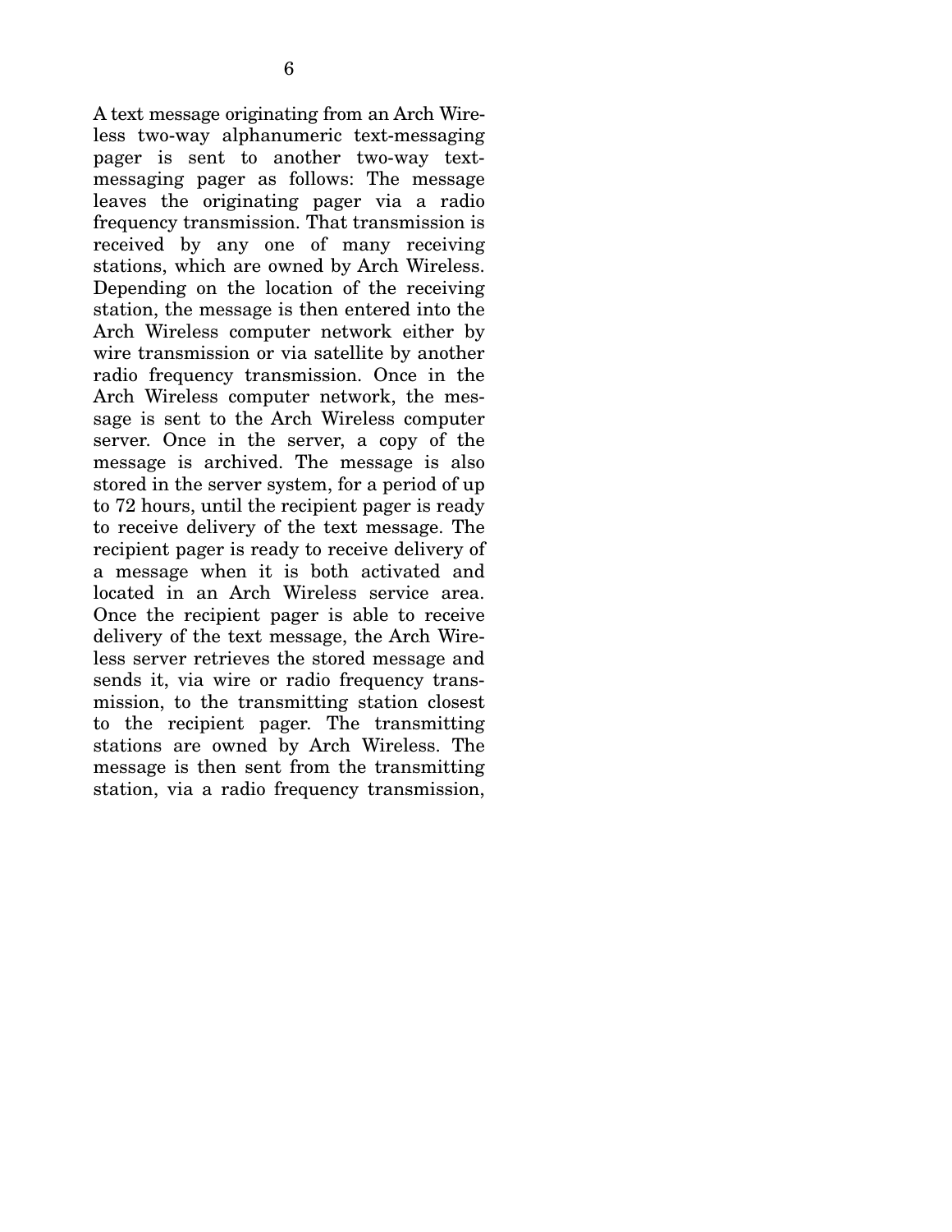A text message originating from an Arch Wireless two-way alphanumeric text-messaging pager is sent to another two-way text-messaging pager as follows: The message leaves the originating pager via a radio frequency transmission. That transmission is received by any one of many receiving stations, which are owned by Arch Wireless. Depending on the location of the receiving station, the message is then entered into the Arch Wireless computer network either by wire transmission or via satellite by another radio frequency transmission. Once in the Arch Wireless computer network, the message is sent to the Arch Wireless computer server. Once in the server, a copy of the message is archived. The message is also stored in the server system, for a period of up to 72 hours, until the recipient pager is ready to receive delivery of the text message. The recipient pager is ready to receive delivery of a message when it is both activated and located in an Arch Wireless service area. Once the recipient pager is able to receive delivery of the text message, the Arch Wireless server retrieves the stored message and sends it, via wire or radio frequency transmission, to the transmitting station closest to the recipient pager. The transmitting stations are owned by Arch Wireless. The message is then sent from the transmitting station, via a radio frequency transmission,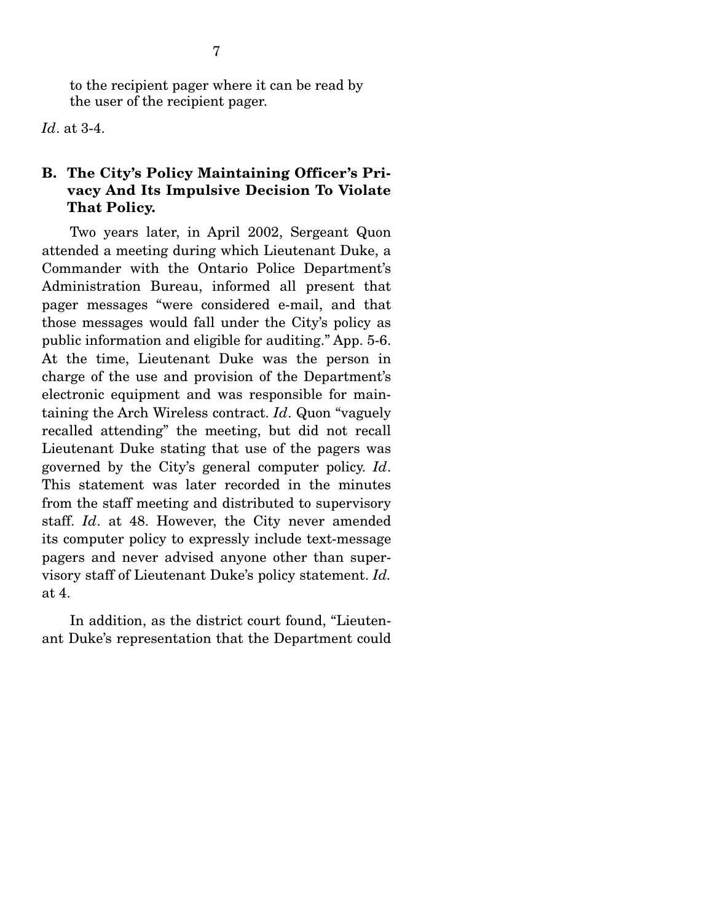to the recipient pager where it can be read by the user of the recipient pager.

*Id*. at 3-4.

### B. The City's Policy Maintaining Officer's Privacy And Its Impulsive Decision To Violate That Policy.

Two years later, in April 2002, Sergeant Quon attended a meeting during which Lieutenant Duke, a Commander with the Ontario Police Department's Administration Bureau, informed all present that pager messages "were considered e-mail, and that those messages would fall under the City's policy as public information and eligible for auditing." App. 5-6. At the time, Lieutenant Duke was the person in charge of the use and provision of the Department's electronic equipment and was responsible for maintaining the Arch Wireless contract. *Id*. Quon "vaguely recalled attending" the meeting, but did not recall Lieutenant Duke stating that use of the pagers was governed by the City's general computer policy. *Id*. This statement was later recorded in the minutes from the staff meeting and distributed to supervisory staff. *Id*. at 48. However, the City never amended its computer policy to expressly include text-message pagers and never advised anyone other than supervisory staff of Lieutenant Duke's policy statement. *Id.* at 4.

In addition, as the district court found, "Lieutenant Duke's representation that the Department could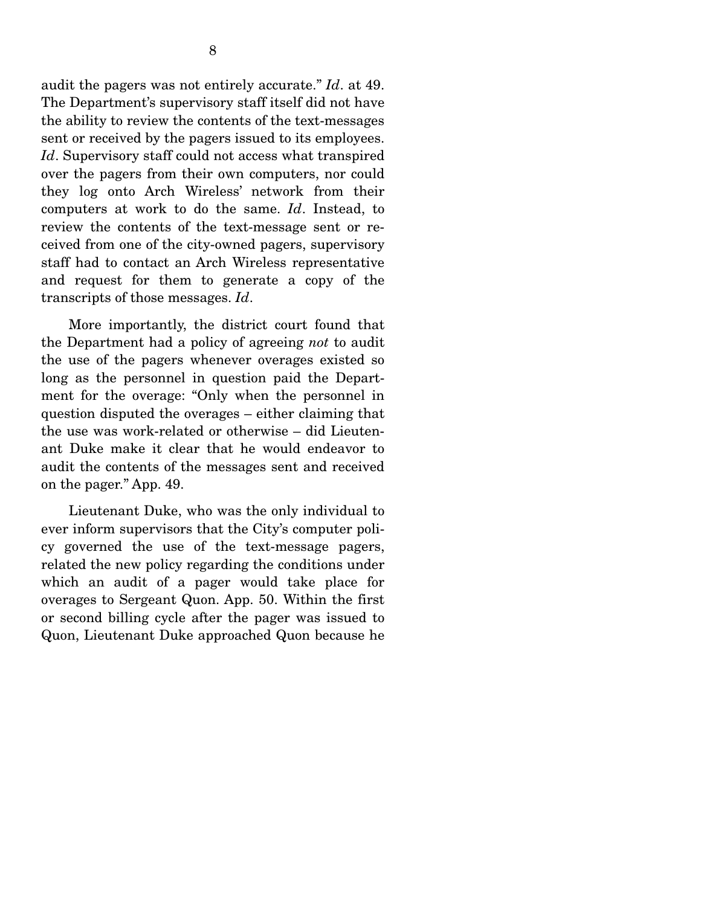audit the pagers was not entirely accurate." *Id*. at 49. The Department's supervisory staff itself did not have the ability to review the contents of the text-messages sent or received by the pagers issued to its employees. *Id*. Supervisory staff could not access what transpired over the pagers from their own computers, nor could they log onto Arch Wireless' network from their computers at work to do the same. *Id*. Instead, to review the contents of the text-message sent or received from one of the city-owned pagers, supervisory staff had to contact an Arch Wireless representative and request for them to generate a copy of the transcripts of those messages. *Id*.

More importantly, the district court found that the Department had a policy of agreeing *not* to audit the use of the pagers whenever overages existed so long as the personnel in question paid the Department for the overage: "Only when the personnel in question disputed the overages – either claiming that the use was work-related or otherwise – did Lieutenant Duke make it clear that he would endeavor to audit the contents of the messages sent and received on the pager." App. 49.

Lieutenant Duke, who was the only individual to ever inform supervisors that the City's computer policy governed the use of the text-message pagers, related the new policy regarding the conditions under which an audit of a pager would take place for overages to Sergeant Quon. App. 50. Within the first or second billing cycle after the pager was issued to Quon, Lieutenant Duke approached Quon because he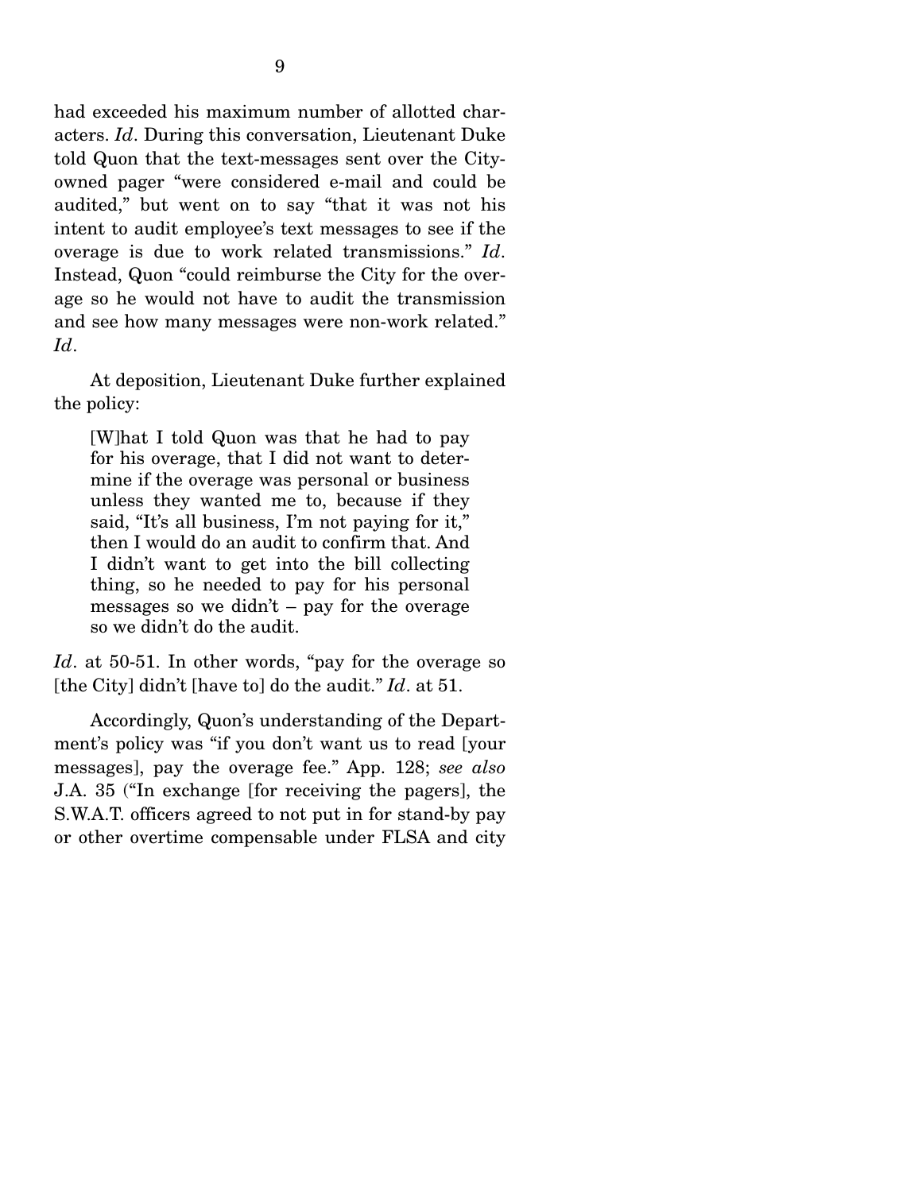had exceeded his maximum number of allotted characters. *Id*. During this conversation, Lieutenant Duke told Quon that the text-messages sent over the City-owned pager "were considered e-mail and could be audited," but went on to say "that it was not his intent to audit employee's text messages to see if the overage is due to work related transmissions." *Id*. Instead, Quon "could reimburse the City for the overage so he would not have to audit the transmission and see how many messages were non-work related." *Id*.

At deposition, Lieutenant Duke further explained the policy:

> [W]hat I told Quon was that he had to pay for his overage, that I did not want to determine if the overage was personal or business unless they wanted me to, because if they said, "It's all business, I'm not paying for it," then I would do an audit to confirm that. And I didn't want to get into the bill collecting thing, so he needed to pay for his personal messages so we didn't – pay for the overage so we didn't do the audit.

*Id*. at 50-51. In other words, "pay for the overage so [the City] didn't [have to] do the audit." *Id*. at 51.

Accordingly, Quon's understanding of the Department's policy was "if you don't want us to read [your messages], pay the overage fee." App. 128; *see also* J.A. 35 ("In exchange [for receiving the pagers], the S.W.A.T. officers agreed to not put in for stand-by pay or other overtime compensable under FLSA and city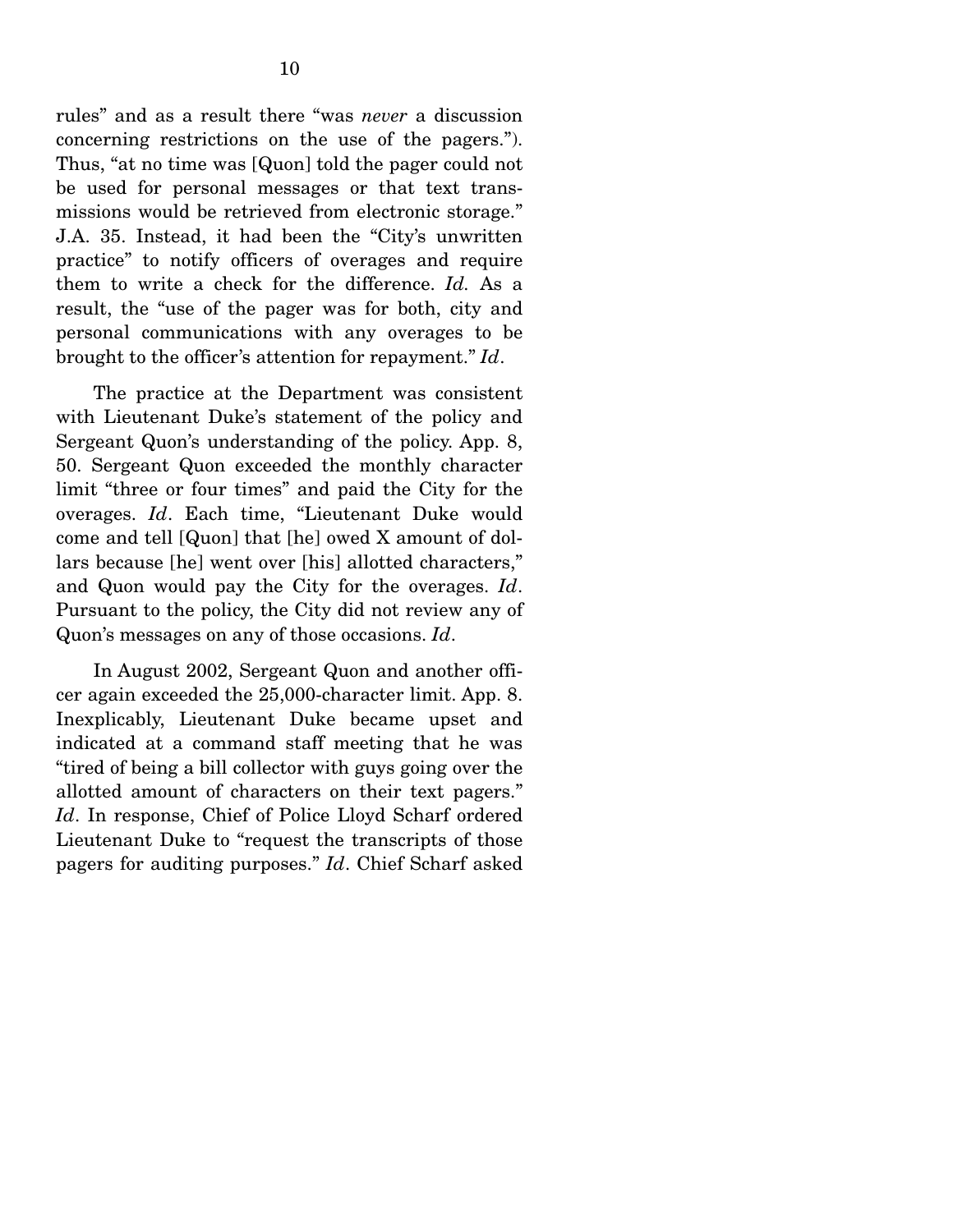rules" and as a result there "was *never* a discussion concerning restrictions on the use of the pagers."). Thus, "at no time was [Quon] told the pager could not be used for personal messages or that text transmissions would be retrieved from electronic storage." J.A. 35. Instead, it had been the "City's unwritten practice" to notify officers of overages and require them to write a check for the difference. *Id.* As a result, the "use of the pager was for both, city and personal communications with any overages to be brought to the officer's attention for repayment." *Id*.

The practice at the Department was consistent with Lieutenant Duke's statement of the policy and Sergeant Quon's understanding of the policy. App. 8, 50. Sergeant Quon exceeded the monthly character limit "three or four times" and paid the City for the overages. *Id*. Each time, "Lieutenant Duke would come and tell [Quon] that [he] owed X amount of dollars because [he] went over [his] allotted characters," and Quon would pay the City for the overages. *Id*. Pursuant to the policy, the City did not review any of Quon's messages on any of those occasions. *Id*.

In August 2002, Sergeant Quon and another officer again exceeded the 25,000-character limit. App. 8. Inexplicably, Lieutenant Duke became upset and indicated at a command staff meeting that he was "tired of being a bill collector with guys going over the allotted amount of characters on their text pagers." *Id*. In response, Chief of Police Lloyd Scharf ordered Lieutenant Duke to "request the transcripts of those pagers for auditing purposes." *Id*. Chief Scharf asked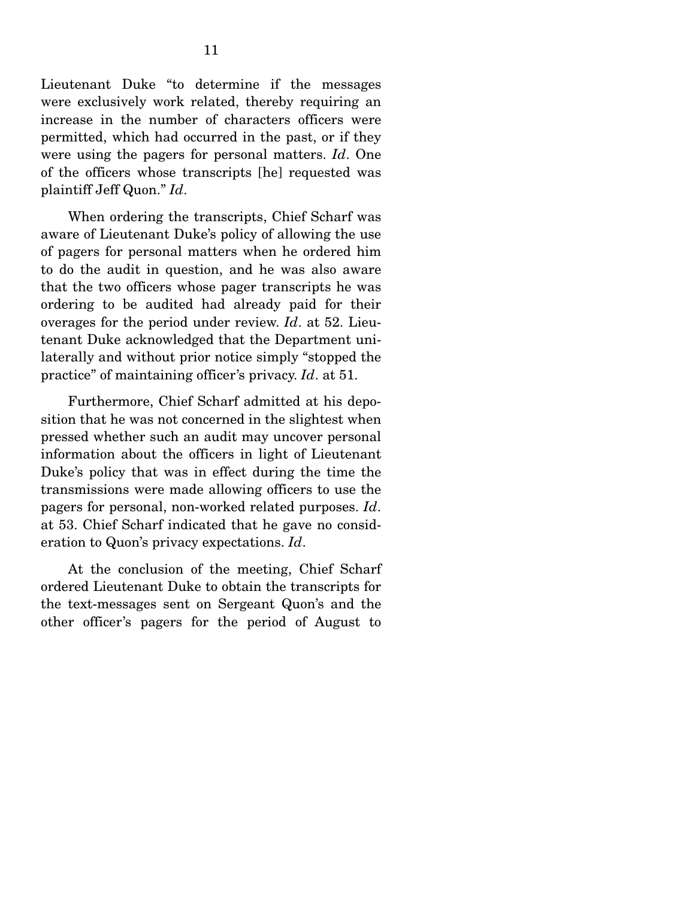Lieutenant Duke "to determine if the messages were exclusively work related, thereby requiring an increase in the number of characters officers were permitted, which had occurred in the past, or if they were using the pagers for personal matters. *Id*. One of the officers whose transcripts [he] requested was plaintiff Jeff Quon." *Id*.

When ordering the transcripts, Chief Scharf was aware of Lieutenant Duke's policy of allowing the use of pagers for personal matters when he ordered him to do the audit in question, and he was also aware that the two officers whose pager transcripts he was ordering to be audited had already paid for their overages for the period under review. *Id*. at 52. Lieutenant Duke acknowledged that the Department unilaterally and without prior notice simply "stopped the practice" of maintaining officer's privacy. *Id*. at 51.

Furthermore, Chief Scharf admitted at his deposition that he was not concerned in the slightest when pressed whether such an audit may uncover personal information about the officers in light of Lieutenant Duke's policy that was in effect during the time the transmissions were made allowing officers to use the pagers for personal, non-worked related purposes. *Id*. at 53. Chief Scharf indicated that he gave no consideration to Quon's privacy expectations. *Id*.

At the conclusion of the meeting, Chief Scharf ordered Lieutenant Duke to obtain the transcripts for the text-messages sent on Sergeant Quon's and the other officer's pagers for the period of August to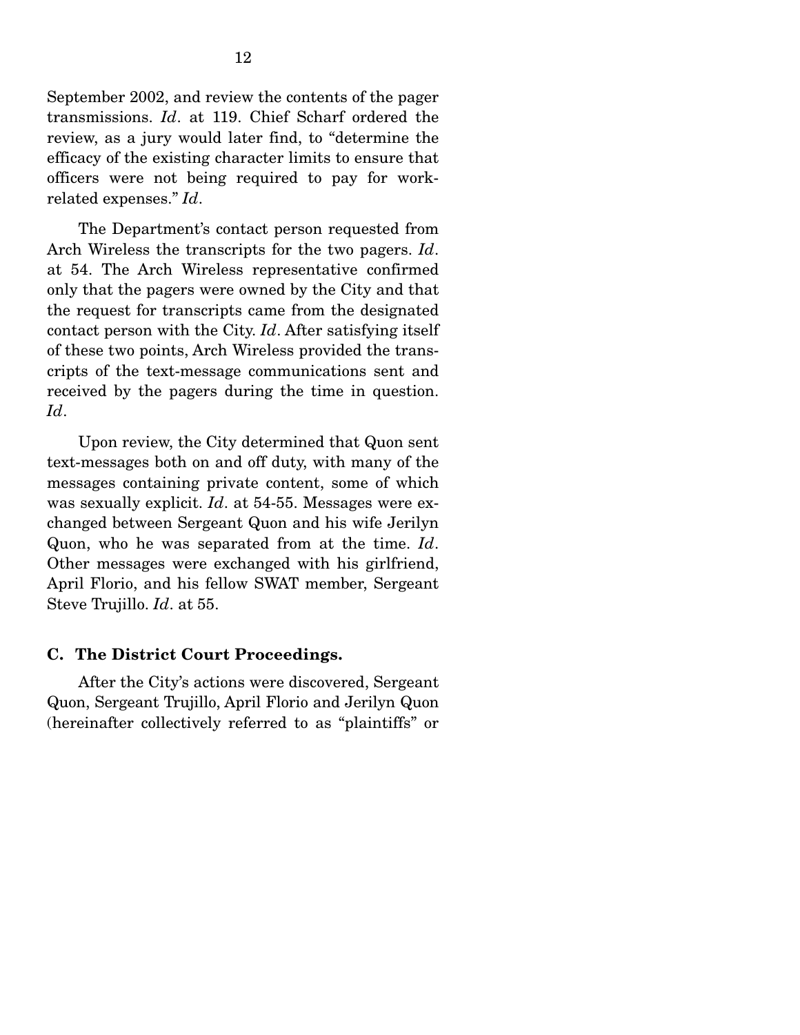September 2002, and review the contents of the pager transmissions. *Id*. at 119. Chief Scharf ordered the review, as a jury would later find, to "determine the efficacy of the existing character limits to ensure that officers were not being required to pay for work-related expenses." *Id*.

The Department's contact person requested from Arch Wireless the transcripts for the two pagers. *Id*. at 54. The Arch Wireless representative confirmed only that the pagers were owned by the City and that the request for transcripts came from the designated contact person with the City. *Id*. After satisfying itself of these two points, Arch Wireless provided the transcripts of the text-message communications sent and received by the pagers during the time in question. *Id*.

Upon review, the City determined that Quon sent text-messages both on and off duty, with many of the messages containing private content, some of which was sexually explicit. *Id*. at 54-55. Messages were exchanged between Sergeant Quon and his wife Jerilyn Quon, who he was separated from at the time. *Id*. Other messages were exchanged with his girlfriend, April Florio, and his fellow SWAT member, Sergeant Steve Trujillo. *Id*. at 55.

### C. The District Court Proceedings.

After the City's actions were discovered, Sergeant Quon, Sergeant Trujillo, April Florio and Jerilyn Quon (hereinafter collectively referred to as "plaintiffs" or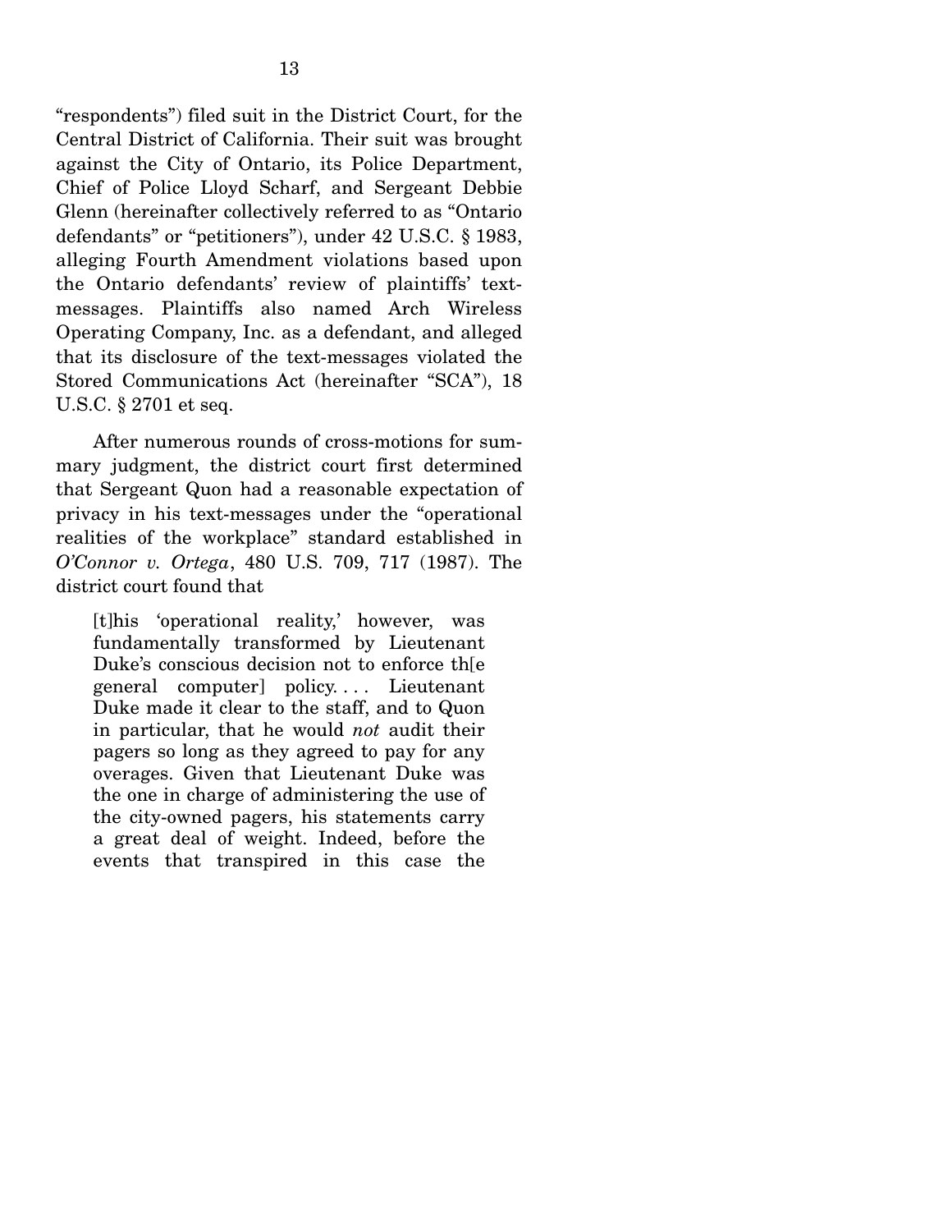"respondents") filed suit in the District Court, for the Central District of California. Their suit was brought against the City of Ontario, its Police Department, Chief of Police Lloyd Scharf, and Sergeant Debbie Glenn (hereinafter collectively referred to as "Ontario defendants" or "petitioners"), under 42 U.S.C. § 1983, alleging Fourth Amendment violations based upon the Ontario defendants' review of plaintiffs' text-messages. Plaintiffs also named Arch Wireless Operating Company, Inc. as a defendant, and alleged that its disclosure of the text-messages violated the Stored Communications Act (hereinafter "SCA"), 18 U.S.C. § 2701 et seq.

After numerous rounds of cross-motions for summary judgment, the district court first determined that Sergeant Quon had a reasonable expectation of privacy in his text-messages under the "operational realities of the workplace" standard established in *O'Connor v. Ortega*, 480 U.S. 709, 717 (1987). The district court found that

> [t]his 'operational reality,' however, was fundamentally transformed by Lieutenant Duke's conscious decision not to enforce th[e general computer] policy. . . . Lieutenant Duke made it clear to the staff, and to Quon in particular, that he would *not* audit their pagers so long as they agreed to pay for any overages. Given that Lieutenant Duke was the one in charge of administering the use of the city-owned pagers, his statements carry a great deal of weight. Indeed, before the events that transpired in this case the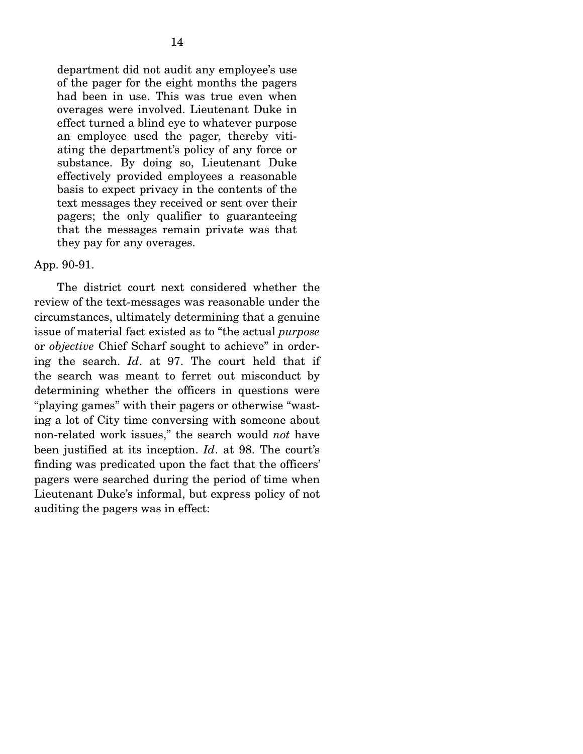> department did not audit any employee's use of the pager for the eight months the pagers had been in use. This was true even when overages were involved. Lieutenant Duke in effect turned a blind eye to whatever purpose an employee used the pager, thereby vitiating the department's policy of any force or substance. By doing so, Lieutenant Duke effectively provided employees a reasonable basis to expect privacy in the contents of the text messages they received or sent over their pagers; the only qualifier to guaranteeing that the messages remain private was that they pay for any overages.

App. 90-91.

The district court next considered whether the review of the text-messages was reasonable under the circumstances, ultimately determining that a genuine issue of material fact existed as to "the actual *purpose* or *objective* Chief Scharf sought to achieve" in ordering the search. *Id*. at 97. The court held that if the search was meant to ferret out misconduct by determining whether the officers in questions were "playing games" with their pagers or otherwise "wasting a lot of City time conversing with someone about non-related work issues," the search would *not* have been justified at its inception. *Id*. at 98. The court's finding was predicated upon the fact that the officers' pagers were searched during the period of time when Lieutenant Duke's informal, but express policy of not auditing the pagers was in effect: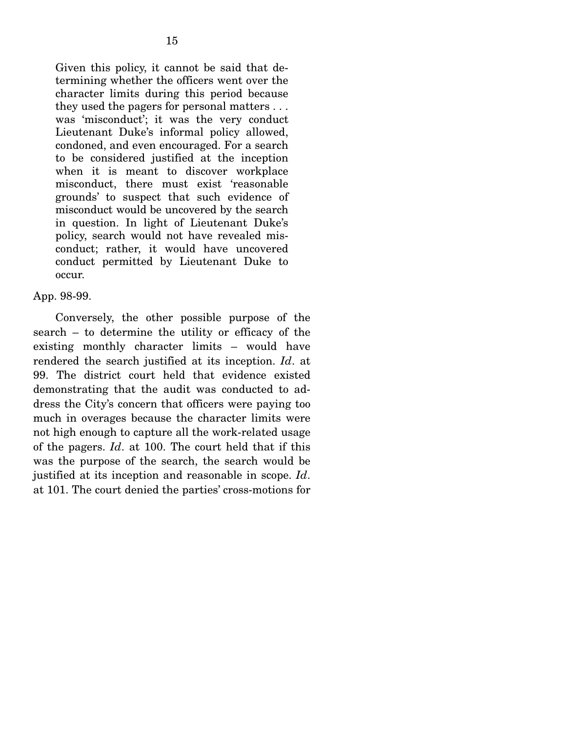> Given this policy, it cannot be said that determining whether the officers went over the character limits during this period because they used the pagers for personal matters . . . was 'misconduct'; it was the very conduct Lieutenant Duke's informal policy allowed, condoned, and even encouraged. For a search to be considered justified at the inception when it is meant to discover workplace misconduct, there must exist 'reasonable grounds' to suspect that such evidence of misconduct would be uncovered by the search in question. In light of Lieutenant Duke's policy, search would not have revealed misconduct; rather, it would have uncovered conduct permitted by Lieutenant Duke to occur.

App. 98-99.

Conversely, the other possible purpose of the search – to determine the utility or efficacy of the existing monthly character limits – would have rendered the search justified at its inception. *Id*. at 99. The district court held that evidence existed demonstrating that the audit was conducted to address the City's concern that officers were paying too much in overages because the character limits were not high enough to capture all the work-related usage of the pagers. *Id*. at 100. The court held that if this was the purpose of the search, the search would be justified at its inception and reasonable in scope. *Id*. at 101. The court denied the parties' cross-motions for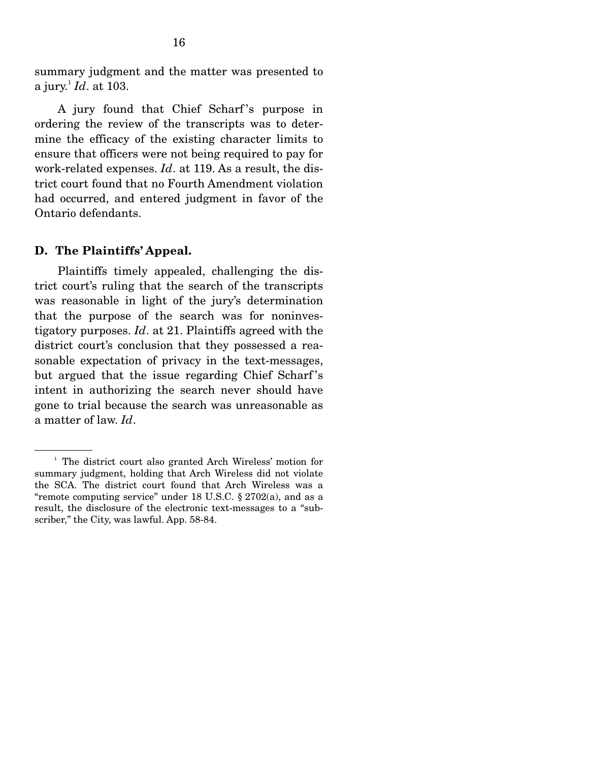summary judgment and the matter was presented to a jury.[1] *Id*. at 103.

A jury found that Chief Scharf's purpose in ordering the review of the transcripts was to determine the efficacy of the existing character limits to ensure that officers were not being required to pay for work-related expenses. *Id*. at 119. As a result, the district court found that no Fourth Amendment violation had occurred, and entered judgment in favor of the Ontario defendants.

### D. The Plaintiffs' Appeal.

Plaintiffs timely appealed, challenging the district court's ruling that the search of the transcripts was reasonable in light of the jury's determination that the purpose of the search was for noninvestigatory purposes. *Id*. at 21. Plaintiffs agreed with the district court's conclusion that they possessed a reasonable expectation of privacy in the text-messages, but argued that the issue regarding Chief Scharf's intent in authorizing the search never should have gone to trial because the search was unreasonable as a matter of law. *Id*.

---

[1] The district court also granted Arch Wireless' motion for summary judgment, holding that Arch Wireless did not violate the SCA. The district court found that Arch Wireless was a "remote computing service" under 18 U.S.C. § 2702(a), and as a result, the disclosure of the electronic text-messages to a "subscriber," the City, was lawful. App. 58-84.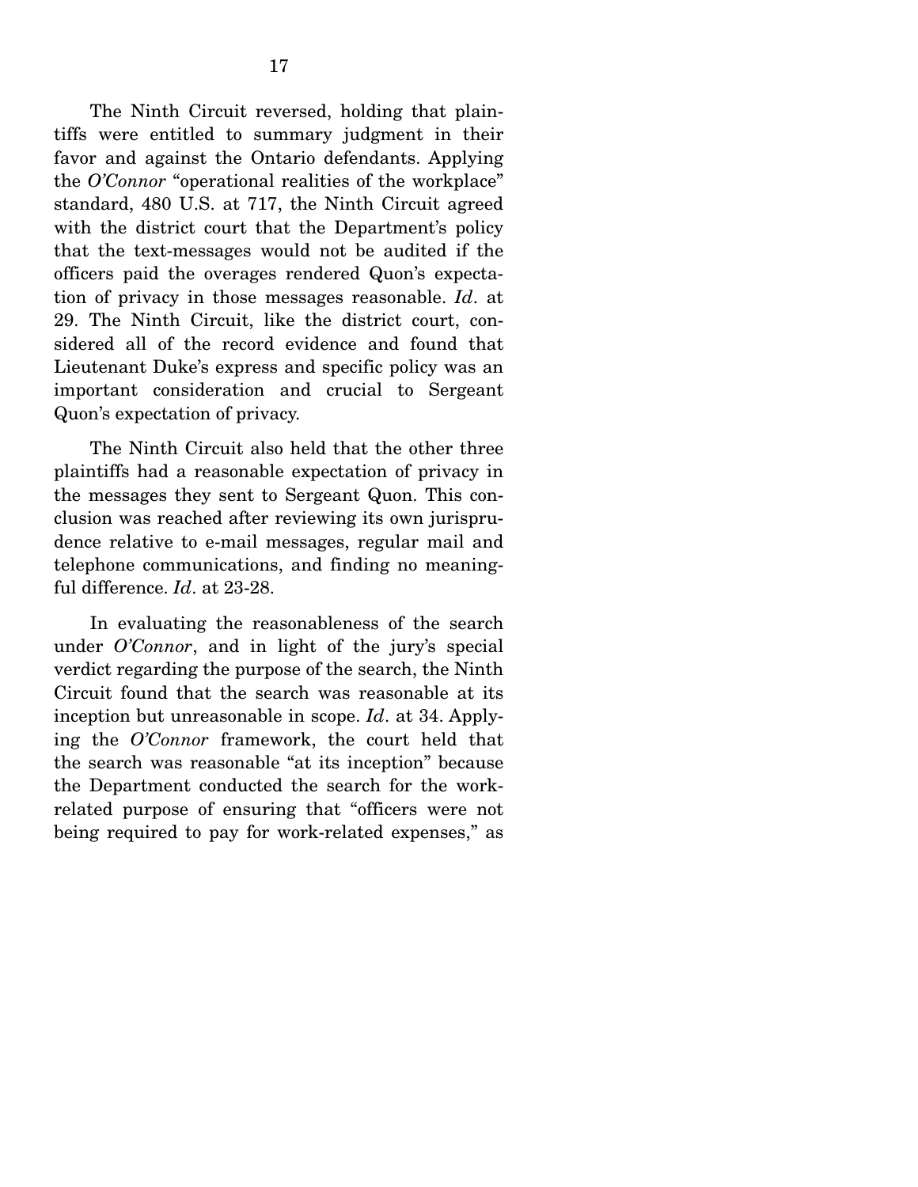The Ninth Circuit reversed, holding that plaintiffs were entitled to summary judgment in their favor and against the Ontario defendants. Applying the *O'Connor* "operational realities of the workplace" standard, 480 U.S. at 717, the Ninth Circuit agreed with the district court that the Department's policy that the text-messages would not be audited if the officers paid the overages rendered Quon's expectation of privacy in those messages reasonable. *Id*. at 29. The Ninth Circuit, like the district court, considered all of the record evidence and found that Lieutenant Duke's express and specific policy was an important consideration and crucial to Sergeant Quon's expectation of privacy.

The Ninth Circuit also held that the other three plaintiffs had a reasonable expectation of privacy in the messages they sent to Sergeant Quon. This conclusion was reached after reviewing its own jurisprudence relative to e-mail messages, regular mail and telephone communications, and finding no meaningful difference. *Id*. at 23-28.

In evaluating the reasonableness of the search under *O'Connor*, and in light of the jury's special verdict regarding the purpose of the search, the Ninth Circuit found that the search was reasonable at its inception but unreasonable in scope. *Id*. at 34. Applying the *O'Connor* framework, the court held that the search was reasonable "at its inception" because the Department conducted the search for the work-related purpose of ensuring that "officers were not being required to pay for work-related expenses," as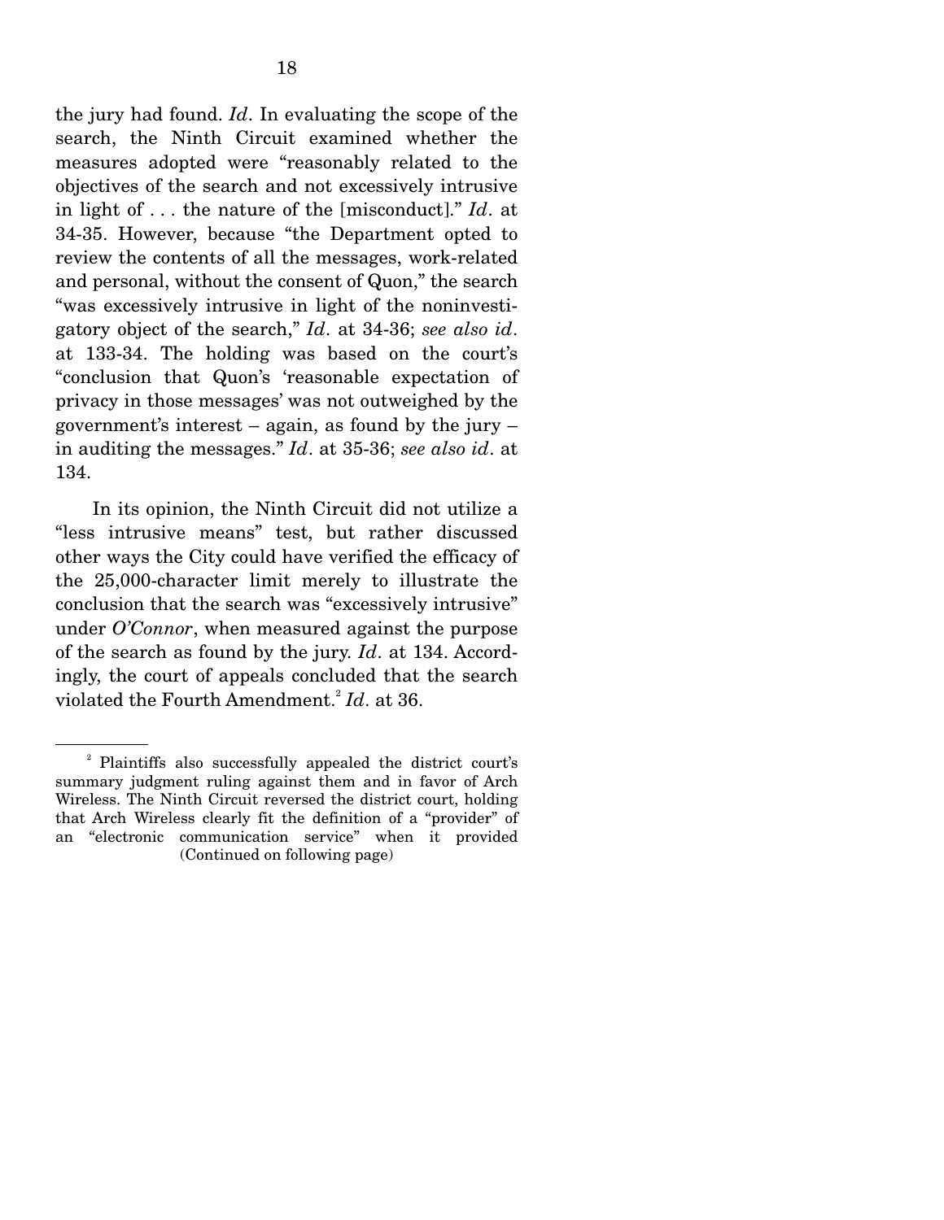the jury had found. *Id*. In evaluating the scope of the search, the Ninth Circuit examined whether the measures adopted were "reasonably related to the objectives of the search and not excessively intrusive in light of . . . the nature of the [misconduct]." *Id*. at 34-35. However, because "the Department opted to review the contents of all the messages, work-related and personal, without the consent of Quon," the search "was excessively intrusive in light of the noninvestigatory object of the search," *Id*. at 34-36; *see also id*. at 133-34. The holding was based on the court's "conclusion that Quon's 'reasonable expectation of privacy in those messages' was not outweighed by the government's interest – again, as found by the jury – in auditing the messages." *Id*. at 35-36; *see also id*. at 134.

In its opinion, the Ninth Circuit did not utilize a "less intrusive means" test, but rather discussed other ways the City could have verified the efficacy of the 25,000-character limit merely to illustrate the conclusion that the search was "excessively intrusive" under *O'Connor*, when measured against the purpose of the search as found by the jury. *Id*. at 134. Accordingly, the court of appeals concluded that the search violated the Fourth Amendment.[2] *Id*. at 36.

---

[2] Plaintiffs also successfully appealed the district court's summary judgment ruling against them and in favor of Arch Wireless. The Ninth Circuit reversed the district court, holding that Arch Wireless clearly fit the definition of a "provider" of an "electronic communication service" when it provided

(Continued on following page)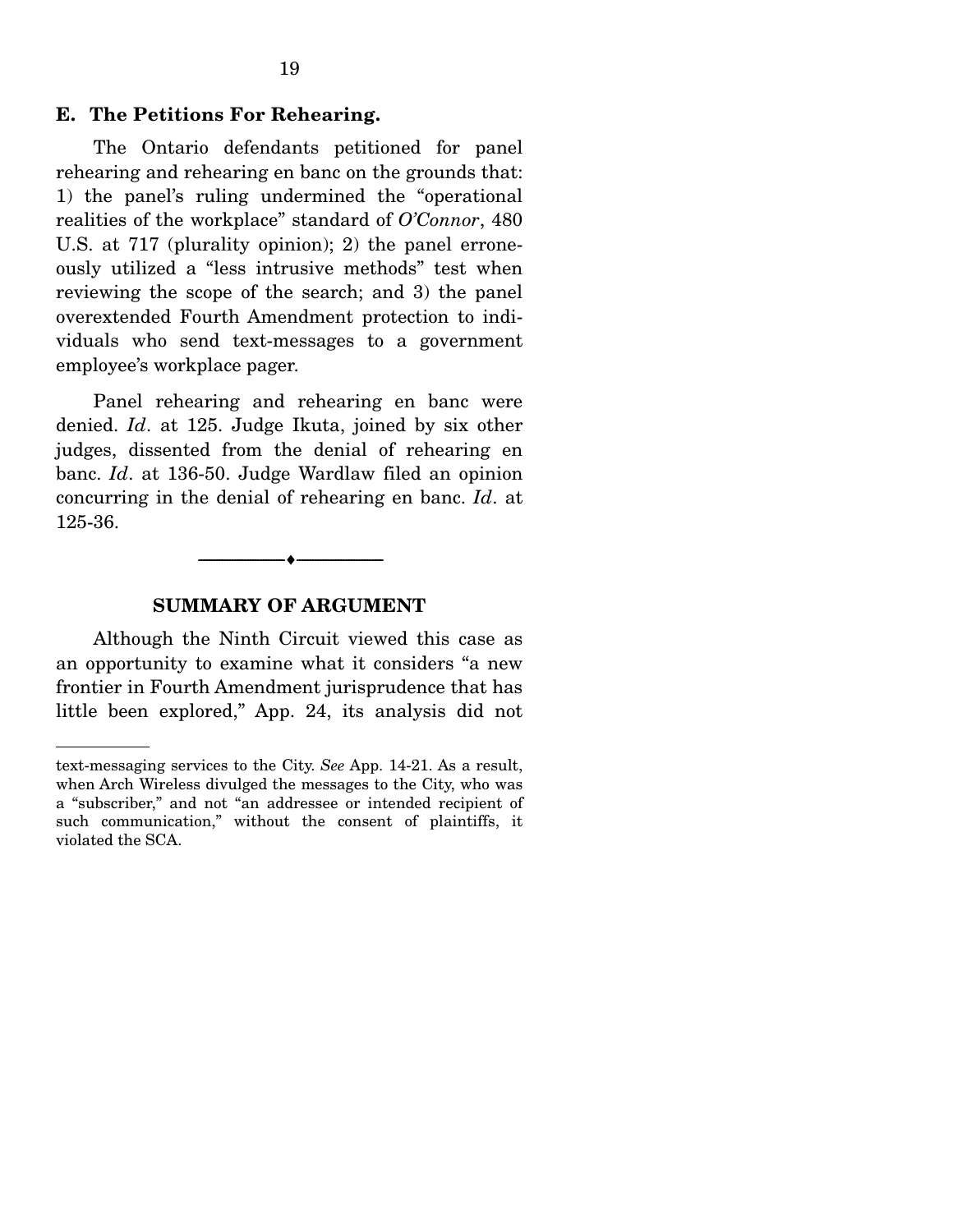### E. The Petitions For Rehearing.

The Ontario defendants petitioned for panel rehearing and rehearing en banc on the grounds that: 1) the panel's ruling undermined the "operational realities of the workplace" standard of *O'Connor*, 480 U.S. at 717 (plurality opinion); 2) the panel erroneously utilized a "less intrusive methods" test when reviewing the scope of the search; and 3) the panel overextended Fourth Amendment protection to individuals who send text-messages to a government employee's workplace pager.

Panel rehearing and rehearing en banc were denied. *Id*. at 125. Judge Ikuta, joined by six other judges, dissented from the denial of rehearing en banc. *Id*. at 136-50. Judge Wardlaw filed an opinion concurring in the denial of rehearing en banc. *Id*. at 125-36.

---

## SUMMARY OF ARGUMENT

Although the Ninth Circuit viewed this case as an opportunity to examine what it considers "a new frontier in Fourth Amendment jurisprudence that has little been explored," App. 24, its analysis did not

---

text-messaging services to the City. *See* App. 14-21. As a result, when Arch Wireless divulged the messages to the City, who was a "subscriber," and not "an addressee or intended recipient of such communication," without the consent of plaintiffs, it violated the SCA.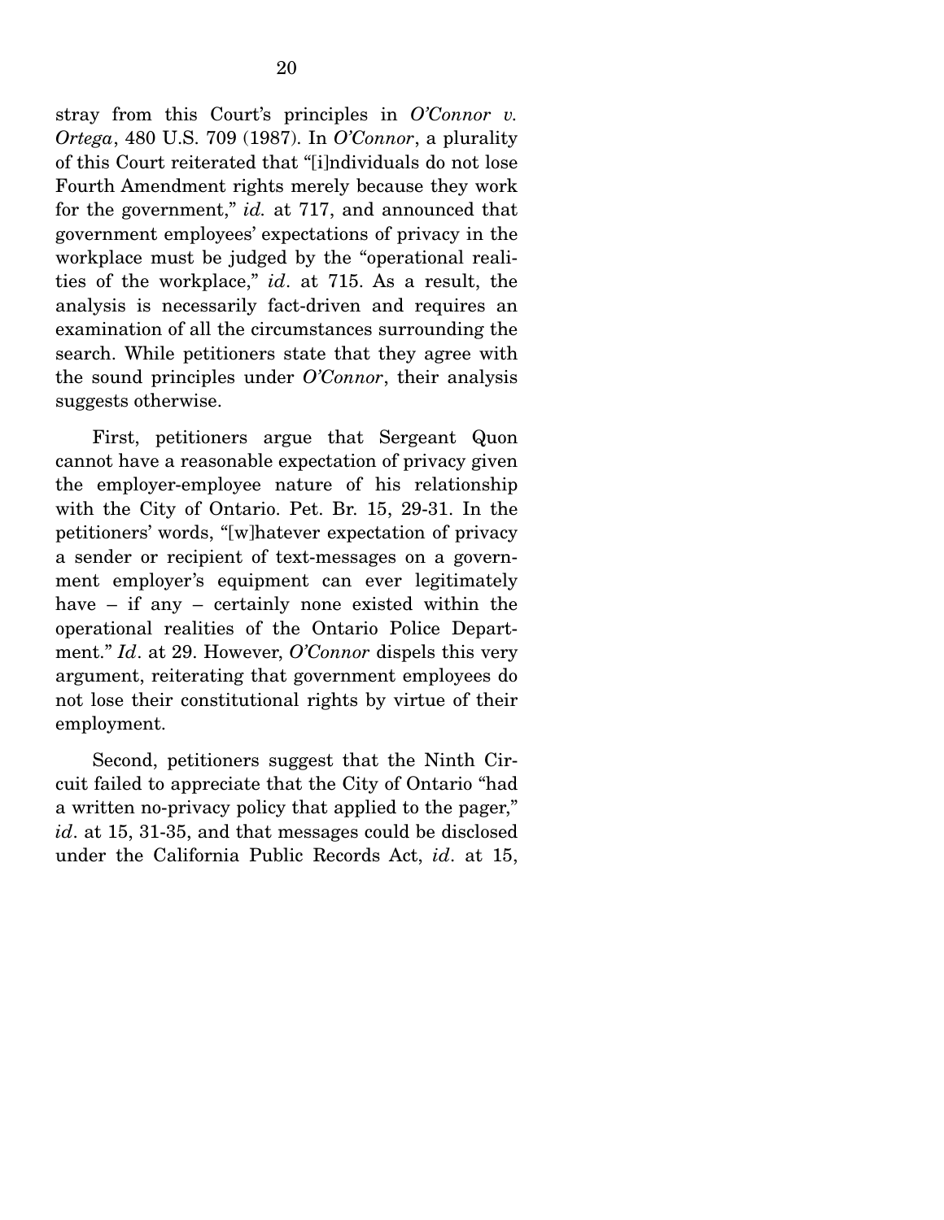stray from this Court's principles in *O'Connor v. Ortega*, 480 U.S. 709 (1987). In *O'Connor*, a plurality of this Court reiterated that "[i]ndividuals do not lose Fourth Amendment rights merely because they work for the government," *id.* at 717, and announced that government employees' expectations of privacy in the workplace must be judged by the "operational realities of the workplace," *id*. at 715. As a result, the analysis is necessarily fact-driven and requires an examination of all the circumstances surrounding the search. While petitioners state that they agree with the sound principles under *O'Connor*, their analysis suggests otherwise.

First, petitioners argue that Sergeant Quon cannot have a reasonable expectation of privacy given the employer-employee nature of his relationship with the City of Ontario. Pet. Br. 15, 29-31. In the petitioners' words, "[w]hatever expectation of privacy a sender or recipient of text-messages on a government employer's equipment can ever legitimately have – if any – certainly none existed within the operational realities of the Ontario Police Department." *Id*. at 29. However, *O'Connor* dispels this very argument, reiterating that government employees do not lose their constitutional rights by virtue of their employment.

Second, petitioners suggest that the Ninth Circuit failed to appreciate that the City of Ontario "had a written no-privacy policy that applied to the pager," *id*. at 15, 31-35, and that messages could be disclosed under the California Public Records Act, *id*. at 15,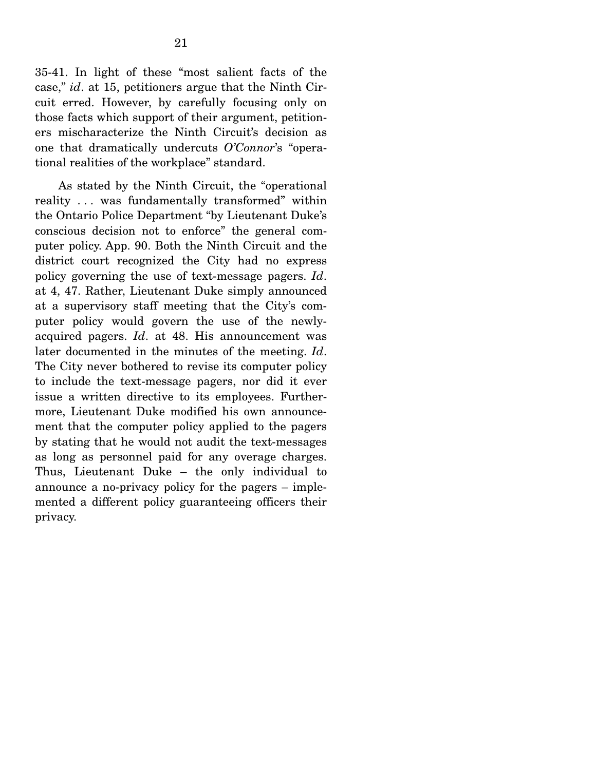35-41. In light of these "most salient facts of the case," *id*. at 15, petitioners argue that the Ninth Circuit erred. However, by carefully focusing only on those facts which support of their argument, petitioners mischaracterize the Ninth Circuit's decision as one that dramatically undercuts *O'Connor*'s "operational realities of the workplace" standard.

As stated by the Ninth Circuit, the "operational reality . . . was fundamentally transformed" within the Ontario Police Department "by Lieutenant Duke's conscious decision not to enforce" the general computer policy. App. 90. Both the Ninth Circuit and the district court recognized the City had no express policy governing the use of text-message pagers. *Id*. at 4, 47. Rather, Lieutenant Duke simply announced at a supervisory staff meeting that the City's computer policy would govern the use of the newly-acquired pagers. *Id*. at 48. His announcement was later documented in the minutes of the meeting. *Id*. The City never bothered to revise its computer policy to include the text-message pagers, nor did it ever issue a written directive to its employees. Furthermore, Lieutenant Duke modified his own announcement that the computer policy applied to the pagers by stating that he would not audit the text-messages as long as personnel paid for any overage charges. Thus, Lieutenant Duke – the only individual to announce a no-privacy policy for the pagers – implemented a different policy guaranteeing officers their privacy.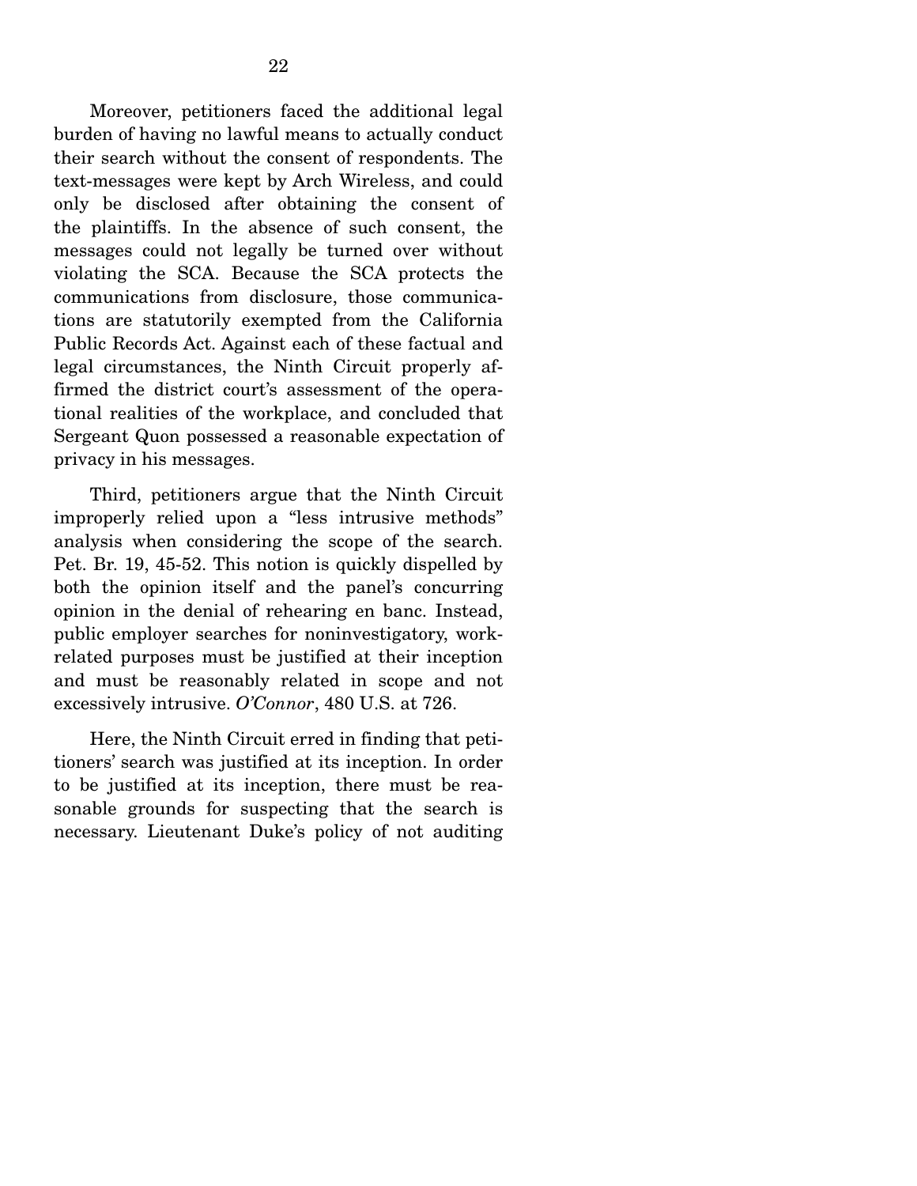Moreover, petitioners faced the additional legal burden of having no lawful means to actually conduct their search without the consent of respondents. The text-messages were kept by Arch Wireless, and could only be disclosed after obtaining the consent of the plaintiffs. In the absence of such consent, the messages could not legally be turned over without violating the SCA. Because the SCA protects the communications from disclosure, those communications are statutorily exempted from the California Public Records Act. Against each of these factual and legal circumstances, the Ninth Circuit properly affirmed the district court's assessment of the operational realities of the workplace, and concluded that Sergeant Quon possessed a reasonable expectation of privacy in his messages.

Third, petitioners argue that the Ninth Circuit improperly relied upon a "less intrusive methods" analysis when considering the scope of the search. Pet. Br. 19, 45-52. This notion is quickly dispelled by both the opinion itself and the panel's concurring opinion in the denial of rehearing en banc. Instead, public employer searches for noninvestigatory, work-related purposes must be justified at their inception and must be reasonably related in scope and not excessively intrusive. *O'Connor*, 480 U.S. at 726.

Here, the Ninth Circuit erred in finding that petitioners' search was justified at its inception. In order to be justified at its inception, there must be reasonable grounds for suspecting that the search is necessary. Lieutenant Duke's policy of not auditing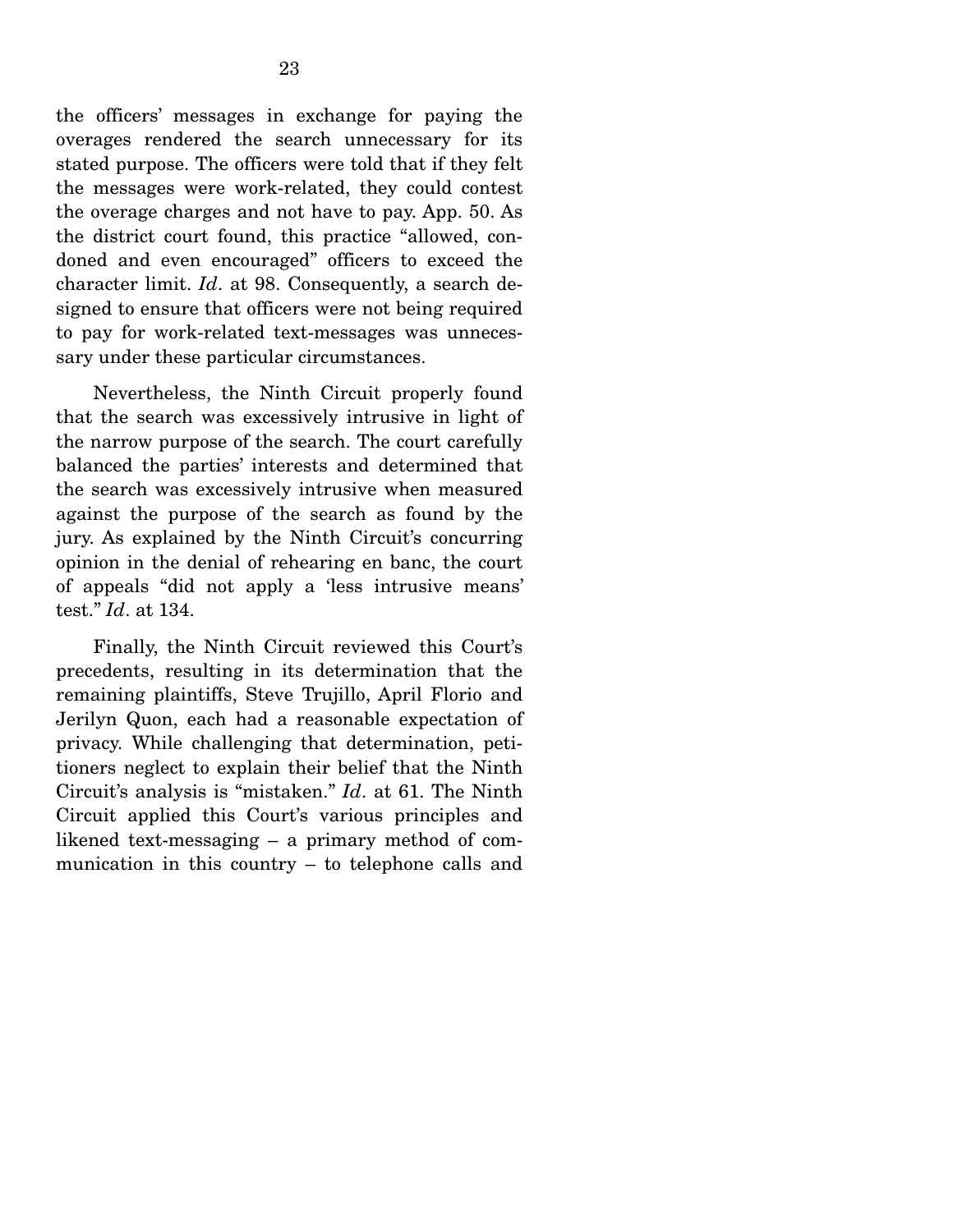the officers' messages in exchange for paying the overages rendered the search unnecessary for its stated purpose. The officers were told that if they felt the messages were work-related, they could contest the overage charges and not have to pay. App. 50. As the district court found, this practice "allowed, condoned and even encouraged" officers to exceed the character limit. *Id*. at 98. Consequently, a search designed to ensure that officers were not being required to pay for work-related text-messages was unnecessary under these particular circumstances.

Nevertheless, the Ninth Circuit properly found that the search was excessively intrusive in light of the narrow purpose of the search. The court carefully balanced the parties' interests and determined that the search was excessively intrusive when measured against the purpose of the search as found by the jury. As explained by the Ninth Circuit's concurring opinion in the denial of rehearing en banc, the court of appeals "did not apply a 'less intrusive means' test." *Id*. at 134.

Finally, the Ninth Circuit reviewed this Court's precedents, resulting in its determination that the remaining plaintiffs, Steve Trujillo, April Florio and Jerilyn Quon, each had a reasonable expectation of privacy. While challenging that determination, petitioners neglect to explain their belief that the Ninth Circuit's analysis is "mistaken." *Id*. at 61. The Ninth Circuit applied this Court's various principles and likened text-messaging – a primary method of communication in this country – to telephone calls and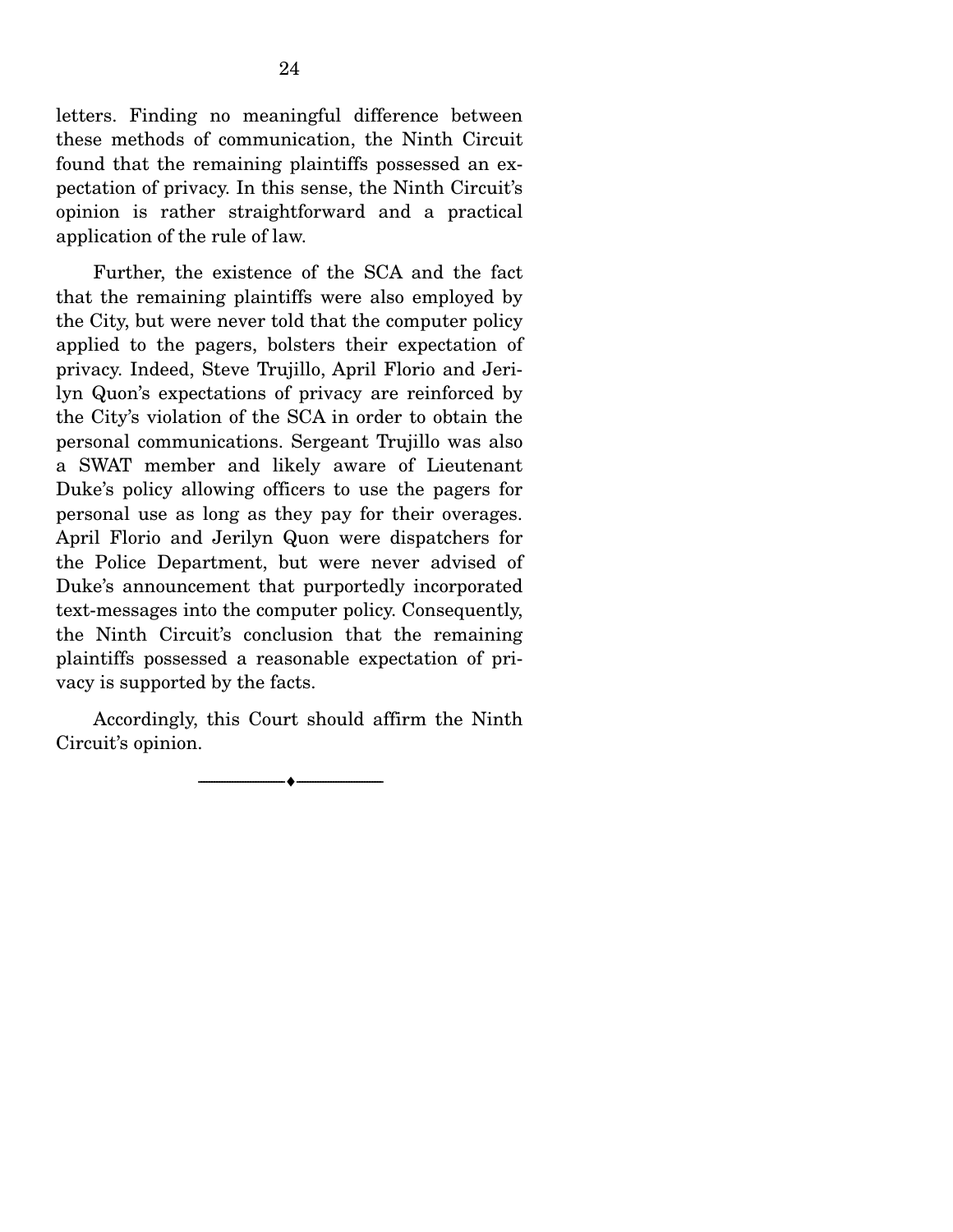letters. Finding no meaningful difference between these methods of communication, the Ninth Circuit found that the remaining plaintiffs possessed an expectation of privacy. In this sense, the Ninth Circuit's opinion is rather straightforward and a practical application of the rule of law.

Further, the existence of the SCA and the fact that the remaining plaintiffs were also employed by the City, but were never told that the computer policy applied to the pagers, bolsters their expectation of privacy. Indeed, Steve Trujillo, April Florio and Jerilyn Quon's expectations of privacy are reinforced by the City's violation of the SCA in order to obtain the personal communications. Sergeant Trujillo was also a SWAT member and likely aware of Lieutenant Duke's policy allowing officers to use the pagers for personal use as long as they pay for their overages. April Florio and Jerilyn Quon were dispatchers for the Police Department, but were never advised of Duke's announcement that purportedly incorporated text-messages into the computer policy. Consequently, the Ninth Circuit's conclusion that the remaining plaintiffs possessed a reasonable expectation of privacy is supported by the facts.

Accordingly, this Court should affirm the Ninth Circuit's opinion.

---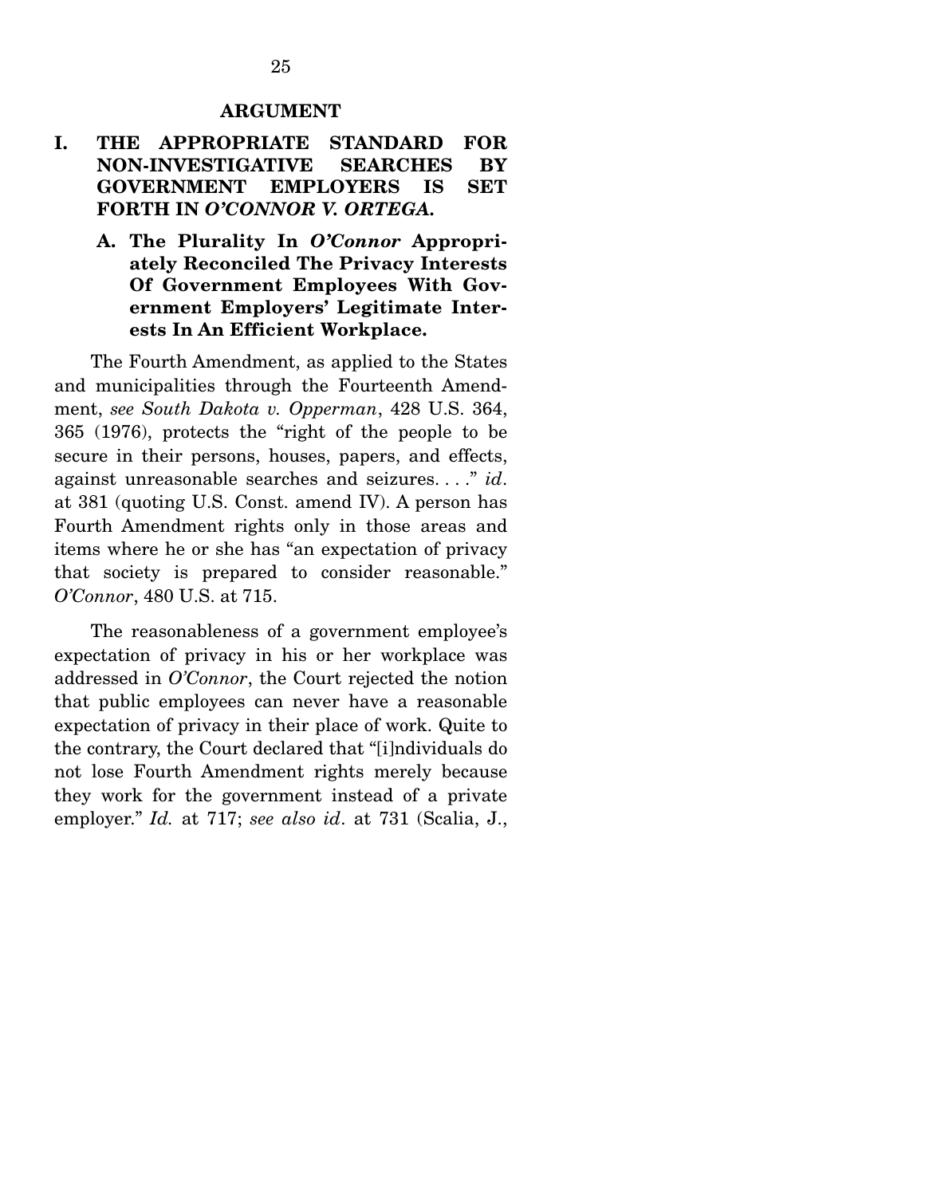## ARGUMENT

### I. THE APPROPRIATE STANDARD FOR NON-INVESTIGATIVE SEARCHES BY GOVERNMENT EMPLOYERS IS SET FORTH IN *O'CONNOR V. ORTEGA*.

#### A. The Plurality In *O'Connor* Appropriately Reconciled The Privacy Interests Of Government Employees With Government Employers' Legitimate Interests In An Efficient Workplace.

The Fourth Amendment, as applied to the States and municipalities through the Fourteenth Amendment, *see South Dakota v. Opperman*, 428 U.S. 364, 365 (1976), protects the "right of the people to be secure in their persons, houses, papers, and effects, against unreasonable searches and seizures. . . ." *id*. at 381 (quoting U.S. Const. amend IV). A person has Fourth Amendment rights only in those areas and items where he or she has "an expectation of privacy that society is prepared to consider reasonable." *O'Connor*, 480 U.S. at 715.

The reasonableness of a government employee's expectation of privacy in his or her workplace was addressed in *O'Connor*, the Court rejected the notion that public employees can never have a reasonable expectation of privacy in their place of work. Quite to the contrary, the Court declared that "[i]ndividuals do not lose Fourth Amendment rights merely because they work for the government instead of a private employer." *Id.* at 717; *see also id*. at 731 (Scalia, J.,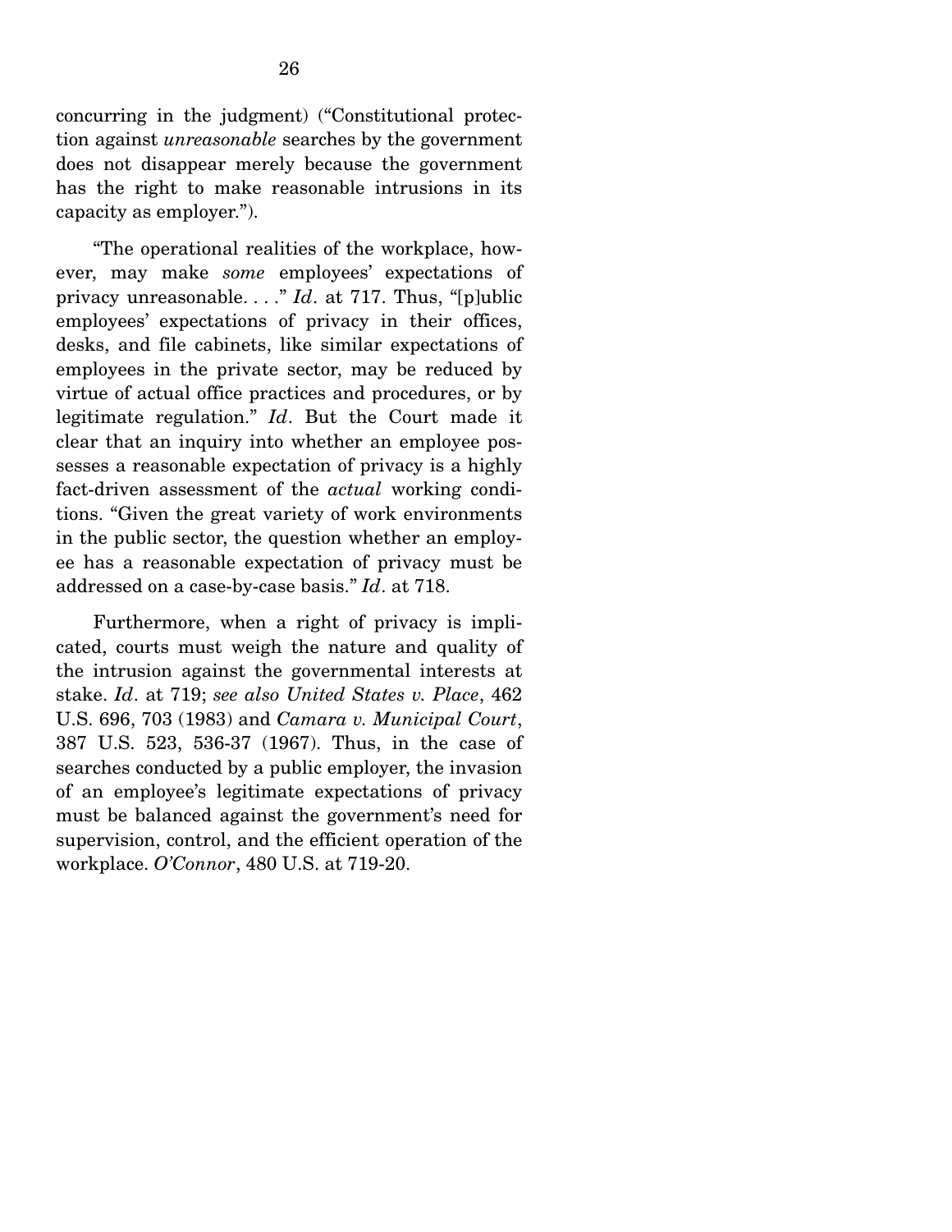concurring in the judgment) ("Constitutional protection against *unreasonable* searches by the government does not disappear merely because the government has the right to make reasonable intrusions in its capacity as employer.").

"The operational realities of the workplace, however, may make *some* employees' expectations of privacy unreasonable. . . ." *Id*. at 717. Thus, "[p]ublic employees' expectations of privacy in their offices, desks, and file cabinets, like similar expectations of employees in the private sector, may be reduced by virtue of actual office practices and procedures, or by legitimate regulation." *Id*. But the Court made it clear that an inquiry into whether an employee possesses a reasonable expectation of privacy is a highly fact-driven assessment of the *actual* working conditions. "Given the great variety of work environments in the public sector, the question whether an employee has a reasonable expectation of privacy must be addressed on a case-by-case basis." *Id*. at 718.

Furthermore, when a right of privacy is implicated, courts must weigh the nature and quality of the intrusion against the governmental interests at stake. *Id*. at 719; *see also United States v. Place*, 462 U.S. 696, 703 (1983) and *Camara v. Municipal Court*, 387 U.S. 523, 536-37 (1967). Thus, in the case of searches conducted by a public employer, the invasion of an employee's legitimate expectations of privacy must be balanced against the government's need for supervision, control, and the efficient operation of the workplace. *O'Connor*, 480 U.S. at 719-20.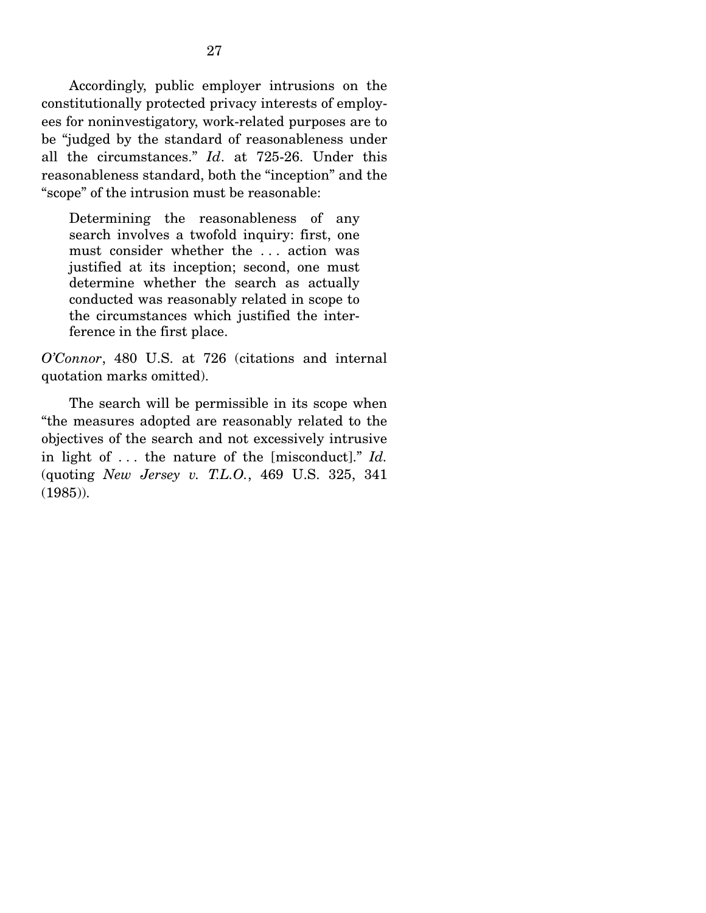Accordingly, public employer intrusions on the constitutionally protected privacy interests of employees for noninvestigatory, work-related purposes are to be "judged by the standard of reasonableness under all the circumstances." *Id*. at 725-26. Under this reasonableness standard, both the "inception" and the "scope" of the intrusion must be reasonable:

> Determining the reasonableness of any search involves a twofold inquiry: first, one must consider whether the . . . action was justified at its inception; second, one must determine whether the search as actually conducted was reasonably related in scope to the circumstances which justified the interference in the first place.

*O'Connor*, 480 U.S. at 726 (citations and internal quotation marks omitted).

The search will be permissible in its scope when "the measures adopted are reasonably related to the objectives of the search and not excessively intrusive in light of . . . the nature of the [misconduct]." *Id.* (quoting *New Jersey v. T.L.O.*, 469 U.S. 325, 341 (1985)).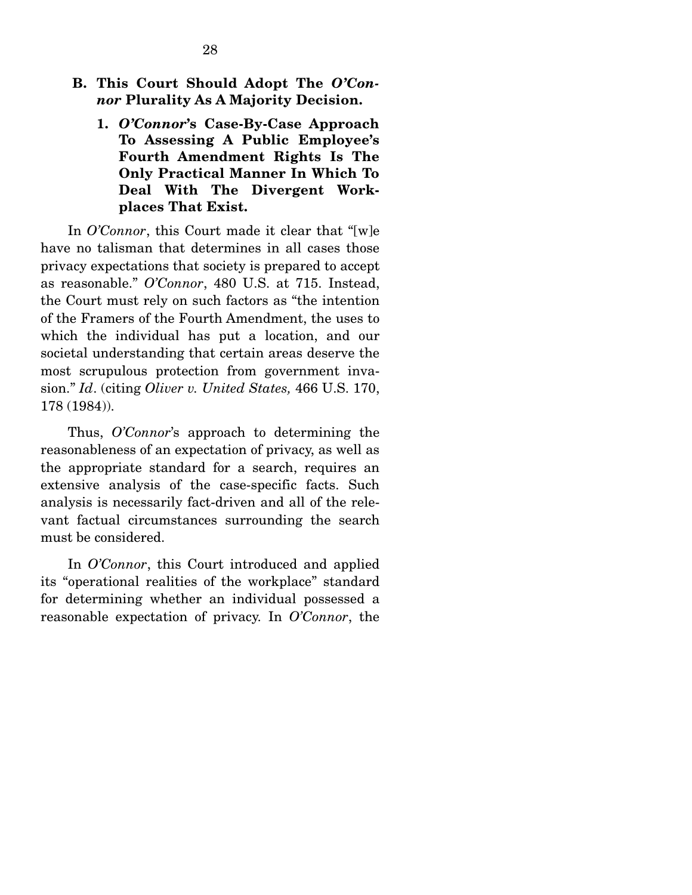## B. This Court Should Adopt The *O'Connor* Plurality As A Majority Decision.

### 1. *O'Connor*'s Case-By-Case Approach To Assessing A Public Employee's Fourth Amendment Rights Is The Only Practical Manner In Which To Deal With The Divergent Workplaces That Exist.

In *O'Connor*, this Court made it clear that "[w]e have no talisman that determines in all cases those privacy expectations that society is prepared to accept as reasonable." *O'Connor*, 480 U.S. at 715. Instead, the Court must rely on such factors as "the intention of the Framers of the Fourth Amendment, the uses to which the individual has put a location, and our societal understanding that certain areas deserve the most scrupulous protection from government invasion." *Id*. (citing *Oliver v. United States,* 466 U.S. 170, 178 (1984)).

Thus, *O'Connor*'s approach to determining the reasonableness of an expectation of privacy, as well as the appropriate standard for a search, requires an extensive analysis of the case-specific facts. Such analysis is necessarily fact-driven and all of the relevant factual circumstances surrounding the search must be considered.

In *O'Connor*, this Court introduced and applied its "operational realities of the workplace" standard for determining whether an individual possessed a reasonable expectation of privacy. In *O'Connor*, the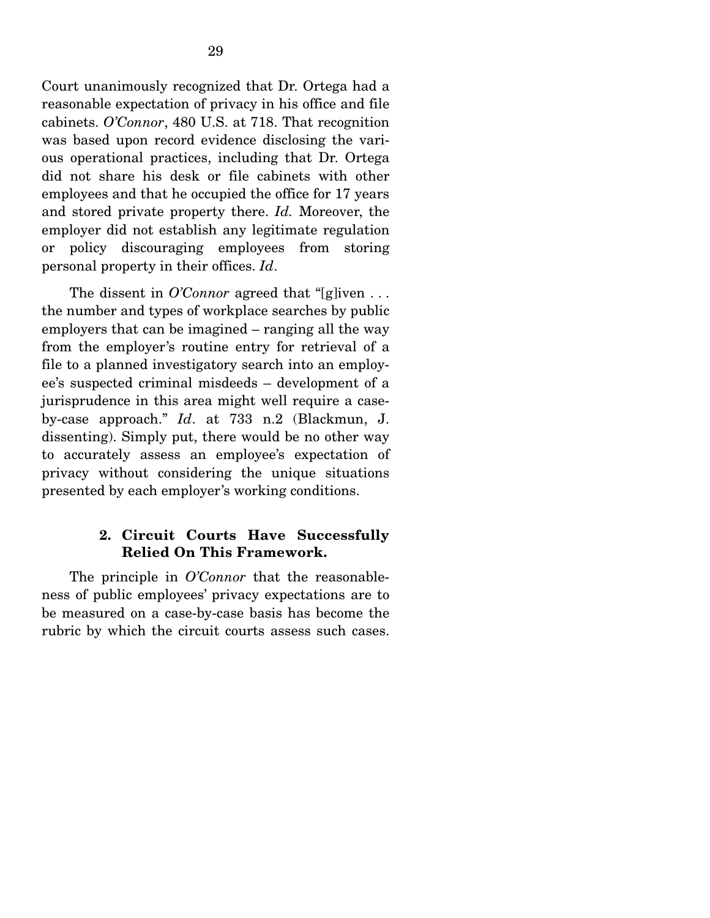Court unanimously recognized that Dr. Ortega had a reasonable expectation of privacy in his office and file cabinets. *O'Connor*, 480 U.S. at 718. That recognition was based upon record evidence disclosing the various operational practices, including that Dr. Ortega did not share his desk or file cabinets with other employees and that he occupied the office for 17 years and stored private property there. *Id.* Moreover, the employer did not establish any legitimate regulation or policy discouraging employees from storing personal property in their offices. *Id*.

The dissent in *O'Connor* agreed that "[g]iven . . . the number and types of workplace searches by public employers that can be imagined – ranging all the way from the employer's routine entry for retrieval of a file to a planned investigatory search into an employee's suspected criminal misdeeds – development of a jurisprudence in this area might well require a case-by-case approach." *Id*. at 733 n.2 (Blackmun, J. dissenting). Simply put, there would be no other way to accurately assess an employee's expectation of privacy without considering the unique situations presented by each employer's working conditions.

**2. Circuit Courts Have Successfully Relied On This Framework.**

The principle in *O'Connor* that the reasonableness of public employees' privacy expectations are to be measured on a case-by-case basis has become the rubric by which the circuit courts assess such cases.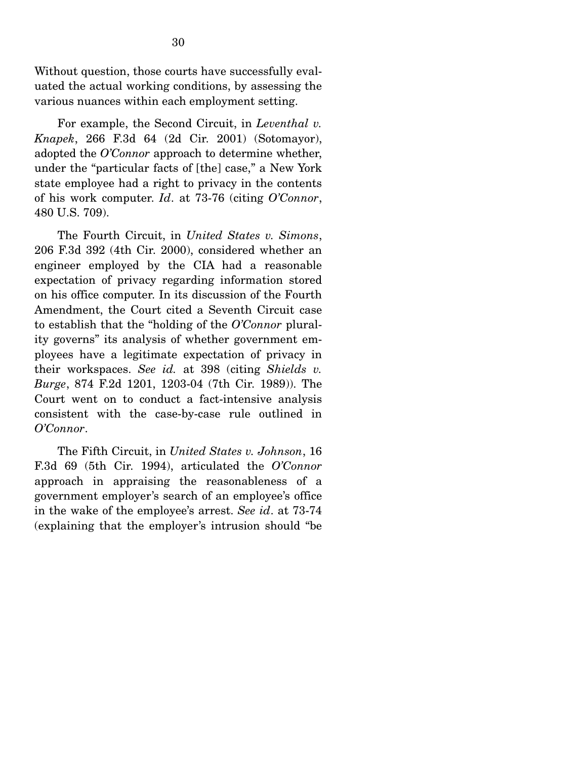Without question, those courts have successfully evaluated the actual working conditions, by assessing the various nuances within each employment setting.

For example, the Second Circuit, in *Leventhal v. Knapek*, 266 F.3d 64 (2d Cir. 2001) (Sotomayor), adopted the *O'Connor* approach to determine whether, under the "particular facts of [the] case," a New York state employee had a right to privacy in the contents of his work computer. *Id*. at 73-76 (citing *O'Connor*, 480 U.S. 709).

The Fourth Circuit, in *United States v. Simons*, 206 F.3d 392 (4th Cir. 2000), considered whether an engineer employed by the CIA had a reasonable expectation of privacy regarding information stored on his office computer. In its discussion of the Fourth Amendment, the Court cited a Seventh Circuit case to establish that the "holding of the *O'Connor* plurality governs" its analysis of whether government employees have a legitimate expectation of privacy in their workspaces. *See id.* at 398 (citing *Shields v. Burge*, 874 F.2d 1201, 1203-04 (7th Cir. 1989)). The Court went on to conduct a fact-intensive analysis consistent with the case-by-case rule outlined in *O'Connor*.

The Fifth Circuit, in *United States v. Johnson*, 16 F.3d 69 (5th Cir. 1994), articulated the *O'Connor* approach in appraising the reasonableness of a government employer's search of an employee's office in the wake of the employee's arrest. *See id*. at 73-74 (explaining that the employer's intrusion should "be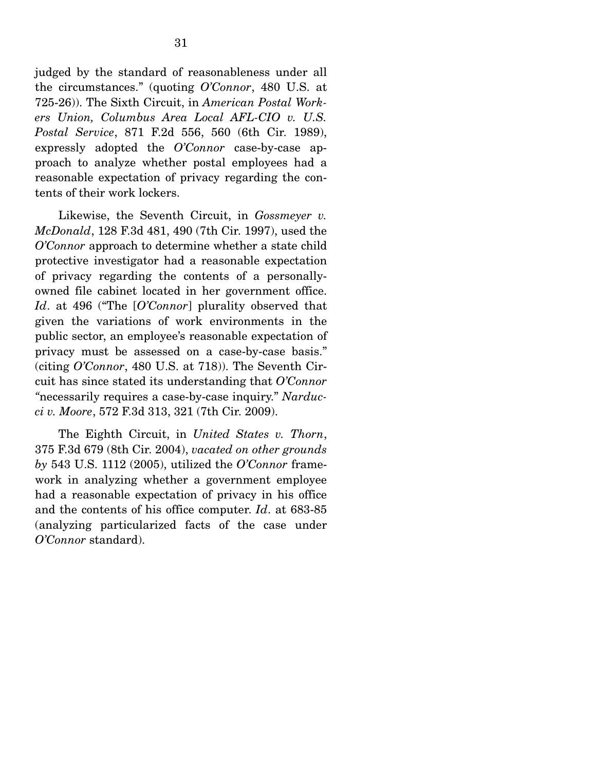judged by the standard of reasonableness under all the circumstances." (quoting *O'Connor*, 480 U.S. at 725-26)). The Sixth Circuit, in *American Postal Workers Union, Columbus Area Local AFL-CIO v. U.S. Postal Service*, 871 F.2d 556, 560 (6th Cir. 1989), expressly adopted the *O'Connor* case-by-case approach to analyze whether postal employees had a reasonable expectation of privacy regarding the contents of their work lockers.

Likewise, the Seventh Circuit, in *Gossmeyer v. McDonald*, 128 F.3d 481, 490 (7th Cir. 1997), used the *O'Connor* approach to determine whether a state child protective investigator had a reasonable expectation of privacy regarding the contents of a personally-owned file cabinet located in her government office. *Id*. at 496 ("The [*O'Connor*] plurality observed that given the variations of work environments in the public sector, an employee's reasonable expectation of privacy must be assessed on a case-by-case basis." (citing *O'Connor*, 480 U.S. at 718)). The Seventh Circuit has since stated its understanding that *O'Connor* "necessarily requires a case-by-case inquiry." *Narducci v. Moore*, 572 F.3d 313, 321 (7th Cir. 2009).

The Eighth Circuit, in *United States v. Thorn*, 375 F.3d 679 (8th Cir. 2004), *vacated on other grounds by* 543 U.S. 1112 (2005), utilized the *O'Connor* framework in analyzing whether a government employee had a reasonable expectation of privacy in his office and the contents of his office computer. *Id*. at 683-85 (analyzing particularized facts of the case under *O'Connor* standard).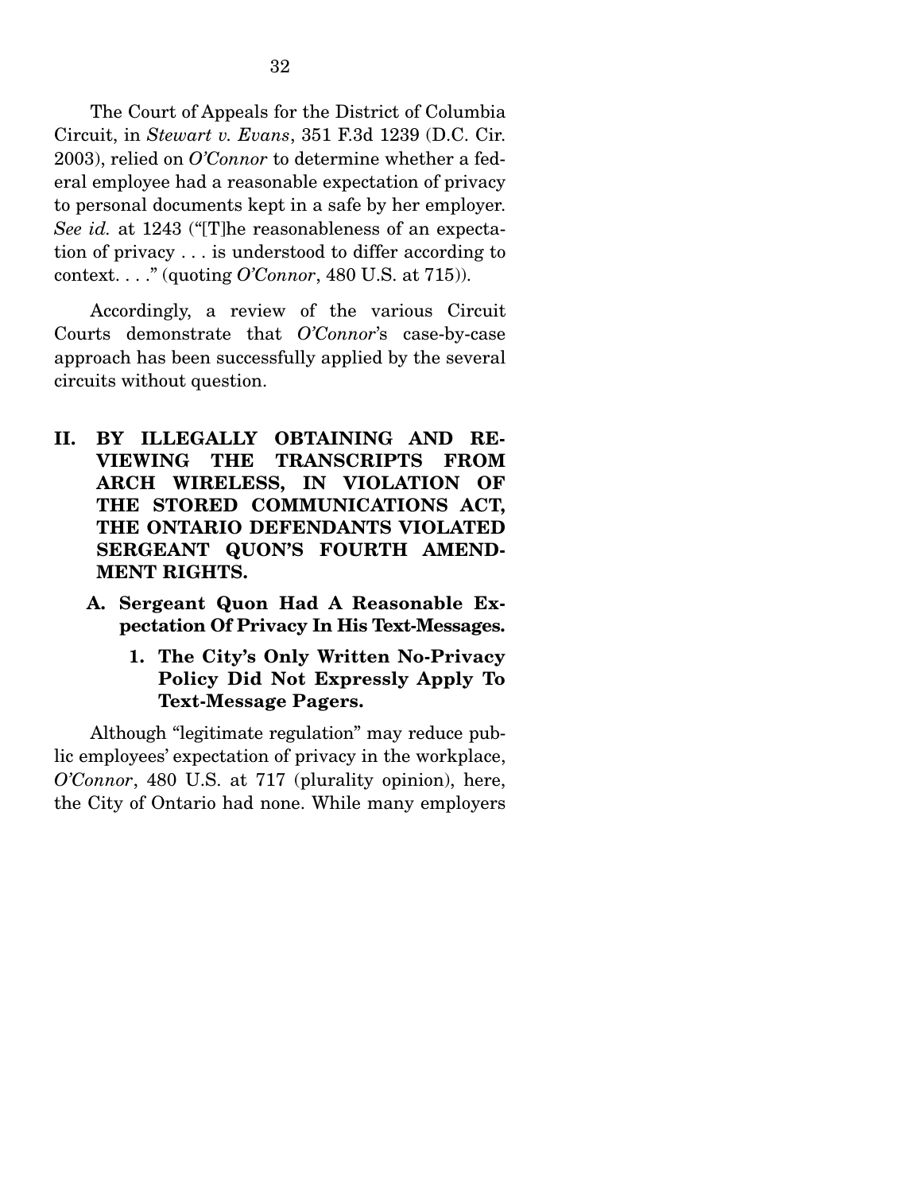The Court of Appeals for the District of Columbia Circuit, in *Stewart v. Evans*, 351 F.3d 1239 (D.C. Cir. 2003), relied on *O'Connor* to determine whether a federal employee had a reasonable expectation of privacy to personal documents kept in a safe by her employer. *See id.* at 1243 ("[T]he reasonableness of an expectation of privacy . . . is understood to differ according to context. . . ." (quoting *O'Connor*, 480 U.S. at 715)).

Accordingly, a review of the various Circuit Courts demonstrate that *O'Connor*'s case-by-case approach has been successfully applied by the several circuits without question.

## II. BY ILLEGALLY OBTAINING AND REVIEWING THE TRANSCRIPTS FROM ARCH WIRELESS, IN VIOLATION OF THE STORED COMMUNICATIONS ACT, THE ONTARIO DEFENDANTS VIOLATED SERGEANT QUON'S FOURTH AMENDMENT RIGHTS.

### A. Sergeant Quon Had A Reasonable Expectation Of Privacy In His Text-Messages.

#### 1. The City's Only Written No-Privacy Policy Did Not Expressly Apply To Text-Message Pagers.

Although "legitimate regulation" may reduce public employees' expectation of privacy in the workplace, *O'Connor*, 480 U.S. at 717 (plurality opinion), here, the City of Ontario had none. While many employers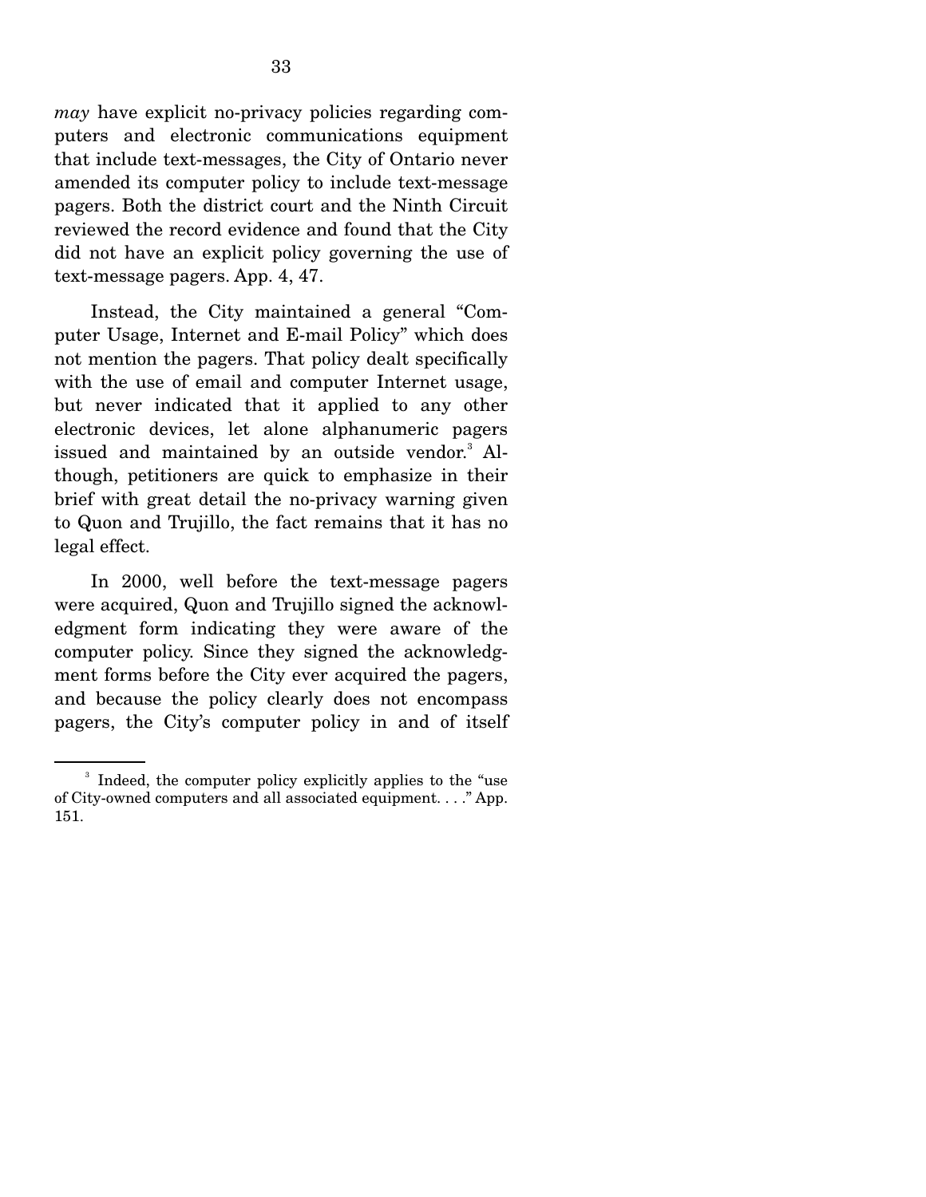*may* have explicit no-privacy policies regarding computers and electronic communications equipment that include text-messages, the City of Ontario never amended its computer policy to include text-message pagers. Both the district court and the Ninth Circuit reviewed the record evidence and found that the City did not have an explicit policy governing the use of text-message pagers. App. 4, 47.

Instead, the City maintained a general "Computer Usage, Internet and E-mail Policy" which does not mention the pagers. That policy dealt specifically with the use of email and computer Internet usage, but never indicated that it applied to any other electronic devices, let alone alphanumeric pagers issued and maintained by an outside vendor.[3] Although, petitioners are quick to emphasize in their brief with great detail the no-privacy warning given to Quon and Trujillo, the fact remains that it has no legal effect.

In 2000, well before the text-message pagers were acquired, Quon and Trujillo signed the acknowledgment form indicating they were aware of the computer policy. Since they signed the acknowledgment forms before the City ever acquired the pagers, and because the policy clearly does not encompass pagers, the City's computer policy in and of itself

[3] Indeed, the computer policy explicitly applies to the "use of City-owned computers and all associated equipment. . . ." App. 151.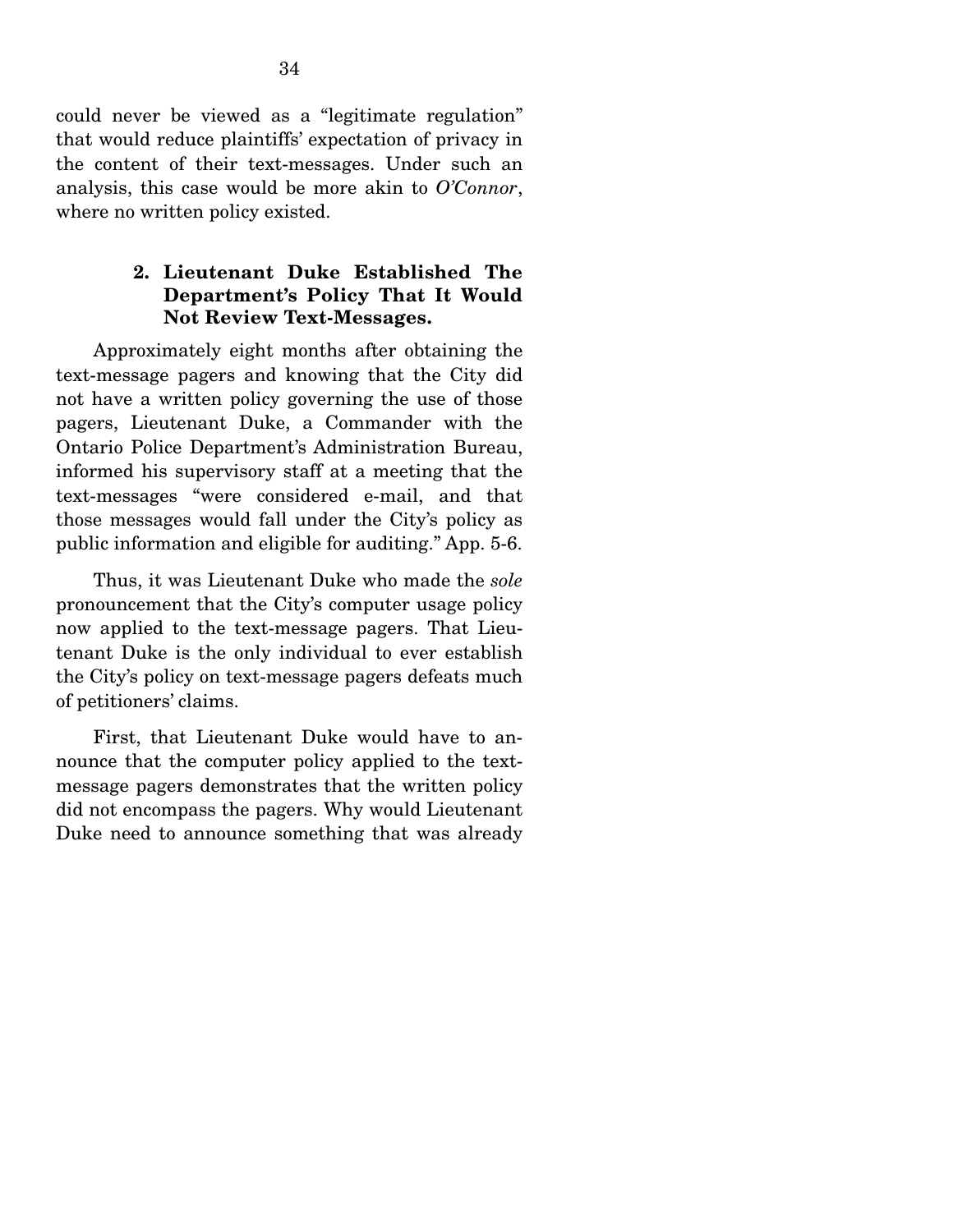could never be viewed as a "legitimate regulation" that would reduce plaintiffs' expectation of privacy in the content of their text-messages. Under such an analysis, this case would be more akin to *O'Connor*, where no written policy existed.

### 2. Lieutenant Duke Established The Department's Policy That It Would Not Review Text-Messages.

Approximately eight months after obtaining the text-message pagers and knowing that the City did not have a written policy governing the use of those pagers, Lieutenant Duke, a Commander with the Ontario Police Department's Administration Bureau, informed his supervisory staff at a meeting that the text-messages "were considered e-mail, and that those messages would fall under the City's policy as public information and eligible for auditing." App. 5-6.

Thus, it was Lieutenant Duke who made the *sole* pronouncement that the City's computer usage policy now applied to the text-message pagers. That Lieutenant Duke is the only individual to ever establish the City's policy on text-message pagers defeats much of petitioners' claims.

First, that Lieutenant Duke would have to announce that the computer policy applied to the text-message pagers demonstrates that the written policy did not encompass the pagers. Why would Lieutenant Duke need to announce something that was already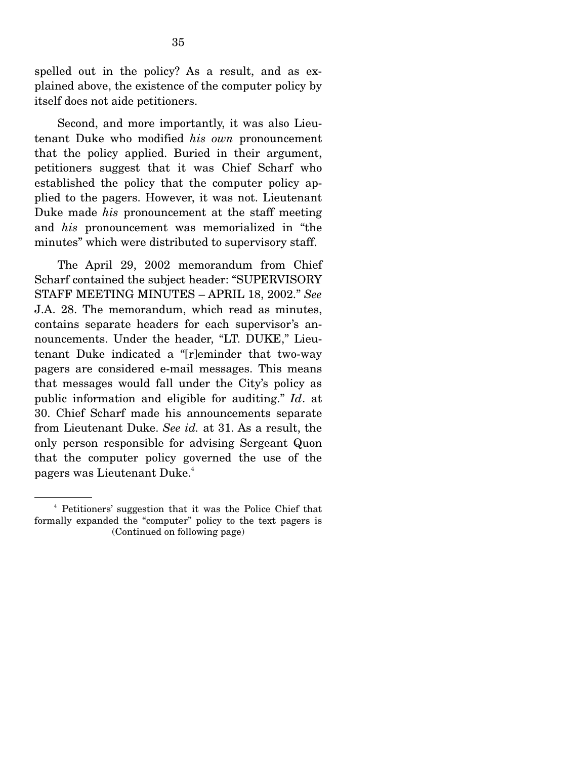spelled out in the policy? As a result, and as explained above, the existence of the computer policy by itself does not aide petitioners.

Second, and more importantly, it was also Lieutenant Duke who modified *his own* pronouncement that the policy applied. Buried in their argument, petitioners suggest that it was Chief Scharf who established the policy that the computer policy applied to the pagers. However, it was not. Lieutenant Duke made *his* pronouncement at the staff meeting and *his* pronouncement was memorialized in "the minutes" which were distributed to supervisory staff.

The April 29, 2002 memorandum from Chief Scharf contained the subject header: "SUPERVISORY STAFF MEETING MINUTES – APRIL 18, 2002." *See* J.A. 28. The memorandum, which read as minutes, contains separate headers for each supervisor's announcements. Under the header, "LT. DUKE," Lieutenant Duke indicated a "[r]eminder that two-way pagers are considered e-mail messages. This means that messages would fall under the City's policy as public information and eligible for auditing." *Id*. at 30. Chief Scharf made his announcements separate from Lieutenant Duke. *See id.* at 31. As a result, the only person responsible for advising Sergeant Quon that the computer policy governed the use of the pagers was Lieutenant Duke.[4]

---

[4] Petitioners' suggestion that it was the Police Chief that formally expanded the "computer" policy to the text pagers is (Continued on following page)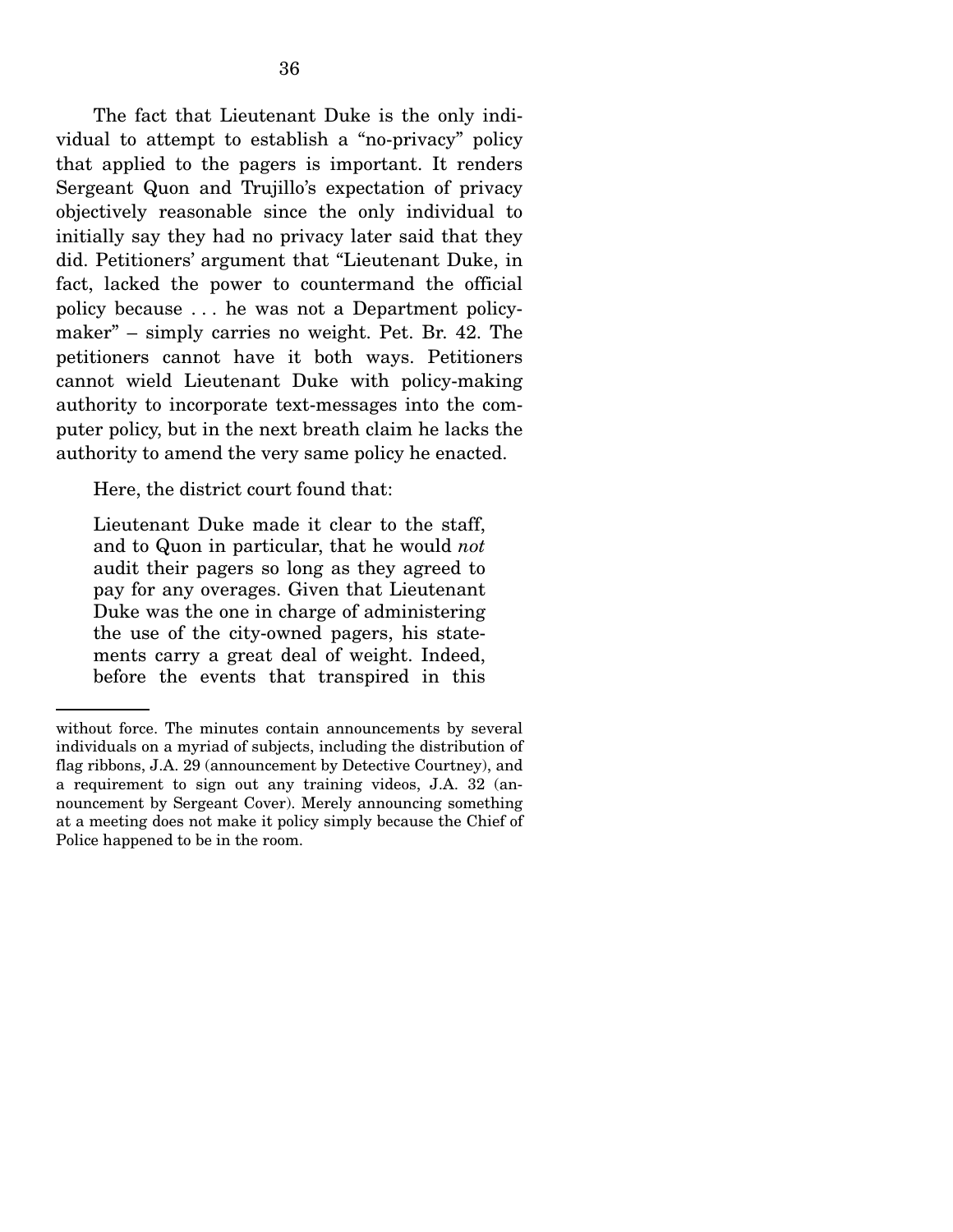The fact that Lieutenant Duke is the only individual to attempt to establish a "no-privacy" policy that applied to the pagers is important. It renders Sergeant Quon and Trujillo's expectation of privacy objectively reasonable since the only individual to initially say they had no privacy later said that they did. Petitioners' argument that "Lieutenant Duke, in fact, lacked the power to countermand the official policy because . . . he was not a Department policy-maker" – simply carries no weight. Pet. Br. 42. The petitioners cannot have it both ways. Petitioners cannot wield Lieutenant Duke with policy-making authority to incorporate text-messages into the computer policy, but in the next breath claim he lacks the authority to amend the very same policy he enacted.

Here, the district court found that:

> Lieutenant Duke made it clear to the staff, and to Quon in particular, that he would *not* audit their pagers so long as they agreed to pay for any overages. Given that Lieutenant Duke was the one in charge of administering the use of the city-owned pagers, his statements carry a great deal of weight. Indeed, before the events that transpired in this

---

without force. The minutes contain announcements by several individuals on a myriad of subjects, including the distribution of flag ribbons, J.A. 29 (announcement by Detective Courtney), and a requirement to sign out any training videos, J.A. 32 (announcement by Sergeant Cover). Merely announcing something at a meeting does not make it policy simply because the Chief of Police happened to be in the room.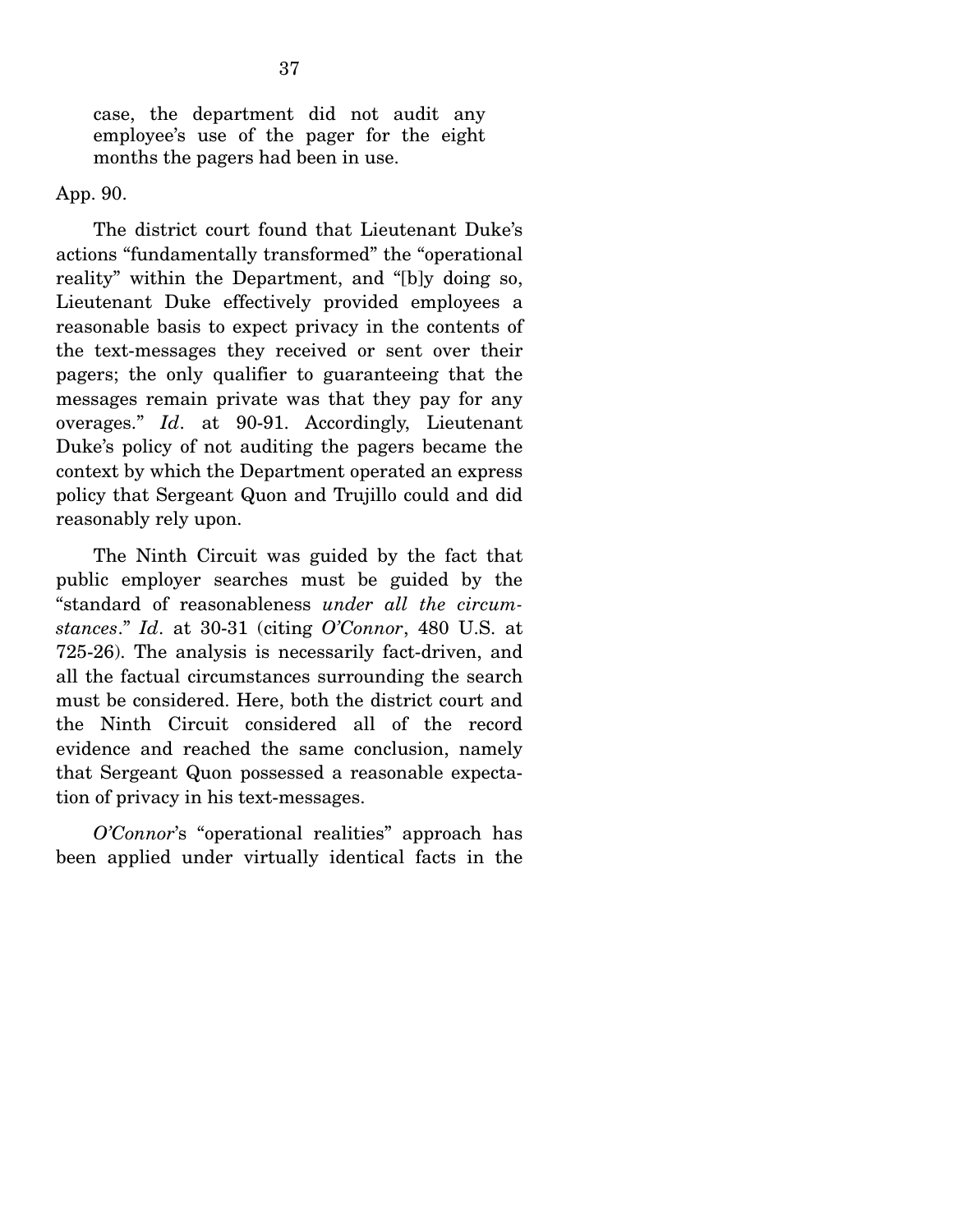> case, the department did not audit any employee's use of the pager for the eight months the pagers had been in use.

App. 90.

The district court found that Lieutenant Duke's actions "fundamentally transformed" the "operational reality" within the Department, and "[b]y doing so, Lieutenant Duke effectively provided employees a reasonable basis to expect privacy in the contents of the text-messages they received or sent over their pagers; the only qualifier to guaranteeing that the messages remain private was that they pay for any overages." *Id*. at 90-91. Accordingly, Lieutenant Duke's policy of not auditing the pagers became the context by which the Department operated an express policy that Sergeant Quon and Trujillo could and did reasonably rely upon.

The Ninth Circuit was guided by the fact that public employer searches must be guided by the "standard of reasonableness *under all the circumstances*." *Id*. at 30-31 (citing *O'Connor*, 480 U.S. at 725-26). The analysis is necessarily fact-driven, and all the factual circumstances surrounding the search must be considered. Here, both the district court and the Ninth Circuit considered all of the record evidence and reached the same conclusion, namely that Sergeant Quon possessed a reasonable expectation of privacy in his text-messages.

*O'Connor*'s "operational realities" approach has been applied under virtually identical facts in the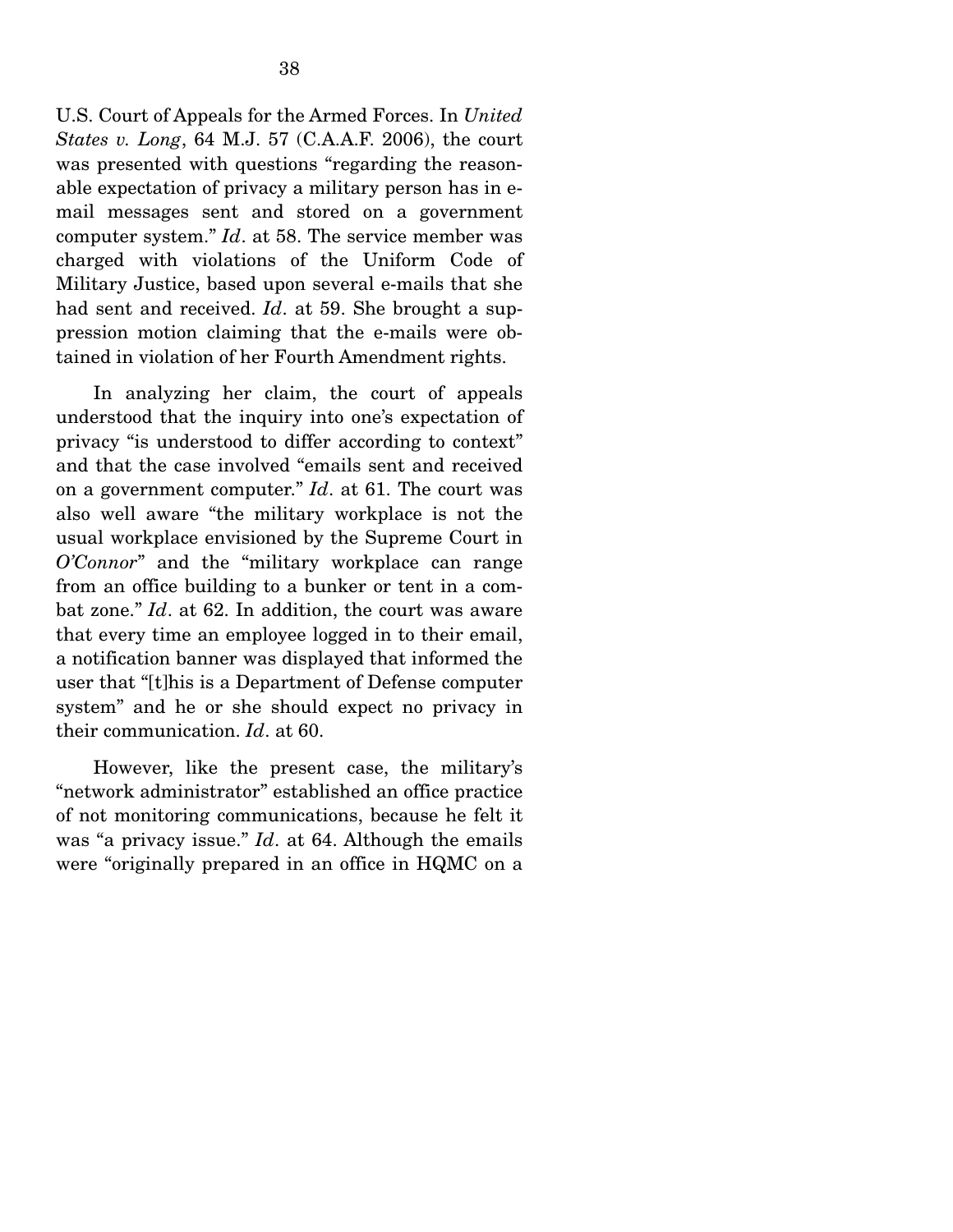U.S. Court of Appeals for the Armed Forces. In *United States v. Long*, 64 M.J. 57 (C.A.A.F. 2006), the court was presented with questions "regarding the reasonable expectation of privacy a military person has in e-mail messages sent and stored on a government computer system." *Id*. at 58. The service member was charged with violations of the Uniform Code of Military Justice, based upon several e-mails that she had sent and received. *Id*. at 59. She brought a suppression motion claiming that the e-mails were obtained in violation of her Fourth Amendment rights.

In analyzing her claim, the court of appeals understood that the inquiry into one's expectation of privacy "is understood to differ according to context" and that the case involved "emails sent and received on a government computer." *Id*. at 61. The court was also well aware "the military workplace is not the usual workplace envisioned by the Supreme Court in *O'Connor*" and the "military workplace can range from an office building to a bunker or tent in a combat zone." *Id*. at 62. In addition, the court was aware that every time an employee logged in to their email, a notification banner was displayed that informed the user that "[t]his is a Department of Defense computer system" and he or she should expect no privacy in their communication. *Id*. at 60.

However, like the present case, the military's "network administrator" established an office practice of not monitoring communications, because he felt it was "a privacy issue." *Id*. at 64. Although the emails were "originally prepared in an office in HQMC on a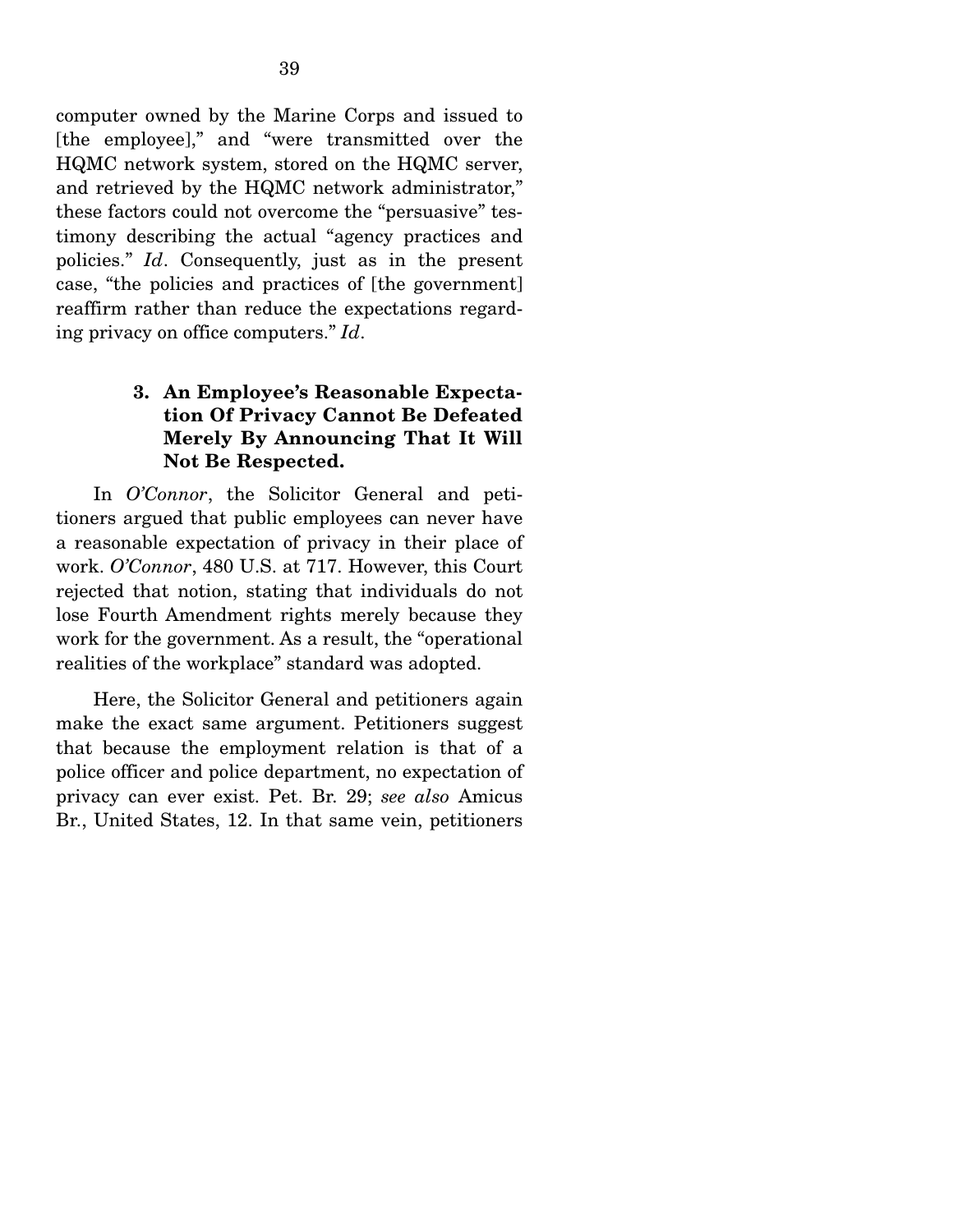computer owned by the Marine Corps and issued to [the employee]," and "were transmitted over the HQMC network system, stored on the HQMC server, and retrieved by the HQMC network administrator," these factors could not overcome the "persuasive" testimony describing the actual "agency practices and policies." *Id*. Consequently, just as in the present case, "the policies and practices of [the government] reaffirm rather than reduce the expectations regarding privacy on office computers." *Id*.

### 3. An Employee's Reasonable Expectation Of Privacy Cannot Be Defeated Merely By Announcing That It Will Not Be Respected.

In *O'Connor*, the Solicitor General and petitioners argued that public employees can never have a reasonable expectation of privacy in their place of work. *O'Connor*, 480 U.S. at 717. However, this Court rejected that notion, stating that individuals do not lose Fourth Amendment rights merely because they work for the government. As a result, the "operational realities of the workplace" standard was adopted.

Here, the Solicitor General and petitioners again make the exact same argument. Petitioners suggest that because the employment relation is that of a police officer and police department, no expectation of privacy can ever exist. Pet. Br. 29; *see also* Amicus Br., United States, 12. In that same vein, petitioners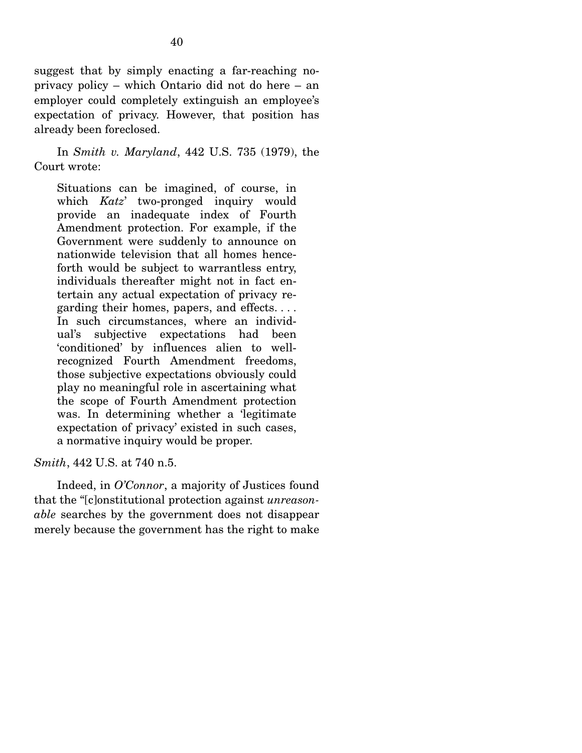suggest that by simply enacting a far-reaching no-privacy policy – which Ontario did not do here – an employer could completely extinguish an employee's expectation of privacy. However, that position has already been foreclosed.

In *Smith v. Maryland*, 442 U.S. 735 (1979), the Court wrote:

> Situations can be imagined, of course, in which *Katz*' two-pronged inquiry would provide an inadequate index of Fourth Amendment protection. For example, if the Government were suddenly to announce on nationwide television that all homes henceforth would be subject to warrantless entry, individuals thereafter might not in fact entertain any actual expectation of privacy regarding their homes, papers, and effects. . . . In such circumstances, where an individual's subjective expectations had been 'conditioned' by influences alien to well-recognized Fourth Amendment freedoms, those subjective expectations obviously could play no meaningful role in ascertaining what the scope of Fourth Amendment protection was. In determining whether a 'legitimate expectation of privacy' existed in such cases, a normative inquiry would be proper.

*Smith*, 442 U.S. at 740 n.5.

Indeed, in *O'Connor*, a majority of Justices found that the "[c]onstitutional protection against *unreasonable* searches by the government does not disappear merely because the government has the right to make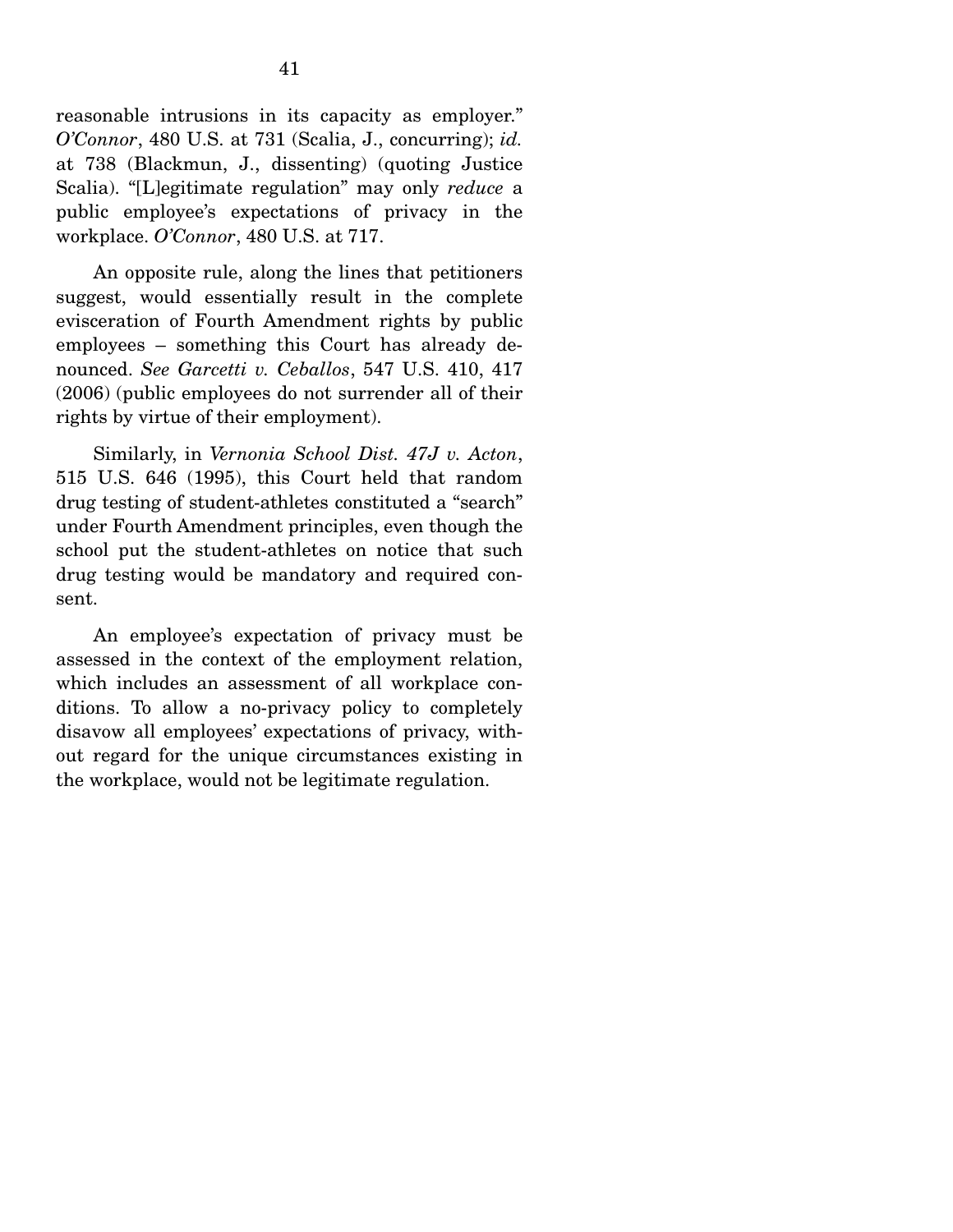reasonable intrusions in its capacity as employer." *O'Connor*, 480 U.S. at 731 (Scalia, J., concurring); *id.* at 738 (Blackmun, J., dissenting) (quoting Justice Scalia). "[L]egitimate regulation" may only *reduce* a public employee's expectations of privacy in the workplace. *O'Connor*, 480 U.S. at 717.

An opposite rule, along the lines that petitioners suggest, would essentially result in the complete evisceration of Fourth Amendment rights by public employees – something this Court has already denounced. *See Garcetti v. Ceballos*, 547 U.S. 410, 417 (2006) (public employees do not surrender all of their rights by virtue of their employment).

Similarly, in *Vernonia School Dist. 47J v. Acton*, 515 U.S. 646 (1995), this Court held that random drug testing of student-athletes constituted a "search" under Fourth Amendment principles, even though the school put the student-athletes on notice that such drug testing would be mandatory and required consent.

An employee's expectation of privacy must be assessed in the context of the employment relation, which includes an assessment of all workplace conditions. To allow a no-privacy policy to completely disavow all employees' expectations of privacy, without regard for the unique circumstances existing in the workplace, would not be legitimate regulation.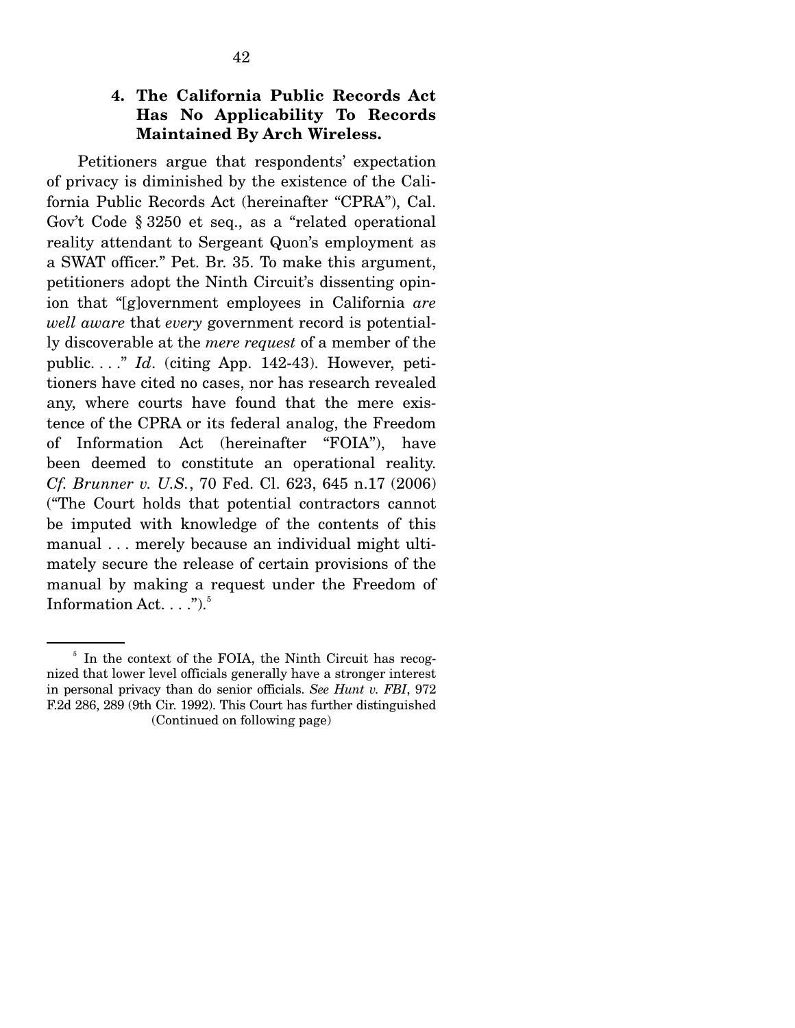### 4. The California Public Records Act Has No Applicability To Records Maintained By Arch Wireless.

Petitioners argue that respondents' expectation of privacy is diminished by the existence of the California Public Records Act (hereinafter "CPRA"), Cal. Gov't Code § 3250 et seq., as a "related operational reality attendant to Sergeant Quon's employment as a SWAT officer." Pet. Br. 35. To make this argument, petitioners adopt the Ninth Circuit's dissenting opinion that "[g]overnment employees in California *are well aware* that *every* government record is potentially discoverable at the *mere request* of a member of the public. . . ." *Id*. (citing App. 142-43). However, petitioners have cited no cases, nor has research revealed any, where courts have found that the mere existence of the CPRA or its federal analog, the Freedom of Information Act (hereinafter "FOIA"), have been deemed to constitute an operational reality. *Cf. Brunner v. U.S.*, 70 Fed. Cl. 623, 645 n.17 (2006) ("The Court holds that potential contractors cannot be imputed with knowledge of the contents of this manual . . . merely because an individual might ultimately secure the release of certain provisions of the manual by making a request under the Freedom of Information Act. . . .").[5]

---

[5] In the context of the FOIA, the Ninth Circuit has recognized that lower level officials generally have a stronger interest in personal privacy than do senior officials. *See Hunt v. FBI*, 972 F.2d 286, 289 (9th Cir. 1992). This Court has further distinguished

(Continued on following page)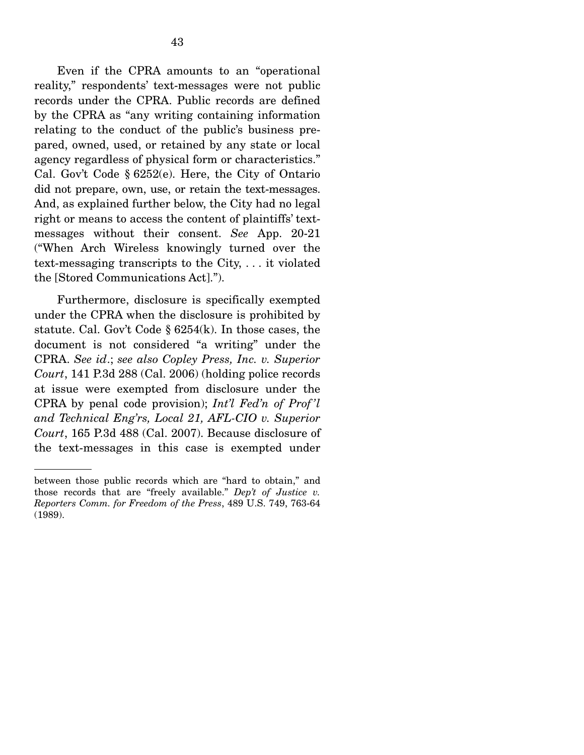Even if the CPRA amounts to an "operational reality," respondents' text-messages were not public records under the CPRA. Public records are defined by the CPRA as "any writing containing information relating to the conduct of the public's business prepared, owned, used, or retained by any state or local agency regardless of physical form or characteristics." Cal. Gov't Code § 6252(e). Here, the City of Ontario did not prepare, own, use, or retain the text-messages. And, as explained further below, the City had no legal right or means to access the content of plaintiffs' text-messages without their consent. *See* App. 20-21 ("When Arch Wireless knowingly turned over the text-messaging transcripts to the City, . . . it violated the [Stored Communications Act].").

Furthermore, disclosure is specifically exempted under the CPRA when the disclosure is prohibited by statute. Cal. Gov't Code § 6254(k). In those cases, the document is not considered "a writing" under the CPRA. *See id*.; *see also Copley Press, Inc. v. Superior Court*, 141 P.3d 288 (Cal. 2006) (holding police records at issue were exempted from disclosure under the CPRA by penal code provision); *Int'l Fed'n of Prof'l and Technical Eng'rs, Local 21, AFL-CIO v. Superior Court*, 165 P.3d 488 (Cal. 2007). Because disclosure of the text-messages in this case is exempted under

---

between those public records which are "hard to obtain," and those records that are "freely available." *Dep't of Justice v. Reporters Comm. for Freedom of the Press*, 489 U.S. 749, 763-64 (1989).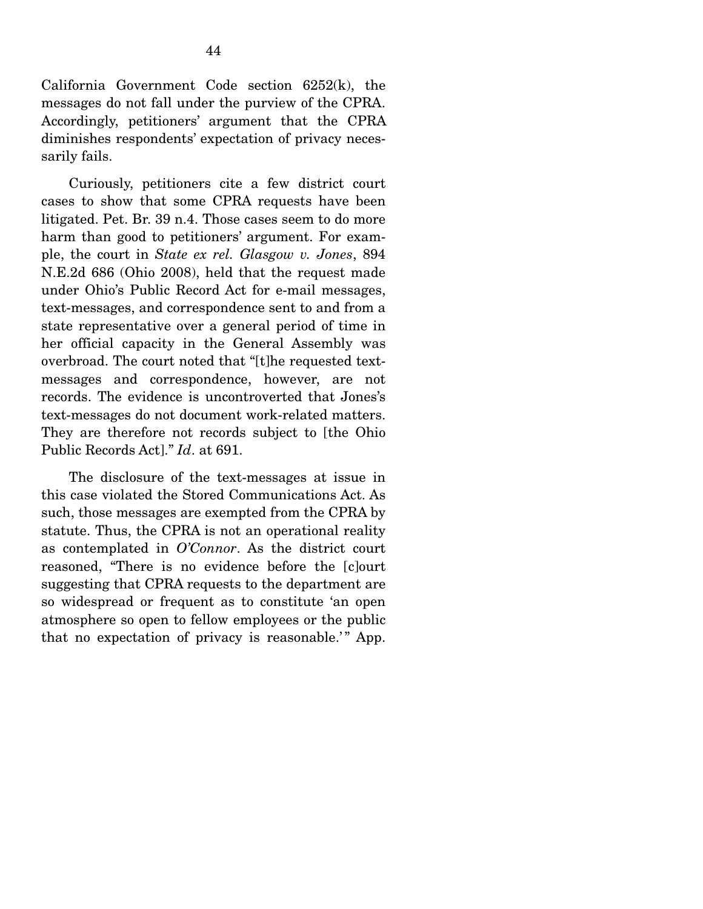California Government Code section 6252(k), the messages do not fall under the purview of the CPRA. Accordingly, petitioners' argument that the CPRA diminishes respondents' expectation of privacy necessarily fails.

Curiously, petitioners cite a few district court cases to show that some CPRA requests have been litigated. Pet. Br. 39 n.4. Those cases seem to do more harm than good to petitioners' argument. For example, the court in *State ex rel. Glasgow v. Jones*, 894 N.E.2d 686 (Ohio 2008), held that the request made under Ohio's Public Record Act for e-mail messages, text-messages, and correspondence sent to and from a state representative over a general period of time in her official capacity in the General Assembly was overbroad. The court noted that "[t]he requested text-messages and correspondence, however, are not records. The evidence is uncontroverted that Jones's text-messages do not document work-related matters. They are therefore not records subject to [the Ohio Public Records Act]." *Id*. at 691.

The disclosure of the text-messages at issue in this case violated the Stored Communications Act. As such, those messages are exempted from the CPRA by statute. Thus, the CPRA is not an operational reality as contemplated in *O'Connor*. As the district court reasoned, "There is no evidence before the [c]ourt suggesting that CPRA requests to the department are so widespread or frequent as to constitute 'an open atmosphere so open to fellow employees or the public that no expectation of privacy is reasonable.'" App.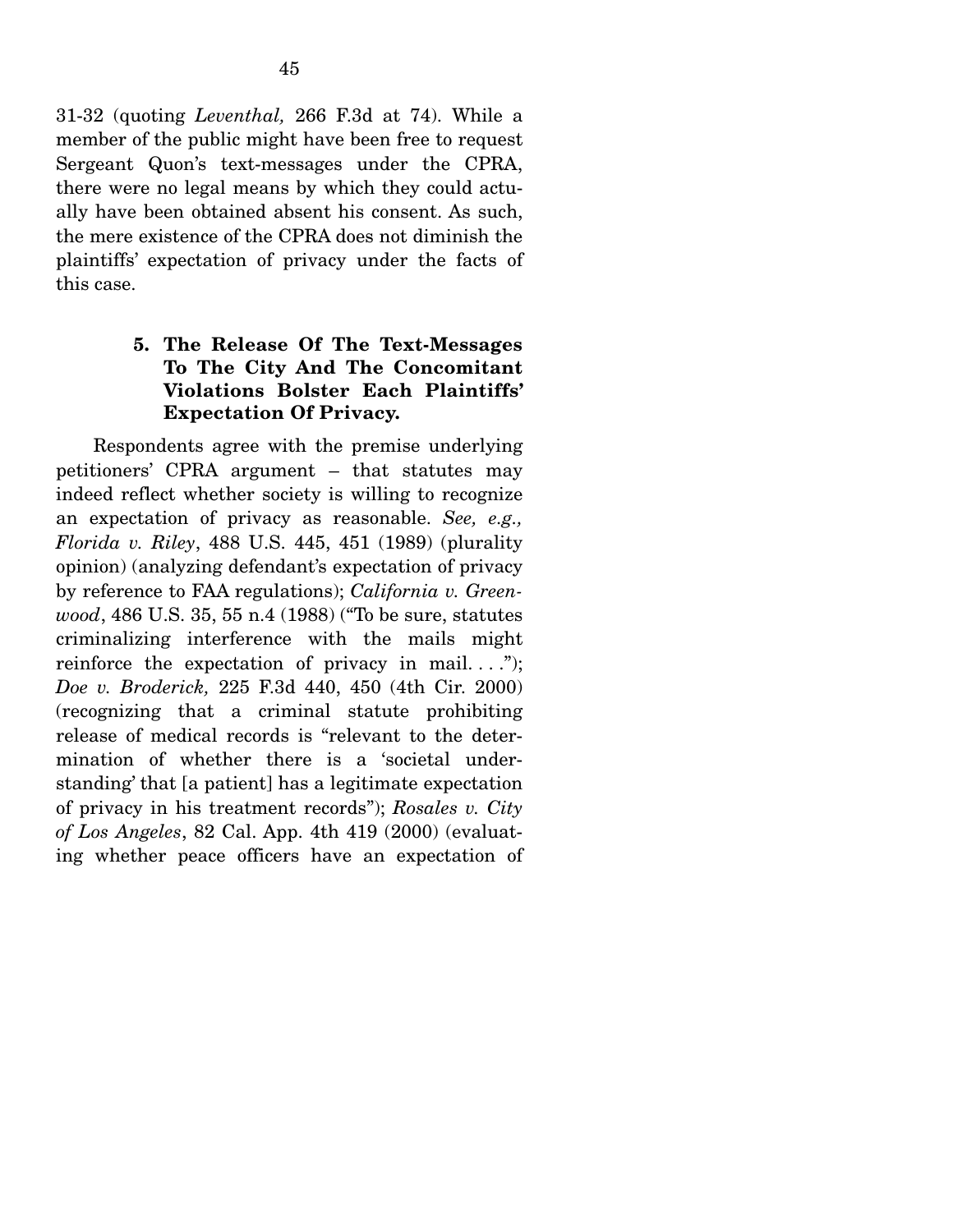31-32 (quoting *Leventhal,* 266 F.3d at 74). While a member of the public might have been free to request Sergeant Quon's text-messages under the CPRA, there were no legal means by which they could actually have been obtained absent his consent. As such, the mere existence of the CPRA does not diminish the plaintiffs' expectation of privacy under the facts of this case.

**5. The Release Of The Text-Messages To The City And The Concomitant Violations Bolster Each Plaintiffs' Expectation Of Privacy.**

Respondents agree with the premise underlying petitioners' CPRA argument – that statutes may indeed reflect whether society is willing to recognize an expectation of privacy as reasonable. *See, e.g., Florida v. Riley*, 488 U.S. 445, 451 (1989) (plurality opinion) (analyzing defendant's expectation of privacy by reference to FAA regulations); *California v. Greenwood*, 486 U.S. 35, 55 n.4 (1988) ("To be sure, statutes criminalizing interference with the mails might reinforce the expectation of privacy in mail. . . ."); *Doe v. Broderick,* 225 F.3d 440, 450 (4th Cir. 2000) (recognizing that a criminal statute prohibiting release of medical records is "relevant to the determination of whether there is a 'societal understanding' that [a patient] has a legitimate expectation of privacy in his treatment records"); *Rosales v. City of Los Angeles*, 82 Cal. App. 4th 419 (2000) (evaluating whether peace officers have an expectation of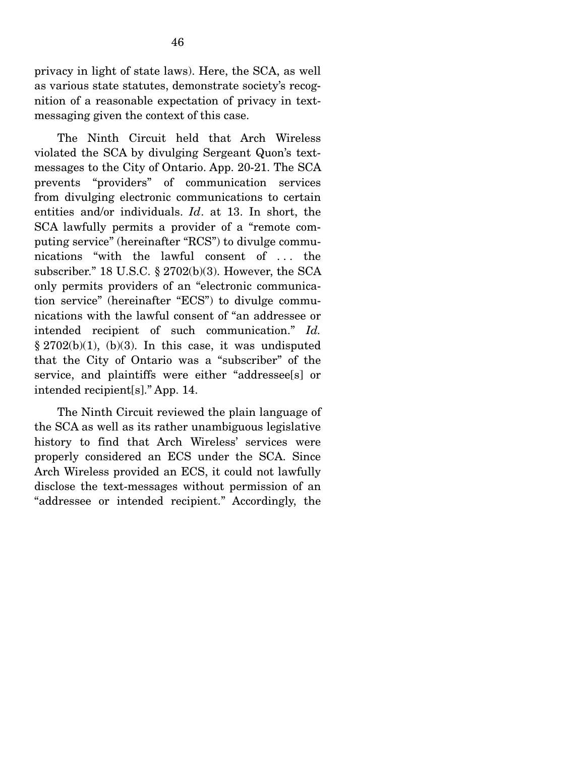privacy in light of state laws). Here, the SCA, as well as various state statutes, demonstrate society's recognition of a reasonable expectation of privacy in text-messaging given the context of this case.

The Ninth Circuit held that Arch Wireless violated the SCA by divulging Sergeant Quon's text-messages to the City of Ontario. App. 20-21. The SCA prevents "providers" of communication services from divulging electronic communications to certain entities and/or individuals. *Id*. at 13. In short, the SCA lawfully permits a provider of a "remote computing service" (hereinafter "RCS") to divulge communications "with the lawful consent of . . . the subscriber." 18 U.S.C. § 2702(b)(3). However, the SCA only permits providers of an "electronic communication service" (hereinafter "ECS") to divulge communications with the lawful consent of "an addressee or intended recipient of such communication." *Id.* § 2702(b)(1), (b)(3). In this case, it was undisputed that the City of Ontario was a "subscriber" of the service, and plaintiffs were either "addressee[s] or intended recipient[s]." App. 14.

The Ninth Circuit reviewed the plain language of the SCA as well as its rather unambiguous legislative history to find that Arch Wireless' services were properly considered an ECS under the SCA. Since Arch Wireless provided an ECS, it could not lawfully disclose the text-messages without permission of an "addressee or intended recipient." Accordingly, the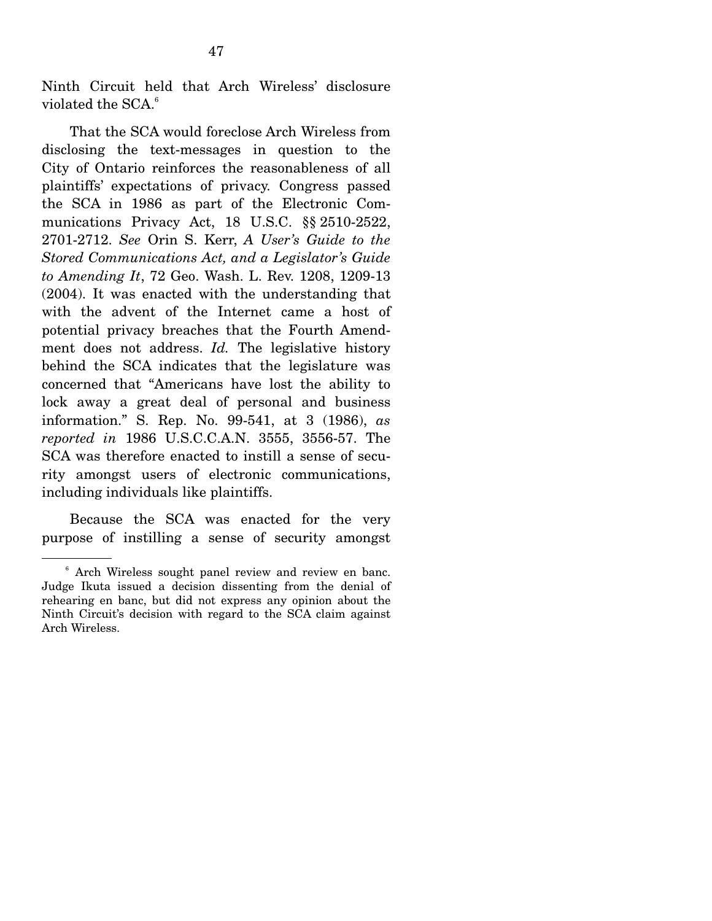Ninth Circuit held that Arch Wireless' disclosure violated the SCA.[6]

That the SCA would foreclose Arch Wireless from disclosing the text-messages in question to the City of Ontario reinforces the reasonableness of all plaintiffs' expectations of privacy. Congress passed the SCA in 1986 as part of the Electronic Communications Privacy Act, 18 U.S.C. §§ 2510-2522, 2701-2712. *See* Orin S. Kerr, *A User's Guide to the Stored Communications Act, and a Legislator's Guide to Amending It*, 72 Geo. Wash. L. Rev. 1208, 1209-13 (2004). It was enacted with the understanding that with the advent of the Internet came a host of potential privacy breaches that the Fourth Amendment does not address. *Id.* The legislative history behind the SCA indicates that the legislature was concerned that "Americans have lost the ability to lock away a great deal of personal and business information." S. Rep. No. 99-541, at 3 (1986), *as reported in* 1986 U.S.C.C.A.N. 3555, 3556-57. The SCA was therefore enacted to instill a sense of security amongst users of electronic communications, including individuals like plaintiffs.

Because the SCA was enacted for the very purpose of instilling a sense of security amongst

---

[6] Arch Wireless sought panel review and review en banc. Judge Ikuta issued a decision dissenting from the denial of rehearing en banc, but did not express any opinion about the Ninth Circuit's decision with regard to the SCA claim against Arch Wireless.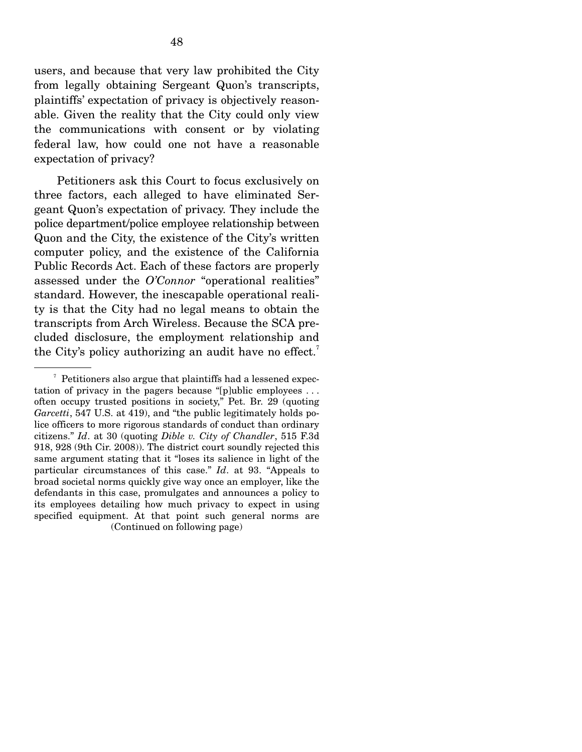users, and because that very law prohibited the City from legally obtaining Sergeant Quon's transcripts, plaintiffs' expectation of privacy is objectively reasonable. Given the reality that the City could only view the communications with consent or by violating federal law, how could one not have a reasonable expectation of privacy?

Petitioners ask this Court to focus exclusively on three factors, each alleged to have eliminated Sergeant Quon's expectation of privacy. They include the police department/police employee relationship between Quon and the City, the existence of the City's written computer policy, and the existence of the California Public Records Act. Each of these factors are properly assessed under the *O'Connor* "operational realities" standard. However, the inescapable operational reality is that the City had no legal means to obtain the transcripts from Arch Wireless. Because the SCA precluded disclosure, the employment relationship and the City's policy authorizing an audit have no effect.[7]

---

[7] Petitioners also argue that plaintiffs had a lessened expectation of privacy in the pagers because "[p]ublic employees . . . often occupy trusted positions in society," Pet. Br. 29 (quoting *Garcetti*, 547 U.S. at 419), and "the public legitimately holds police officers to more rigorous standards of conduct than ordinary citizens." *Id*. at 30 (quoting *Dible v. City of Chandler*, 515 F.3d 918, 928 (9th Cir. 2008)). The district court soundly rejected this same argument stating that it "loses its salience in light of the particular circumstances of this case." *Id*. at 93. "Appeals to broad societal norms quickly give way once an employer, like the defendants in this case, promulgates and announces a policy to its employees detailing how much privacy to expect in using specified equipment. At that point such general norms are

(Continued on following page)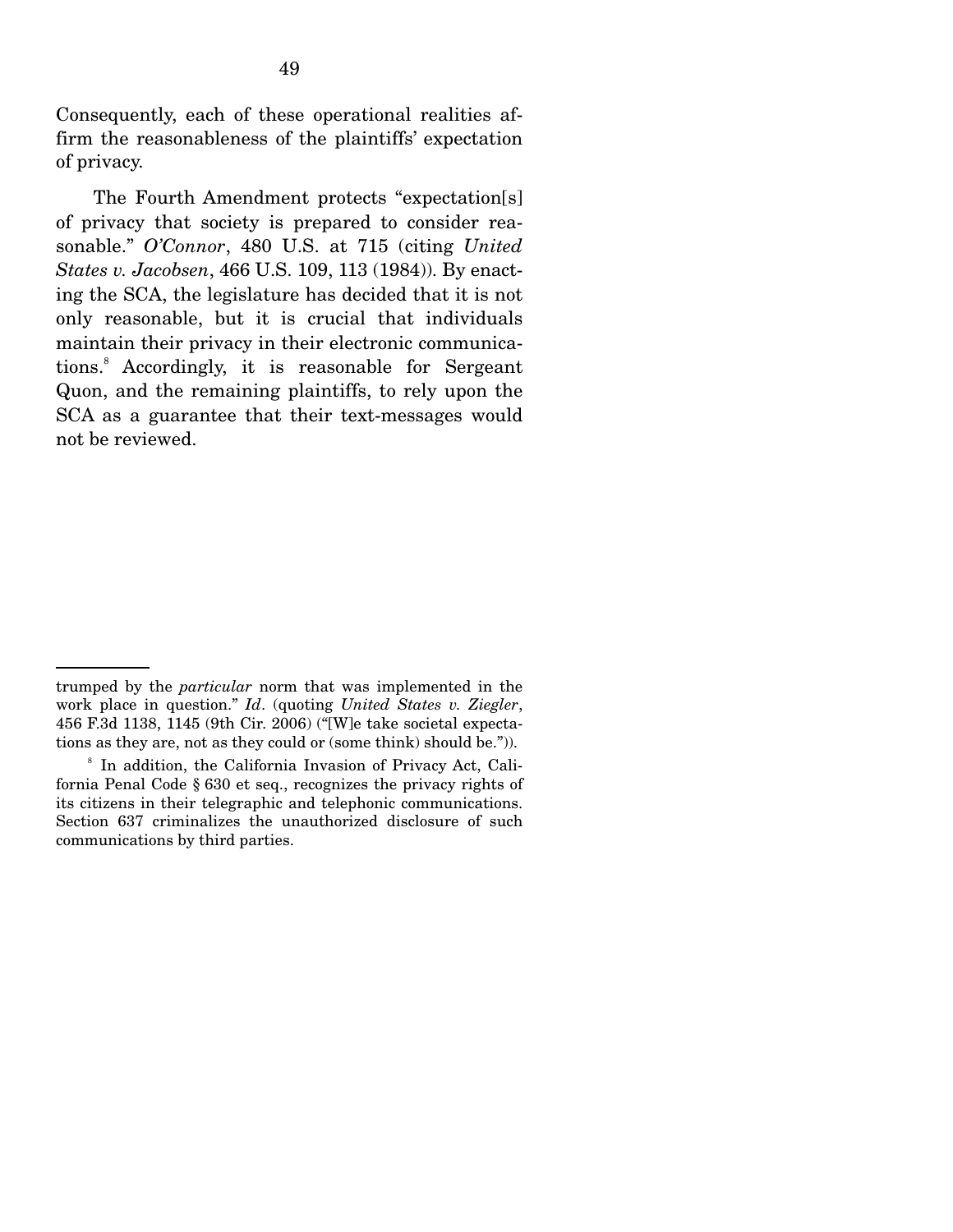Consequently, each of these operational realities affirm the reasonableness of the plaintiffs' expectation of privacy.

The Fourth Amendment protects "expectation[s] of privacy that society is prepared to consider reasonable." *O'Connor*, 480 U.S. at 715 (citing *United States v. Jacobsen*, 466 U.S. 109, 113 (1984)). By enacting the SCA, the legislature has decided that it is not only reasonable, but it is crucial that individuals maintain their privacy in their electronic communications.[8] Accordingly, it is reasonable for Sergeant Quon, and the remaining plaintiffs, to rely upon the SCA as a guarantee that their text-messages would not be reviewed.

---

trumped by the *particular* norm that was implemented in the work place in question." *Id*. (quoting *United States v. Ziegler*, 456 F.3d 1138, 1145 (9th Cir. 2006) ("[W]e take societal expectations as they are, not as they could or (some think) should be.")).

[8] In addition, the California Invasion of Privacy Act, California Penal Code § 630 et seq., recognizes the privacy rights of its citizens in their telegraphic and telephonic communications. Section 637 criminalizes the unauthorized disclosure of such communications by third parties.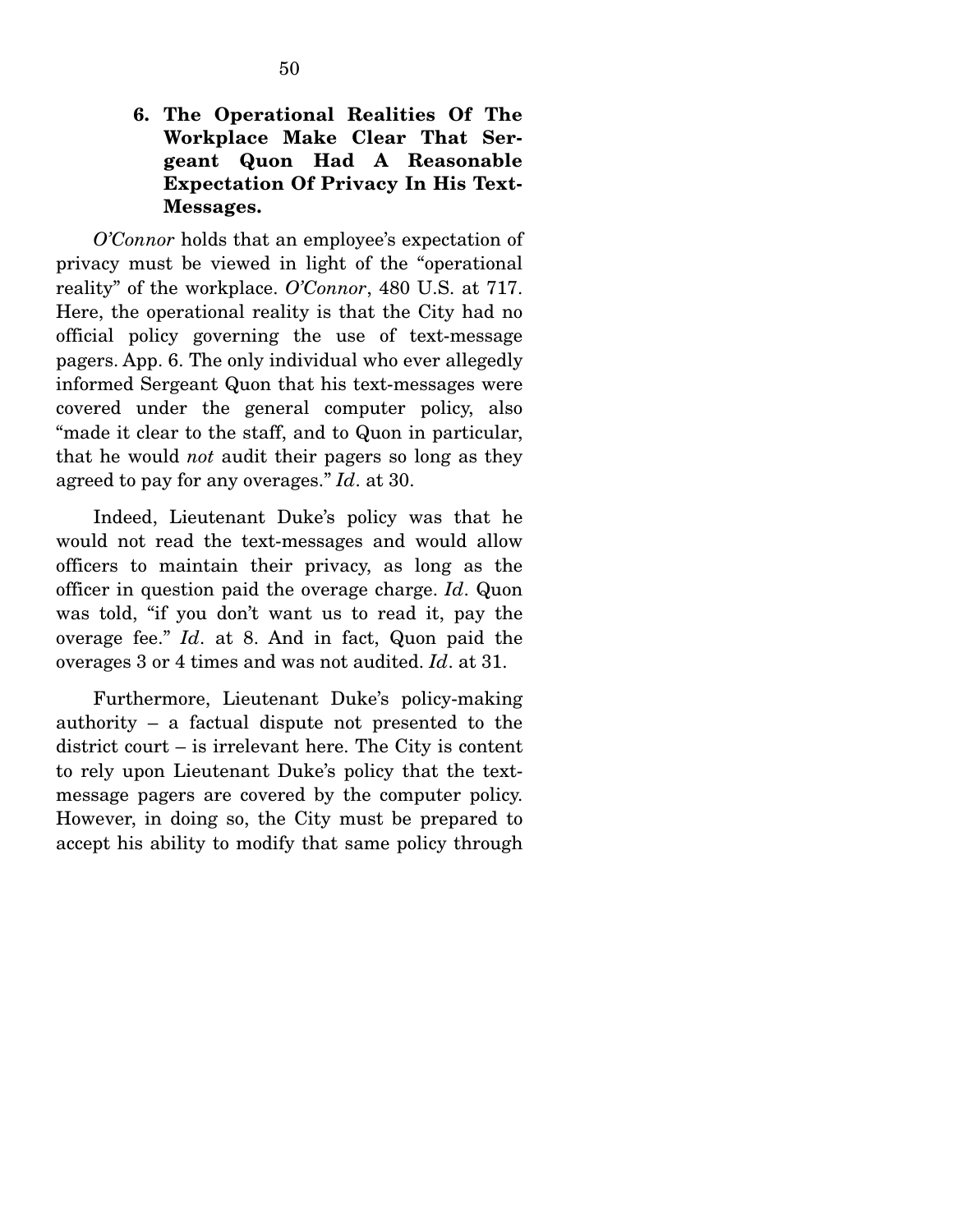### 6. The Operational Realities Of The Workplace Make Clear That Sergeant Quon Had A Reasonable Expectation Of Privacy In His Text-Messages.

*O'Connor* holds that an employee's expectation of privacy must be viewed in light of the "operational reality" of the workplace. *O'Connor*, 480 U.S. at 717. Here, the operational reality is that the City had no official policy governing the use of text-message pagers. App. 6. The only individual who ever allegedly informed Sergeant Quon that his text-messages were covered under the general computer policy, also "made it clear to the staff, and to Quon in particular, that he would *not* audit their pagers so long as they agreed to pay for any overages." *Id*. at 30.

Indeed, Lieutenant Duke's policy was that he would not read the text-messages and would allow officers to maintain their privacy, as long as the officer in question paid the overage charge. *Id*. Quon was told, "if you don't want us to read it, pay the overage fee." *Id*. at 8. And in fact, Quon paid the overages 3 or 4 times and was not audited. *Id*. at 31.

Furthermore, Lieutenant Duke's policy-making authority – a factual dispute not presented to the district court – is irrelevant here. The City is content to rely upon Lieutenant Duke's policy that the text-message pagers are covered by the computer policy. However, in doing so, the City must be prepared to accept his ability to modify that same policy through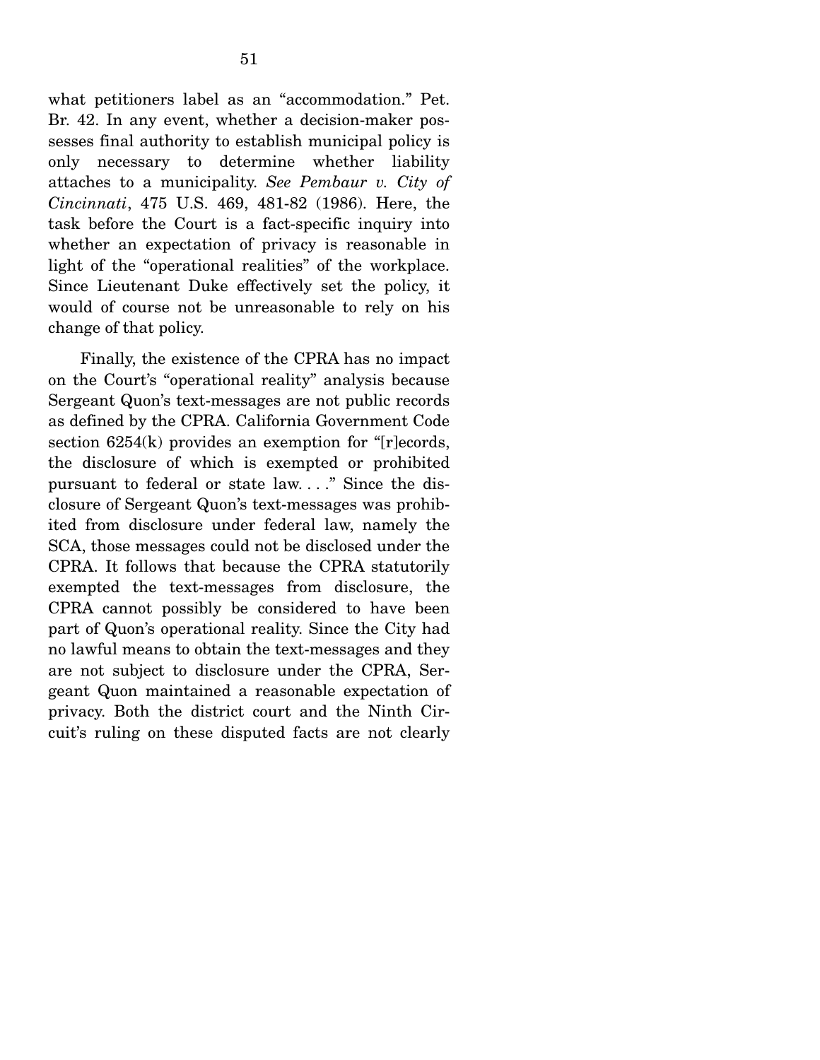what petitioners label as an "accommodation." Pet. Br. 42. In any event, whether a decision-maker possesses final authority to establish municipal policy is only necessary to determine whether liability attaches to a municipality. *See Pembaur v. City of Cincinnati*, 475 U.S. 469, 481-82 (1986). Here, the task before the Court is a fact-specific inquiry into whether an expectation of privacy is reasonable in light of the "operational realities" of the workplace. Since Lieutenant Duke effectively set the policy, it would of course not be unreasonable to rely on his change of that policy.

Finally, the existence of the CPRA has no impact on the Court's "operational reality" analysis because Sergeant Quon's text-messages are not public records as defined by the CPRA. California Government Code section 6254(k) provides an exemption for "[r]ecords, the disclosure of which is exempted or prohibited pursuant to federal or state law. . . ." Since the disclosure of Sergeant Quon's text-messages was prohibited from disclosure under federal law, namely the SCA, those messages could not be disclosed under the CPRA. It follows that because the CPRA statutorily exempted the text-messages from disclosure, the CPRA cannot possibly be considered to have been part of Quon's operational reality. Since the City had no lawful means to obtain the text-messages and they are not subject to disclosure under the CPRA, Sergeant Quon maintained a reasonable expectation of privacy. Both the district court and the Ninth Circuit's ruling on these disputed facts are not clearly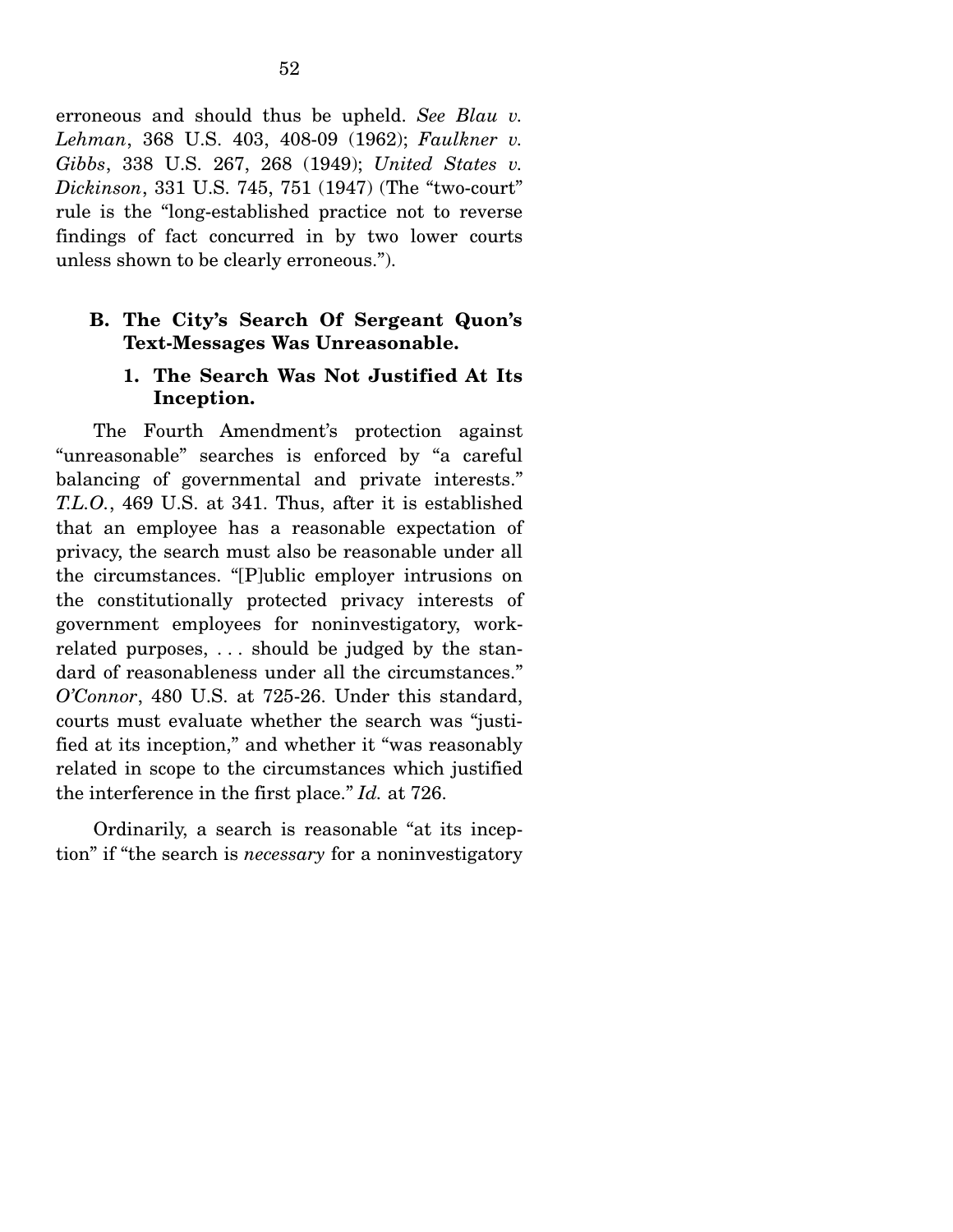erroneous and should thus be upheld. *See Blau v. Lehman*, 368 U.S. 403, 408-09 (1962); *Faulkner v. Gibbs*, 338 U.S. 267, 268 (1949); *United States v. Dickinson*, 331 U.S. 745, 751 (1947) (The "two-court" rule is the "long-established practice not to reverse findings of fact concurred in by two lower courts unless shown to be clearly erroneous.").

### B. The City's Search Of Sergeant Quon's Text-Messages Was Unreasonable.

#### 1. The Search Was Not Justified At Its Inception.

The Fourth Amendment's protection against "unreasonable" searches is enforced by "a careful balancing of governmental and private interests." *T.L.O.*, 469 U.S. at 341. Thus, after it is established that an employee has a reasonable expectation of privacy, the search must also be reasonable under all the circumstances. "[P]ublic employer intrusions on the constitutionally protected privacy interests of government employees for noninvestigatory, work-related purposes, . . . should be judged by the standard of reasonableness under all the circumstances." *O'Connor*, 480 U.S. at 725-26. Under this standard, courts must evaluate whether the search was "justified at its inception," and whether it "was reasonably related in scope to the circumstances which justified the interference in the first place." *Id.* at 726.

Ordinarily, a search is reasonable "at its inception" if "the search is *necessary* for a noninvestigatory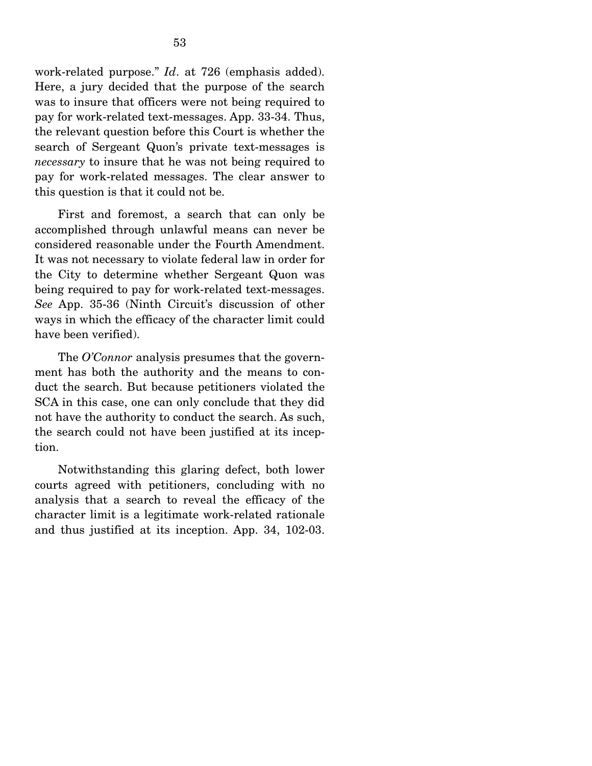work-related purpose." *Id*. at 726 (emphasis added). Here, a jury decided that the purpose of the search was to insure that officers were not being required to pay for work-related text-messages. App. 33-34. Thus, the relevant question before this Court is whether the search of Sergeant Quon's private text-messages is *necessary* to insure that he was not being required to pay for work-related messages. The clear answer to this question is that it could not be.

First and foremost, a search that can only be accomplished through unlawful means can never be considered reasonable under the Fourth Amendment. It was not necessary to violate federal law in order for the City to determine whether Sergeant Quon was being required to pay for work-related text-messages. *See* App. 35-36 (Ninth Circuit's discussion of other ways in which the efficacy of the character limit could have been verified).

The *O'Connor* analysis presumes that the government has both the authority and the means to conduct the search. But because petitioners violated the SCA in this case, one can only conclude that they did not have the authority to conduct the search. As such, the search could not have been justified at its inception.

Notwithstanding this glaring defect, both lower courts agreed with petitioners, concluding with no analysis that a search to reveal the efficacy of the character limit is a legitimate work-related rationale and thus justified at its inception. App. 34, 102-03.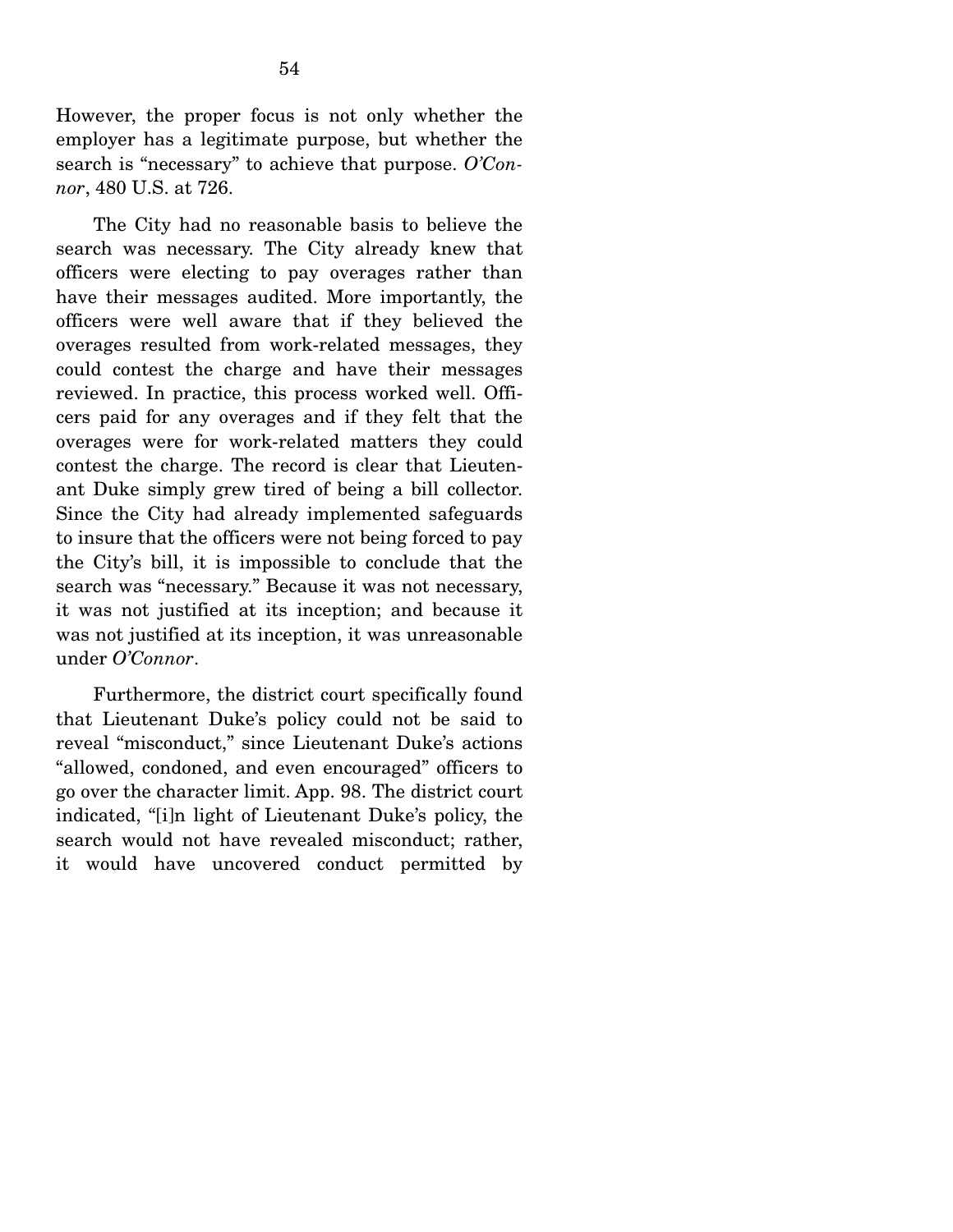However, the proper focus is not only whether the employer has a legitimate purpose, but whether the search is "necessary" to achieve that purpose. *O'Connor*, 480 U.S. at 726.

The City had no reasonable basis to believe the search was necessary. The City already knew that officers were electing to pay overages rather than have their messages audited. More importantly, the officers were well aware that if they believed the overages resulted from work-related messages, they could contest the charge and have their messages reviewed. In practice, this process worked well. Officers paid for any overages and if they felt that the overages were for work-related matters they could contest the charge. The record is clear that Lieutenant Duke simply grew tired of being a bill collector. Since the City had already implemented safeguards to insure that the officers were not being forced to pay the City's bill, it is impossible to conclude that the search was "necessary." Because it was not necessary, it was not justified at its inception; and because it was not justified at its inception, it was unreasonable under *O'Connor*.

Furthermore, the district court specifically found that Lieutenant Duke's policy could not be said to reveal "misconduct," since Lieutenant Duke's actions "allowed, condoned, and even encouraged" officers to go over the character limit. App. 98. The district court indicated, "[i]n light of Lieutenant Duke's policy, the search would not have revealed misconduct; rather, it would have uncovered conduct permitted by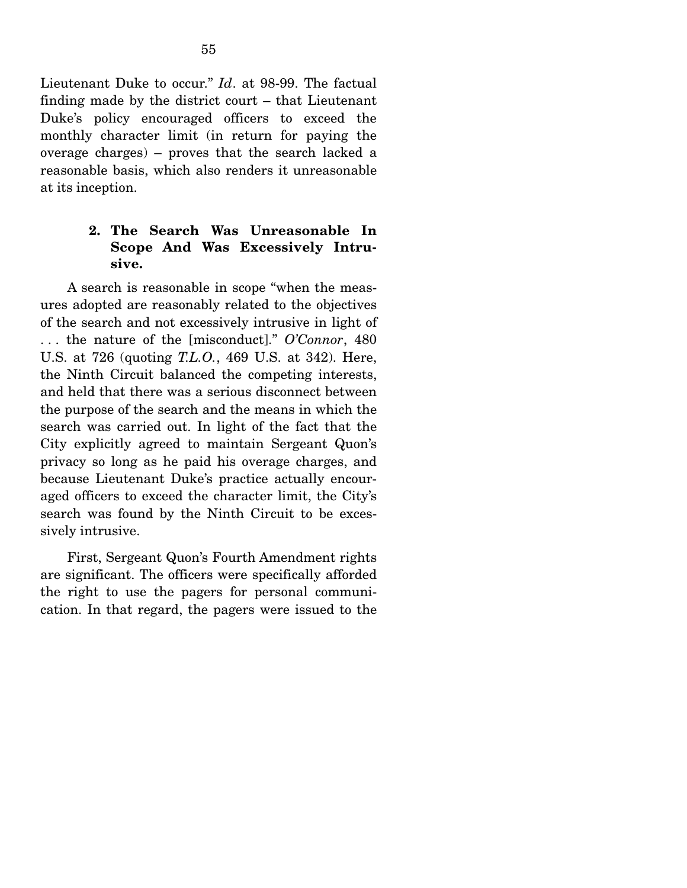Lieutenant Duke to occur." *Id*. at 98-99. The factual finding made by the district court – that Lieutenant Duke's policy encouraged officers to exceed the monthly character limit (in return for paying the overage charges) – proves that the search lacked a reasonable basis, which also renders it unreasonable at its inception.

### 2. The Search Was Unreasonable In Scope And Was Excessively Intrusive.

A search is reasonable in scope "when the measures adopted are reasonably related to the objectives of the search and not excessively intrusive in light of . . . the nature of the [misconduct]." *O'Connor*, 480 U.S. at 726 (quoting *T.L.O.*, 469 U.S. at 342). Here, the Ninth Circuit balanced the competing interests, and held that there was a serious disconnect between the purpose of the search and the means in which the search was carried out. In light of the fact that the City explicitly agreed to maintain Sergeant Quon's privacy so long as he paid his overage charges, and because Lieutenant Duke's practice actually encouraged officers to exceed the character limit, the City's search was found by the Ninth Circuit to be excessively intrusive.

First, Sergeant Quon's Fourth Amendment rights are significant. The officers were specifically afforded the right to use the pagers for personal communication. In that regard, the pagers were issued to the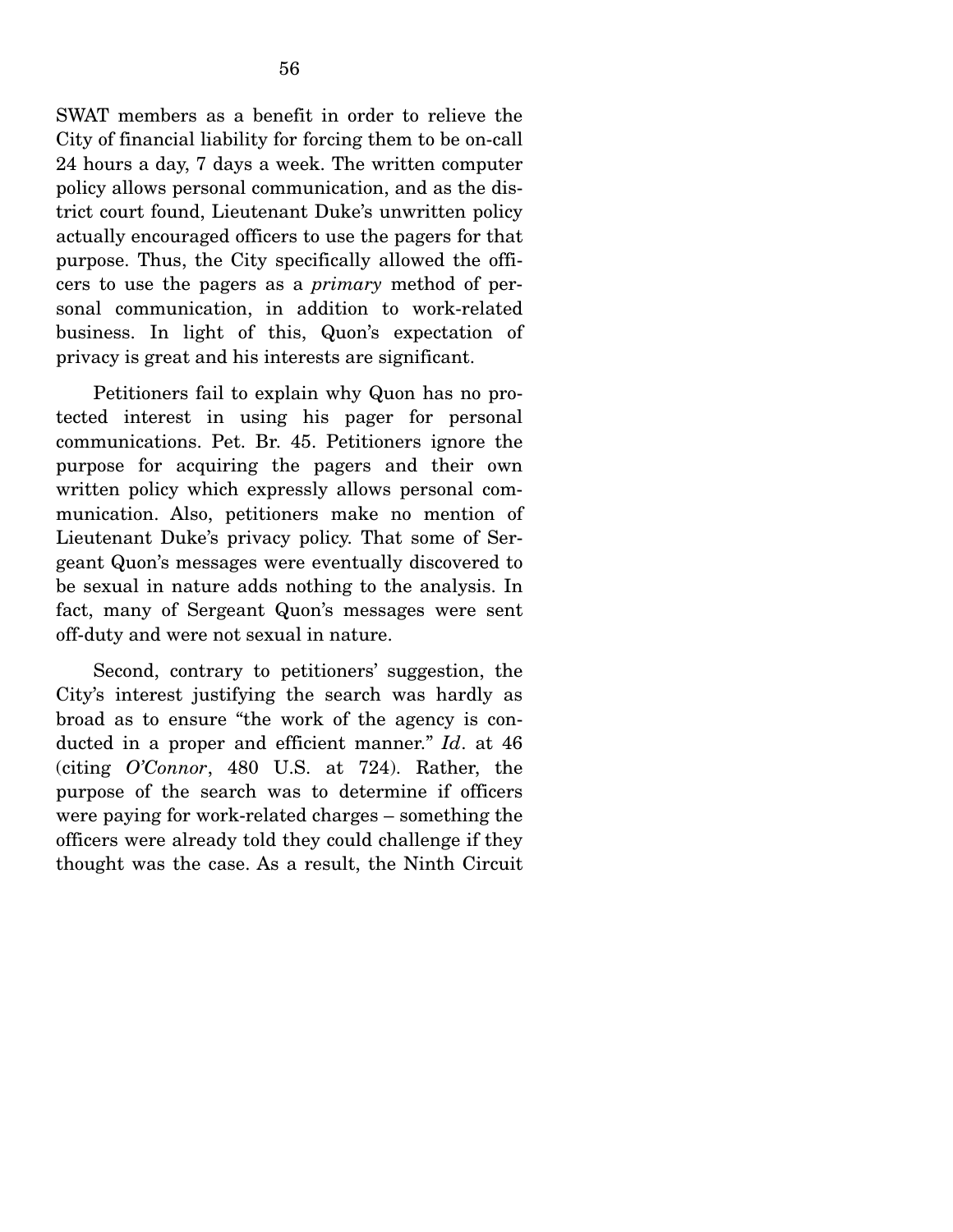SWAT members as a benefit in order to relieve the City of financial liability for forcing them to be on-call 24 hours a day, 7 days a week. The written computer policy allows personal communication, and as the district court found, Lieutenant Duke's unwritten policy actually encouraged officers to use the pagers for that purpose. Thus, the City specifically allowed the officers to use the pagers as a *primary* method of personal communication, in addition to work-related business. In light of this, Quon's expectation of privacy is great and his interests are significant.

Petitioners fail to explain why Quon has no protected interest in using his pager for personal communications. Pet. Br. 45. Petitioners ignore the purpose for acquiring the pagers and their own written policy which expressly allows personal communication. Also, petitioners make no mention of Lieutenant Duke's privacy policy. That some of Sergeant Quon's messages were eventually discovered to be sexual in nature adds nothing to the analysis. In fact, many of Sergeant Quon's messages were sent off-duty and were not sexual in nature.

Second, contrary to petitioners' suggestion, the City's interest justifying the search was hardly as broad as to ensure "the work of the agency is conducted in a proper and efficient manner." *Id*. at 46 (citing *O'Connor*, 480 U.S. at 724). Rather, the purpose of the search was to determine if officers were paying for work-related charges – something the officers were already told they could challenge if they thought was the case. As a result, the Ninth Circuit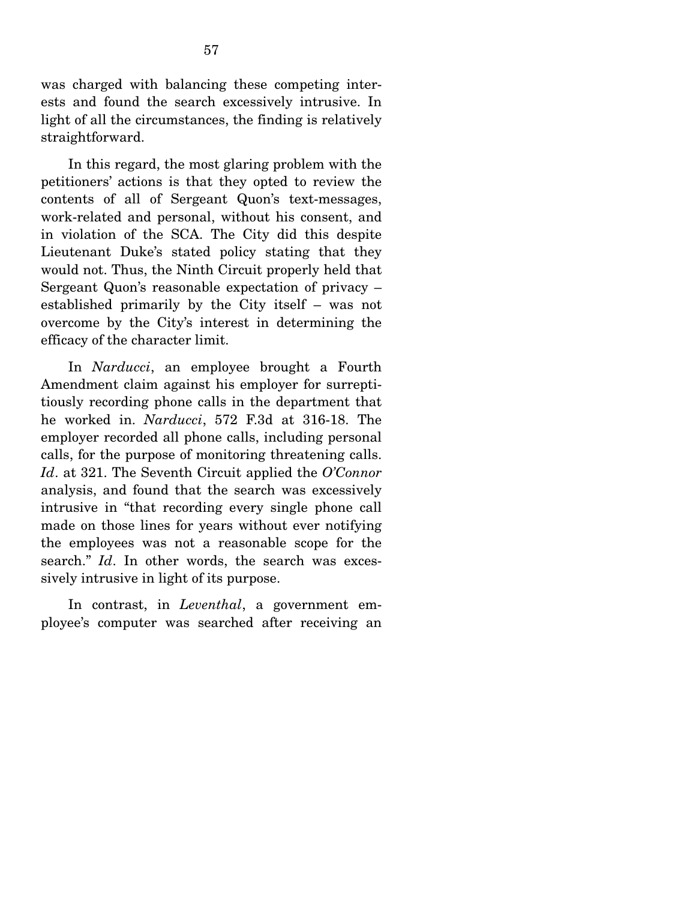was charged with balancing these competing interests and found the search excessively intrusive. In light of all the circumstances, the finding is relatively straightforward.

In this regard, the most glaring problem with the petitioners' actions is that they opted to review the contents of all of Sergeant Quon's text-messages, work-related and personal, without his consent, and in violation of the SCA. The City did this despite Lieutenant Duke's stated policy stating that they would not. Thus, the Ninth Circuit properly held that Sergeant Quon's reasonable expectation of privacy – established primarily by the City itself – was not overcome by the City's interest in determining the efficacy of the character limit.

In *Narducci*, an employee brought a Fourth Amendment claim against his employer for surreptitiously recording phone calls in the department that he worked in. *Narducci*, 572 F.3d at 316-18. The employer recorded all phone calls, including personal calls, for the purpose of monitoring threatening calls. *Id*. at 321. The Seventh Circuit applied the *O'Connor* analysis, and found that the search was excessively intrusive in "that recording every single phone call made on those lines for years without ever notifying the employees was not a reasonable scope for the search." *Id*. In other words, the search was excessively intrusive in light of its purpose.

In contrast, in *Leventhal*, a government employee's computer was searched after receiving an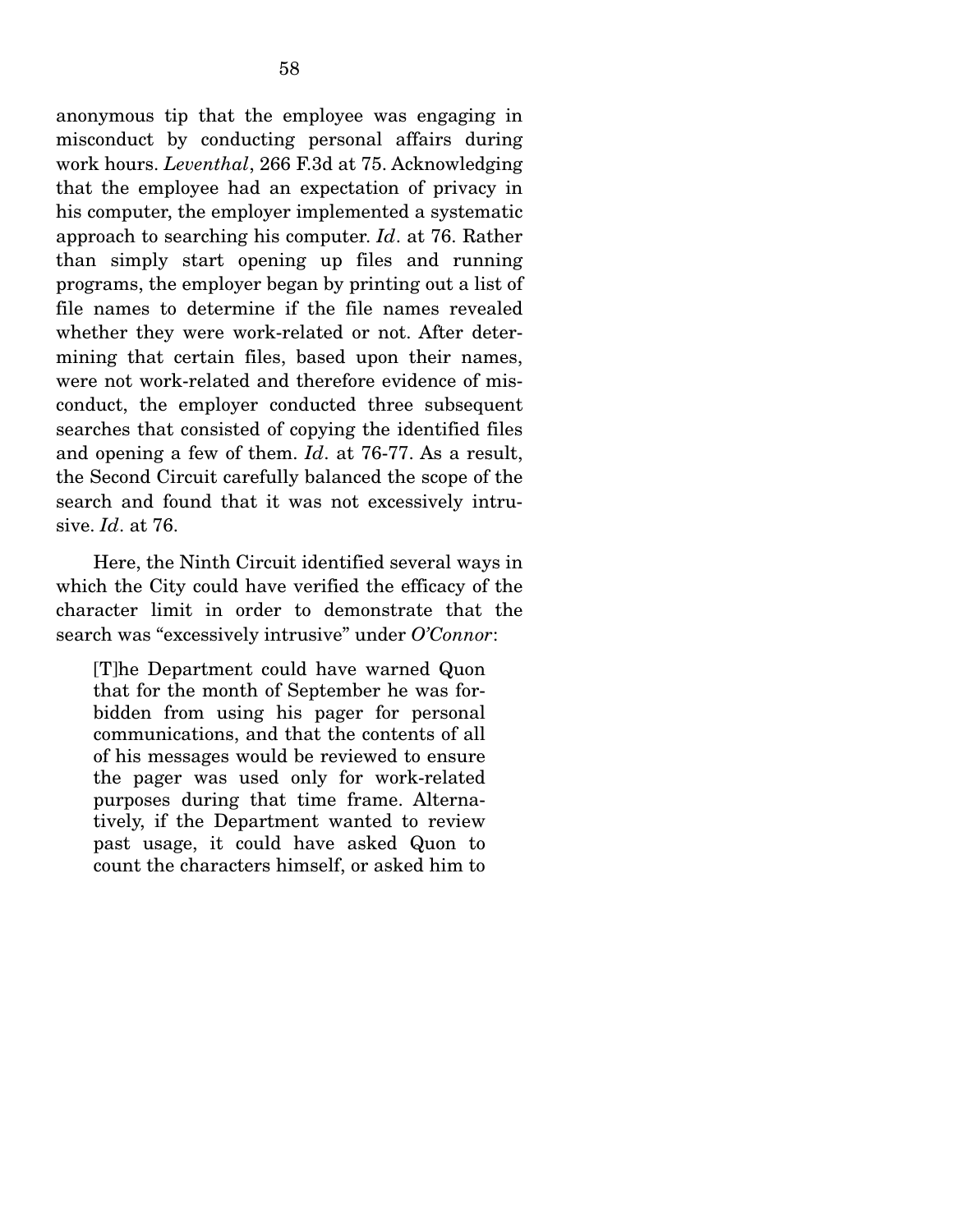anonymous tip that the employee was engaging in misconduct by conducting personal affairs during work hours. *Leventhal*, 266 F.3d at 75. Acknowledging that the employee had an expectation of privacy in his computer, the employer implemented a systematic approach to searching his computer. *Id*. at 76. Rather than simply start opening up files and running programs, the employer began by printing out a list of file names to determine if the file names revealed whether they were work-related or not. After determining that certain files, based upon their names, were not work-related and therefore evidence of misconduct, the employer conducted three subsequent searches that consisted of copying the identified files and opening a few of them. *Id*. at 76-77. As a result, the Second Circuit carefully balanced the scope of the search and found that it was not excessively intrusive. *Id*. at 76.

Here, the Ninth Circuit identified several ways in which the City could have verified the efficacy of the character limit in order to demonstrate that the search was "excessively intrusive" under *O'Connor*:

> [T]he Department could have warned Quon that for the month of September he was forbidden from using his pager for personal communications, and that the contents of all of his messages would be reviewed to ensure the pager was used only for work-related purposes during that time frame. Alternatively, if the Department wanted to review past usage, it could have asked Quon to count the characters himself, or asked him to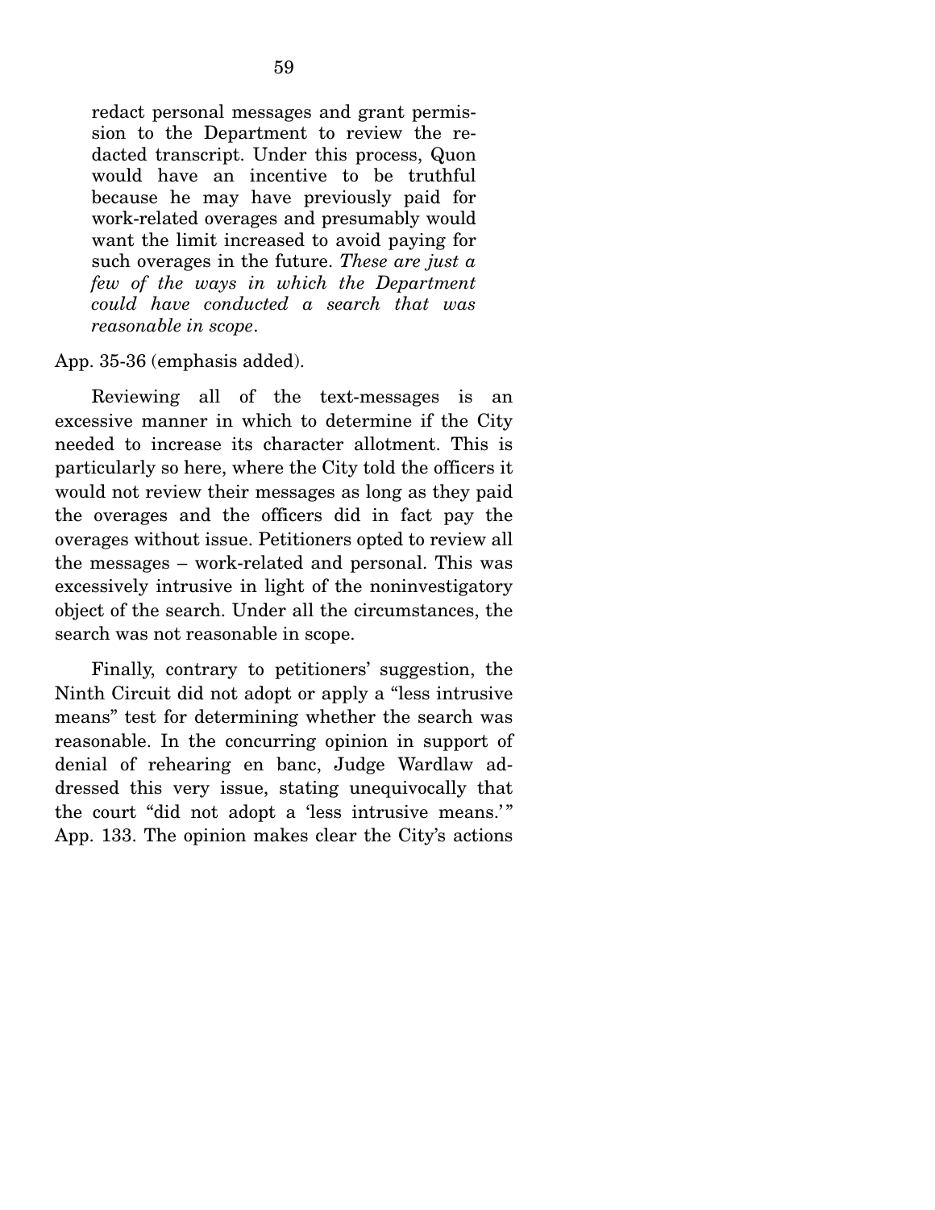> redact personal messages and grant permission to the Department to review the redacted transcript. Under this process, Quon would have an incentive to be truthful because he may have previously paid for work-related overages and presumably would want the limit increased to avoid paying for such overages in the future. *These are just a few of the ways in which the Department could have conducted a search that was reasonable in scope*.

App. 35-36 (emphasis added).

Reviewing all of the text-messages is an excessive manner in which to determine if the City needed to increase its character allotment. This is particularly so here, where the City told the officers it would not review their messages as long as they paid the overages and the officers did in fact pay the overages without issue. Petitioners opted to review all the messages – work-related and personal. This was excessively intrusive in light of the noninvestigatory object of the search. Under all the circumstances, the search was not reasonable in scope.

Finally, contrary to petitioners' suggestion, the Ninth Circuit did not adopt or apply a "less intrusive means" test for determining whether the search was reasonable. In the concurring opinion in support of denial of rehearing en banc, Judge Wardlaw addressed this very issue, stating unequivocally that the court "did not adopt a 'less intrusive means.'" App. 133. The opinion makes clear the City's actions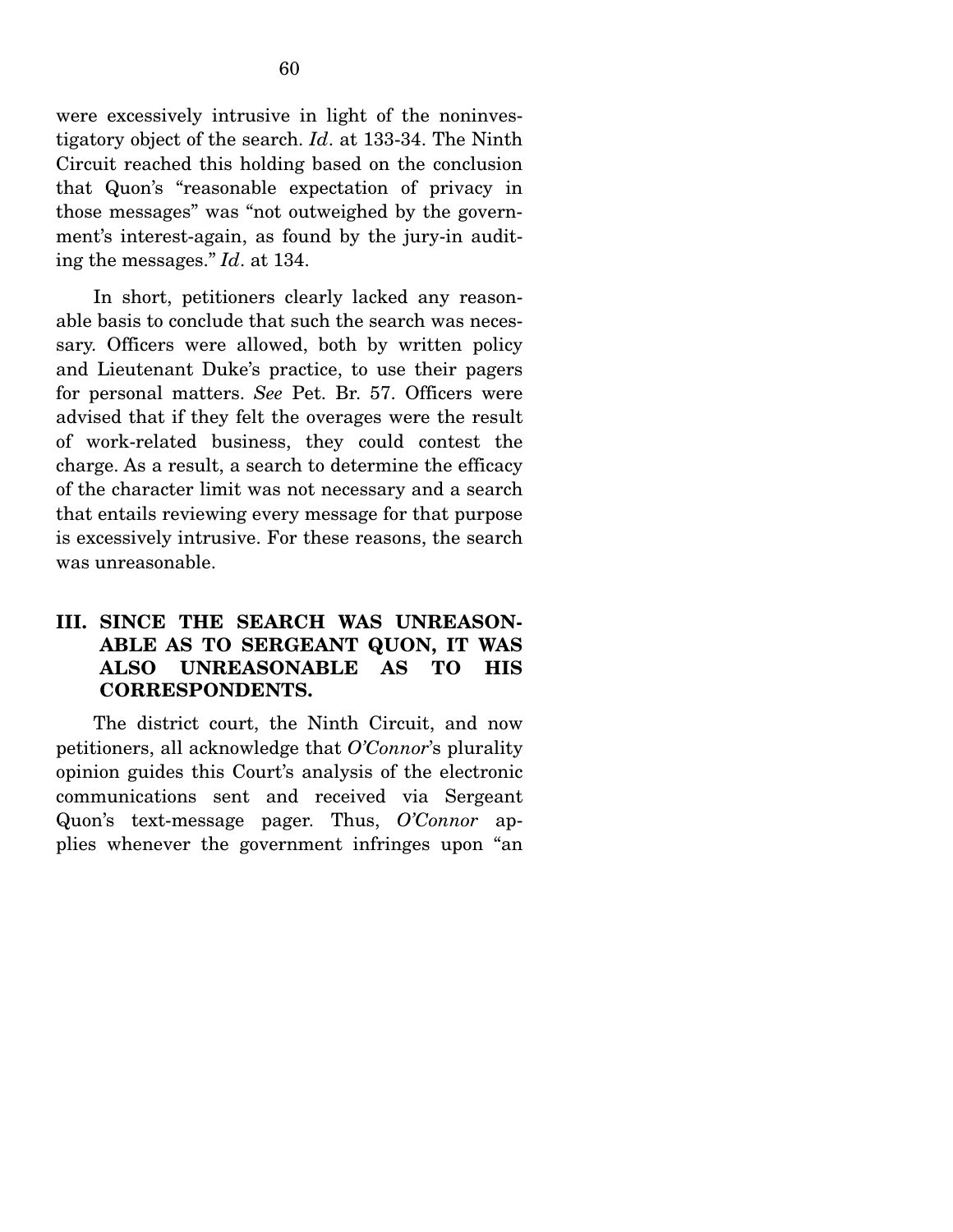were excessively intrusive in light of the noninvestigatory object of the search. *Id*. at 133-34. The Ninth Circuit reached this holding based on the conclusion that Quon's "reasonable expectation of privacy in those messages" was "not outweighed by the government's interest-again, as found by the jury-in auditing the messages." *Id*. at 134.

In short, petitioners clearly lacked any reasonable basis to conclude that such the search was necessary. Officers were allowed, both by written policy and Lieutenant Duke's practice, to use their pagers for personal matters. *See* Pet. Br. 57. Officers were advised that if they felt the overages were the result of work-related business, they could contest the charge. As a result, a search to determine the efficacy of the character limit was not necessary and a search that entails reviewing every message for that purpose is excessively intrusive. For these reasons, the search was unreasonable.

## III. SINCE THE SEARCH WAS UNREASONABLE AS TO SERGEANT QUON, IT WAS ALSO UNREASONABLE AS TO HIS CORRESPONDENTS.

The district court, the Ninth Circuit, and now petitioners, all acknowledge that *O'Connor*'s plurality opinion guides this Court's analysis of the electronic communications sent and received via Sergeant Quon's text-message pager. Thus, *O'Connor* applies whenever the government infringes upon "an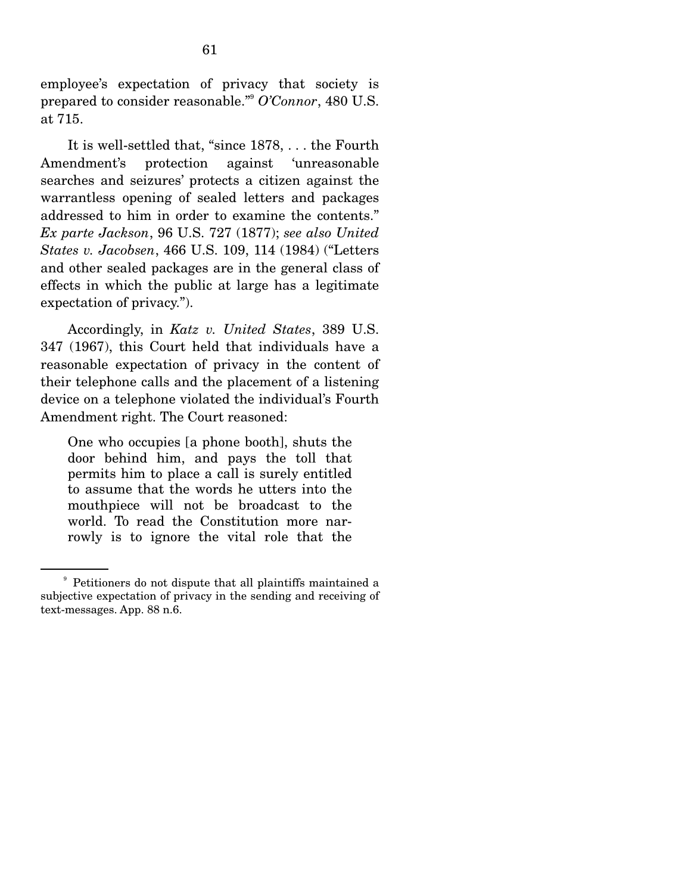employee's expectation of privacy that society is prepared to consider reasonable."[9] *O'Connor*, 480 U.S. at 715.

It is well-settled that, "since 1878, . . . the Fourth Amendment's protection against 'unreasonable searches and seizures' protects a citizen against the warrantless opening of sealed letters and packages addressed to him in order to examine the contents." *Ex parte Jackson*, 96 U.S. 727 (1877); *see also United States v. Jacobsen*, 466 U.S. 109, 114 (1984) ("Letters and other sealed packages are in the general class of effects in which the public at large has a legitimate expectation of privacy.").

Accordingly, in *Katz v. United States*, 389 U.S. 347 (1967), this Court held that individuals have a reasonable expectation of privacy in the content of their telephone calls and the placement of a listening device on a telephone violated the individual's Fourth Amendment right. The Court reasoned:

> One who occupies [a phone booth], shuts the door behind him, and pays the toll that permits him to place a call is surely entitled to assume that the words he utters into the mouthpiece will not be broadcast to the world. To read the Constitution more narrowly is to ignore the vital role that the

---

[9] Petitioners do not dispute that all plaintiffs maintained a subjective expectation of privacy in the sending and receiving of text-messages. App. 88 n.6.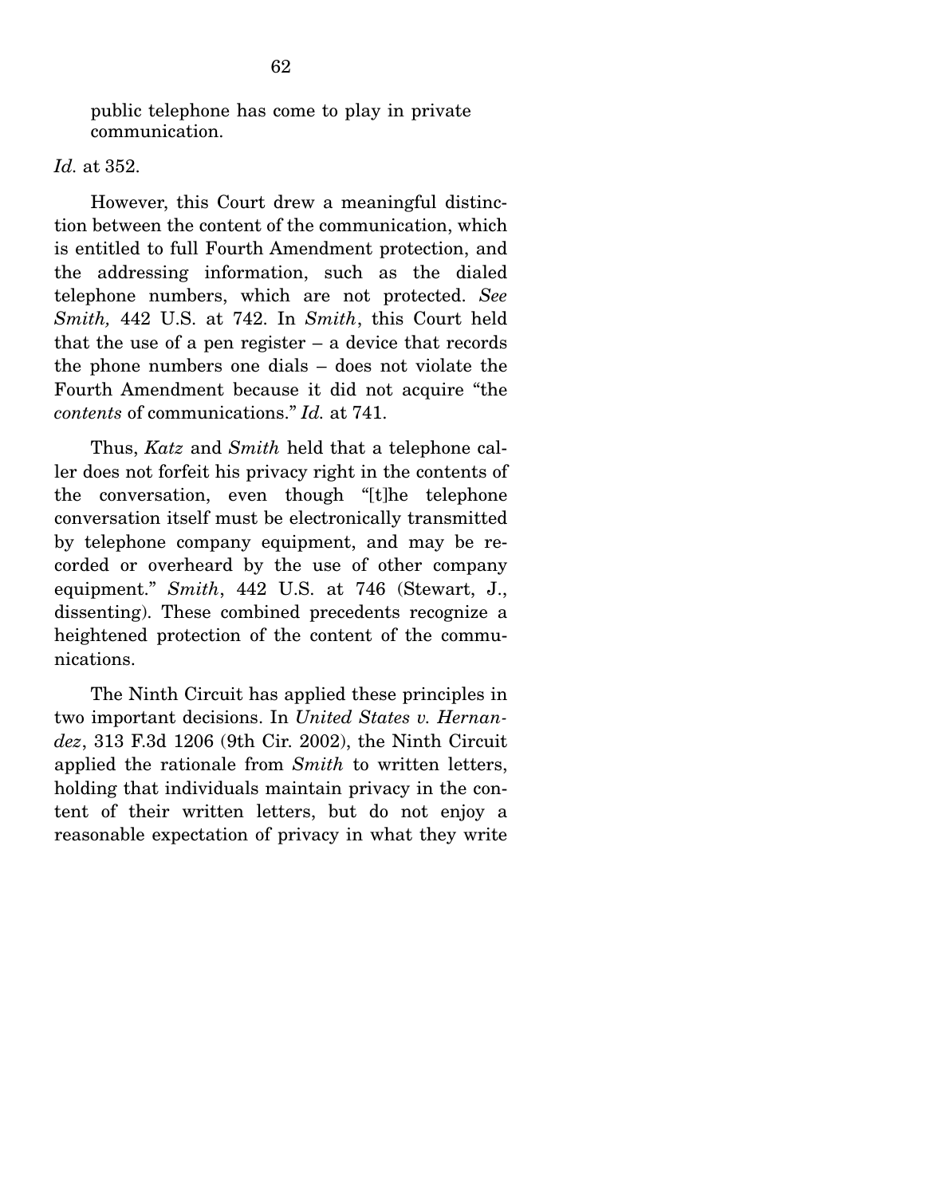public telephone has come to play in private communication.

*Id.* at 352.

However, this Court drew a meaningful distinction between the content of the communication, which is entitled to full Fourth Amendment protection, and the addressing information, such as the dialed telephone numbers, which are not protected. *See Smith,* 442 U.S. at 742. In *Smith*, this Court held that the use of a pen register – a device that records the phone numbers one dials – does not violate the Fourth Amendment because it did not acquire "the *contents* of communications." *Id.* at 741.

Thus, *Katz* and *Smith* held that a telephone caller does not forfeit his privacy right in the contents of the conversation, even though "[t]he telephone conversation itself must be electronically transmitted by telephone company equipment, and may be recorded or overheard by the use of other company equipment." *Smith*, 442 U.S. at 746 (Stewart, J., dissenting). These combined precedents recognize a heightened protection of the content of the communications.

The Ninth Circuit has applied these principles in two important decisions. In *United States v. Hernandez*, 313 F.3d 1206 (9th Cir. 2002), the Ninth Circuit applied the rationale from *Smith* to written letters, holding that individuals maintain privacy in the content of their written letters, but do not enjoy a reasonable expectation of privacy in what they write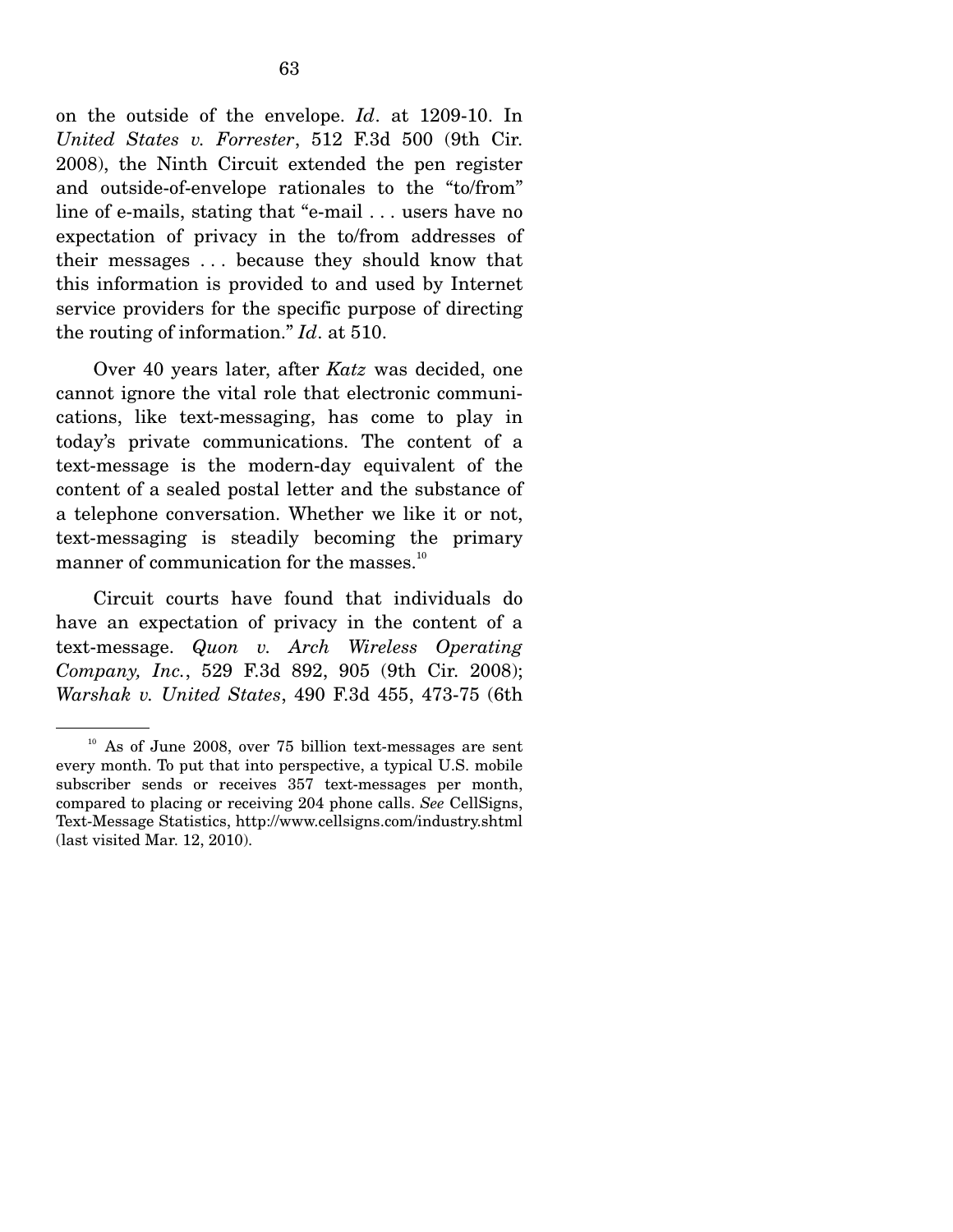on the outside of the envelope. *Id*. at 1209-10. In *United States v. Forrester*, 512 F.3d 500 (9th Cir. 2008), the Ninth Circuit extended the pen register and outside-of-envelope rationales to the "to/from" line of e-mails, stating that "e-mail . . . users have no expectation of privacy in the to/from addresses of their messages . . . because they should know that this information is provided to and used by Internet service providers for the specific purpose of directing the routing of information." *Id*. at 510.

Over 40 years later, after *Katz* was decided, one cannot ignore the vital role that electronic communications, like text-messaging, has come to play in today's private communications. The content of a text-message is the modern-day equivalent of the content of a sealed postal letter and the substance of a telephone conversation. Whether we like it or not, text-messaging is steadily becoming the primary manner of communication for the masses.[10]

Circuit courts have found that individuals do have an expectation of privacy in the content of a text-message. *Quon v. Arch Wireless Operating Company, Inc.*, 529 F.3d 892, 905 (9th Cir. 2008); *Warshak v. United States*, 490 F.3d 455, 473-75 (6th

---

[10] As of June 2008, over 75 billion text-messages are sent every month. To put that into perspective, a typical U.S. mobile subscriber sends or receives 357 text-messages per month, compared to placing or receiving 204 phone calls. *See* CellSigns, Text-Message Statistics, http://www.cellsigns.com/industry.shtml (last visited Mar. 12, 2010).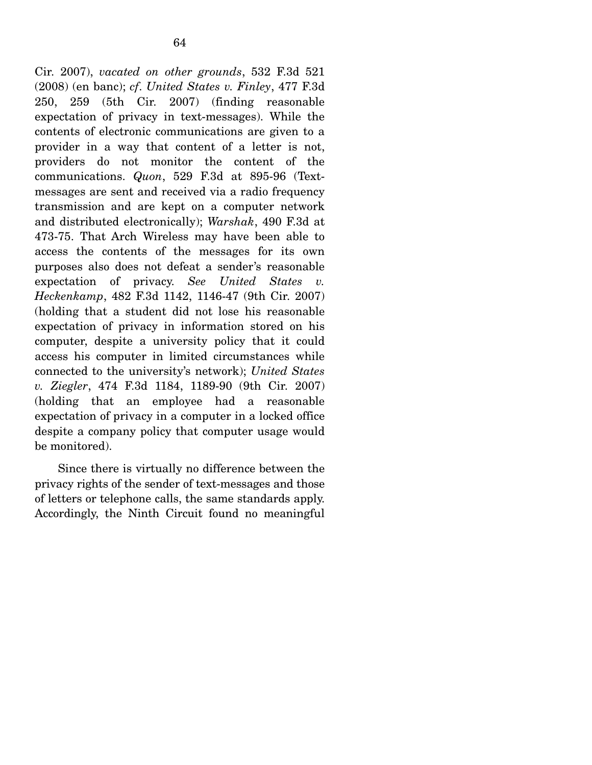Cir. 2007), *vacated on other grounds*, 532 F.3d 521 (2008) (en banc); *cf. United States v. Finley*, 477 F.3d 250, 259 (5th Cir. 2007) (finding reasonable expectation of privacy in text-messages). While the contents of electronic communications are given to a provider in a way that content of a letter is not, providers do not monitor the content of the communications. *Quon*, 529 F.3d at 895-96 (Text-messages are sent and received via a radio frequency transmission and are kept on a computer network and distributed electronically); *Warshak*, 490 F.3d at 473-75. That Arch Wireless may have been able to access the contents of the messages for its own purposes also does not defeat a sender's reasonable expectation of privacy. *See United States v. Heckenkamp*, 482 F.3d 1142, 1146-47 (9th Cir. 2007) (holding that a student did not lose his reasonable expectation of privacy in information stored on his computer, despite a university policy that it could access his computer in limited circumstances while connected to the university's network); *United States v. Ziegler*, 474 F.3d 1184, 1189-90 (9th Cir. 2007) (holding that an employee had a reasonable expectation of privacy in a computer in a locked office despite a company policy that computer usage would be monitored).

Since there is virtually no difference between the privacy rights of the sender of text-messages and those of letters or telephone calls, the same standards apply. Accordingly, the Ninth Circuit found no meaningful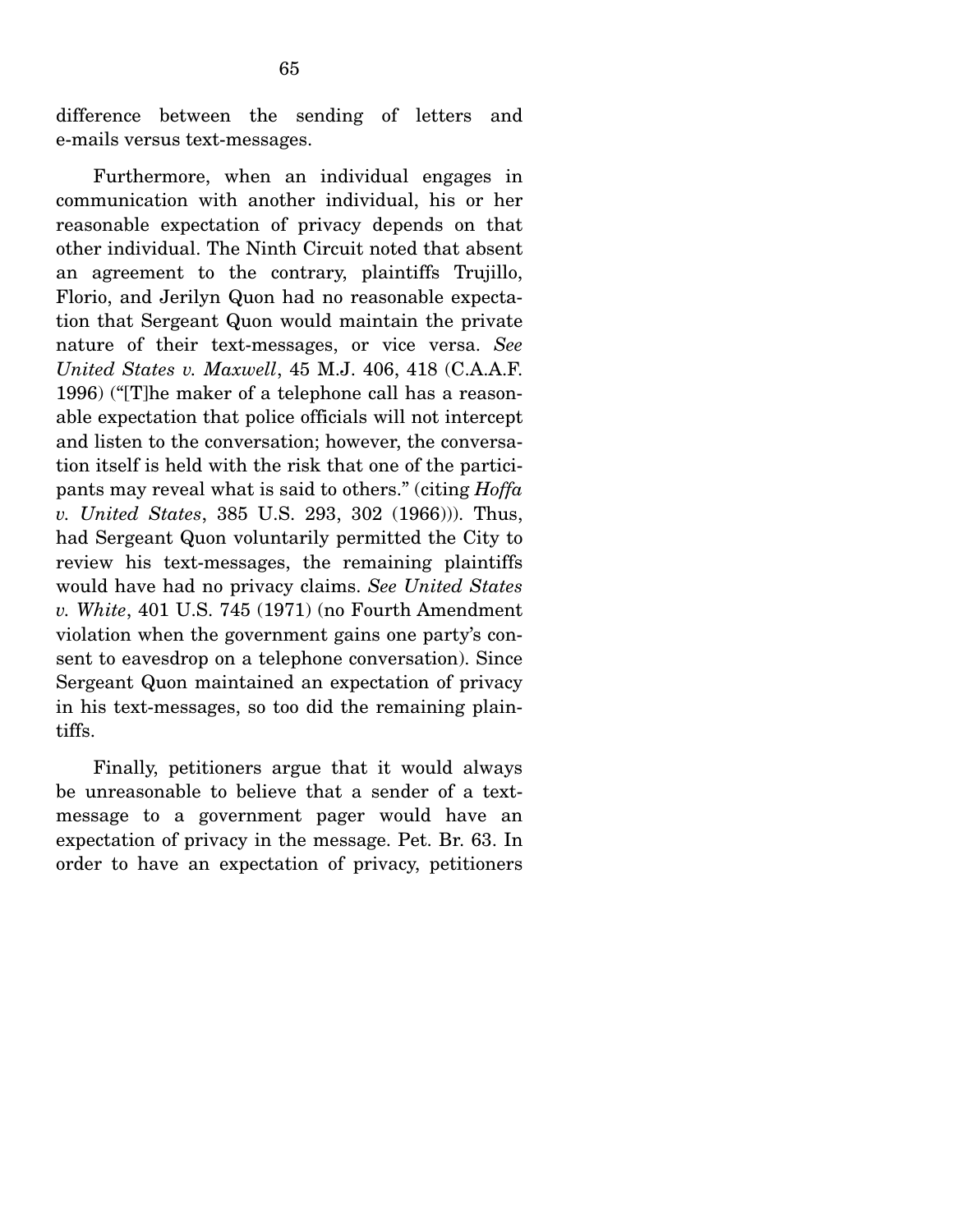difference between the sending of letters and e-mails versus text-messages.

Furthermore, when an individual engages in communication with another individual, his or her reasonable expectation of privacy depends on that other individual. The Ninth Circuit noted that absent an agreement to the contrary, plaintiffs Trujillo, Florio, and Jerilyn Quon had no reasonable expectation that Sergeant Quon would maintain the private nature of their text-messages, or vice versa. *See United States v. Maxwell*, 45 M.J. 406, 418 (C.A.A.F. 1996) ("[T]he maker of a telephone call has a reasonable expectation that police officials will not intercept and listen to the conversation; however, the conversation itself is held with the risk that one of the participants may reveal what is said to others." (citing *Hoffa v. United States*, 385 U.S. 293, 302 (1966))). Thus, had Sergeant Quon voluntarily permitted the City to review his text-messages, the remaining plaintiffs would have had no privacy claims. *See United States v. White*, 401 U.S. 745 (1971) (no Fourth Amendment violation when the government gains one party's consent to eavesdrop on a telephone conversation). Since Sergeant Quon maintained an expectation of privacy in his text-messages, so too did the remaining plaintiffs.

Finally, petitioners argue that it would always be unreasonable to believe that a sender of a text-message to a government pager would have an expectation of privacy in the message. Pet. Br. 63. In order to have an expectation of privacy, petitioners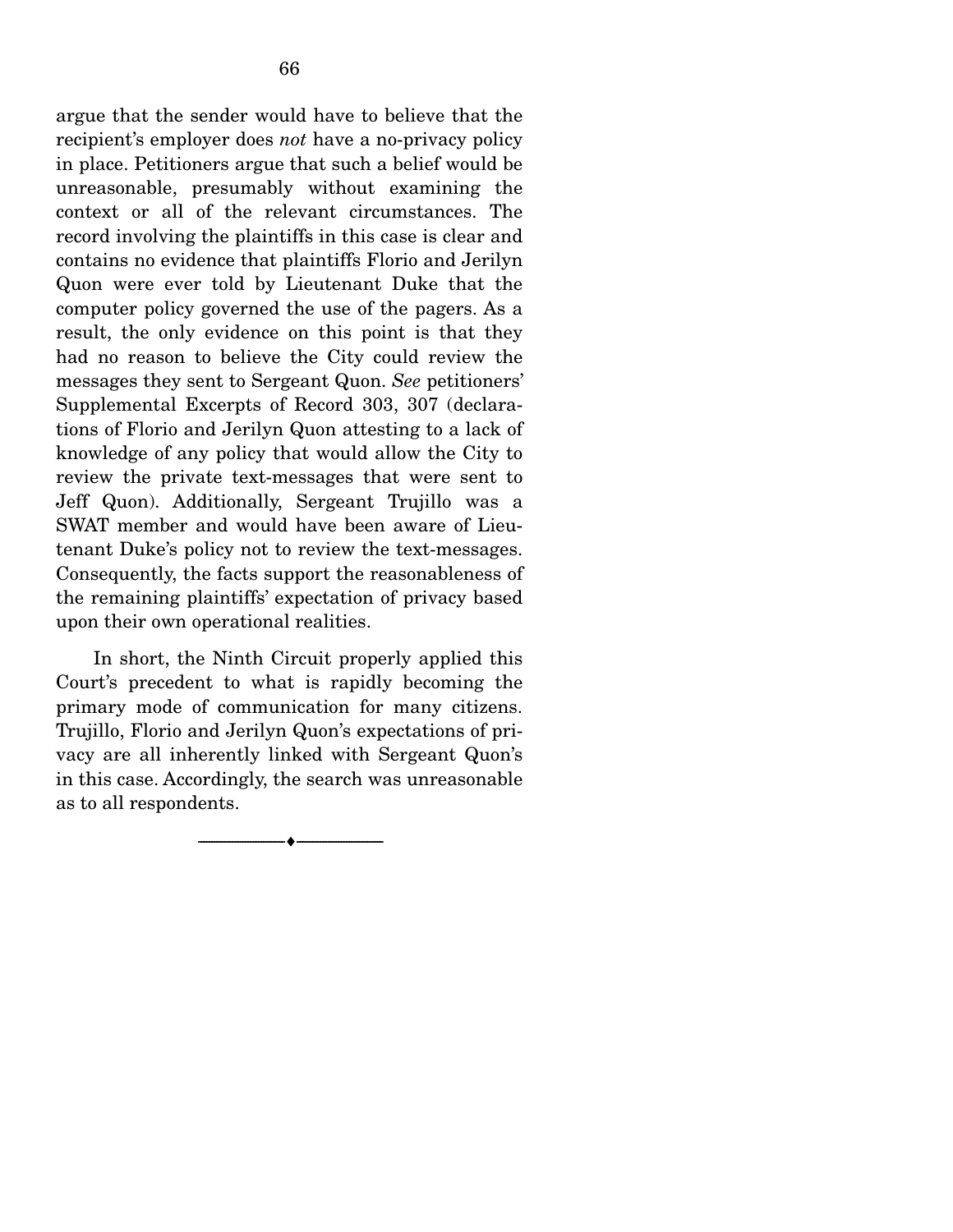argue that the sender would have to believe that the recipient's employer does *not* have a no-privacy policy in place. Petitioners argue that such a belief would be unreasonable, presumably without examining the context or all of the relevant circumstances. The record involving the plaintiffs in this case is clear and contains no evidence that plaintiffs Florio and Jerilyn Quon were ever told by Lieutenant Duke that the computer policy governed the use of the pagers. As a result, the only evidence on this point is that they had no reason to believe the City could review the messages they sent to Sergeant Quon. *See* petitioners' Supplemental Excerpts of Record 303, 307 (declarations of Florio and Jerilyn Quon attesting to a lack of knowledge of any policy that would allow the City to review the private text-messages that were sent to Jeff Quon). Additionally, Sergeant Trujillo was a SWAT member and would have been aware of Lieutenant Duke's policy not to review the text-messages. Consequently, the facts support the reasonableness of the remaining plaintiffs' expectation of privacy based upon their own operational realities.

In short, the Ninth Circuit properly applied this Court's precedent to what is rapidly becoming the primary mode of communication for many citizens. Trujillo, Florio and Jerilyn Quon's expectations of privacy are all inherently linked with Sergeant Quon's in this case. Accordingly, the search was unreasonable as to all respondents.

---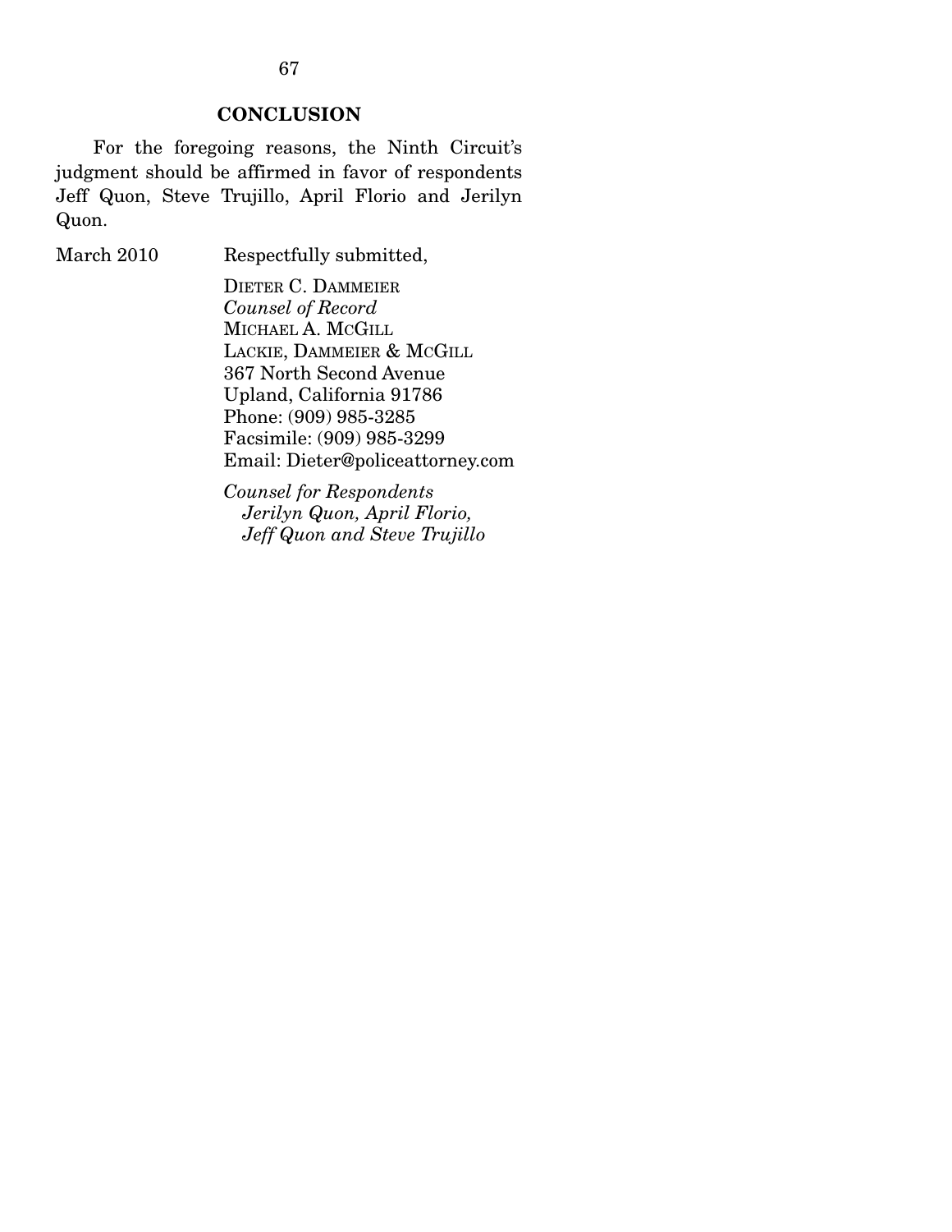## CONCLUSION

For the foregoing reasons, the Ninth Circuit's judgment should be affirmed in favor of respondents Jeff Quon, Steve Trujillo, April Florio and Jerilyn Quon.

March 2010

Respectfully submitted,

DIETER C. DAMMEIER
*Counsel of Record*
MICHAEL A. MCGILL
LACKIE, DAMMEIER & MCGILL
367 North Second Avenue
Upland, California 91786
Phone: (909) 985-3285
Facsimile: (909) 985-3299
Email: Dieter@policeattorney.com

*Counsel for Respondents*
*Jerilyn Quon, April Florio,*
*Jeff Quon and Steve Trujillo*